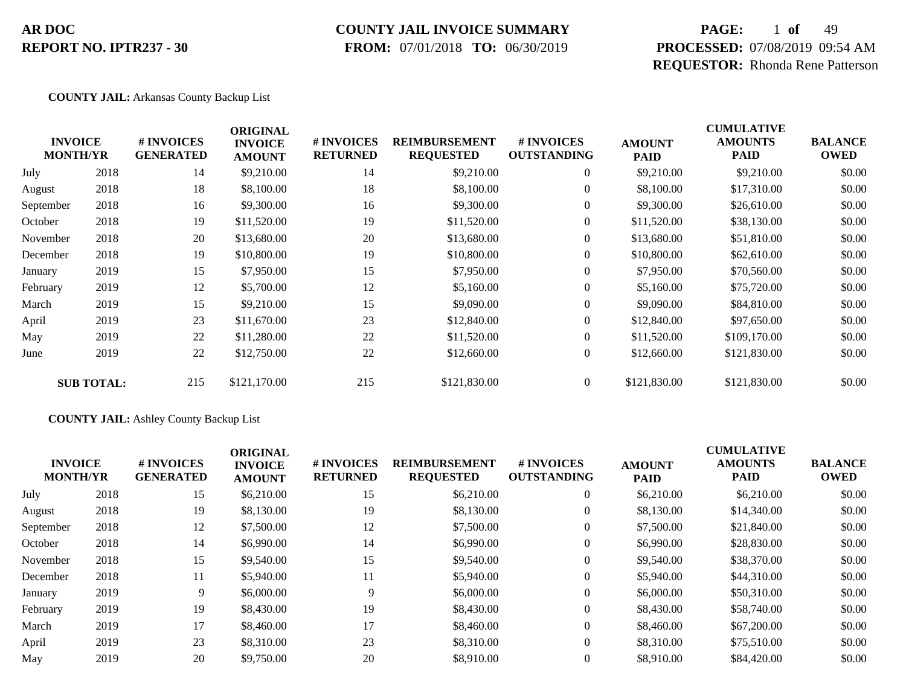**AR DOC**
**REPORT NO. IPTR237 - 30**

**COUNTY JAIL INVOICE SUMMARY**
**FROM:** 07/01/2018 **TO:** 06/30/2019

**PROCESSED:** 07/08/2019 09:54 AM
**REQUESTOR:** Rhonda Rene Patterson

**COUNTY JAIL:** Arkansas County Backup List

| INVOICE MONTH/YR | | # INVOICES GENERATED | ORIGINAL INVOICE AMOUNT | # INVOICES RETURNED | REIMBURSEMENT REQUESTED | # INVOICES OUTSTANDING | AMOUNT PAID | CUMULATIVE AMOUNTS PAID | BALANCE OWED |
|---|---|---|---|---|---|---|---|---|---|
| July | 2018 | 14 | $9,210.00 | 14 | $9,210.00 | 0 | $9,210.00 | $9,210.00 | $0.00 |
| August | 2018 | 18 | $8,100.00 | 18 | $8,100.00 | 0 | $8,100.00 | $17,310.00 | $0.00 |
| September | 2018 | 16 | $9,300.00 | 16 | $9,300.00 | 0 | $9,300.00 | $26,610.00 | $0.00 |
| October | 2018 | 19 | $11,520.00 | 19 | $11,520.00 | 0 | $11,520.00 | $38,130.00 | $0.00 |
| November | 2018 | 20 | $13,680.00 | 20 | $13,680.00 | 0 | $13,680.00 | $51,810.00 | $0.00 |
| December | 2018 | 19 | $10,800.00 | 19 | $10,800.00 | 0 | $10,800.00 | $62,610.00 | $0.00 |
| January | 2019 | 15 | $7,950.00 | 15 | $7,950.00 | 0 | $7,950.00 | $70,560.00 | $0.00 |
| February | 2019 | 12 | $5,700.00 | 12 | $5,160.00 | 0 | $5,160.00 | $75,720.00 | $0.00 |
| March | 2019 | 15 | $9,210.00 | 15 | $9,090.00 | 0 | $9,090.00 | $84,810.00 | $0.00 |
| April | 2019 | 23 | $11,670.00 | 23 | $12,840.00 | 0 | $12,840.00 | $97,650.00 | $0.00 |
| May | 2019 | 22 | $11,280.00 | 22 | $11,520.00 | 0 | $11,520.00 | $109,170.00 | $0.00 |
| June | 2019 | 22 | $12,750.00 | 22 | $12,660.00 | 0 | $12,660.00 | $121,830.00 | $0.00 |
| **SUB TOTAL:** | | 215 | $121,170.00 | 215 | $121,830.00 | 0 | $121,830.00 | $121,830.00 | $0.00 |

**COUNTY JAIL:** Ashley County Backup List

| INVOICE MONTH/YR | | # INVOICES GENERATED | ORIGINAL INVOICE AMOUNT | # INVOICES RETURNED | REIMBURSEMENT REQUESTED | # INVOICES OUTSTANDING | AMOUNT PAID | CUMULATIVE AMOUNTS PAID | BALANCE OWED |
|---|---|---|---|---|---|---|---|---|---|
| July | 2018 | 15 | $6,210.00 | 15 | $6,210.00 | 0 | $6,210.00 | $6,210.00 | $0.00 |
| August | 2018 | 19 | $8,130.00 | 19 | $8,130.00 | 0 | $8,130.00 | $14,340.00 | $0.00 |
| September | 2018 | 12 | $7,500.00 | 12 | $7,500.00 | 0 | $7,500.00 | $21,840.00 | $0.00 |
| October | 2018 | 14 | $6,990.00 | 14 | $6,990.00 | 0 | $6,990.00 | $28,830.00 | $0.00 |
| November | 2018 | 15 | $9,540.00 | 15 | $9,540.00 | 0 | $9,540.00 | $38,370.00 | $0.00 |
| December | 2018 | 11 | $5,940.00 | 11 | $5,940.00 | 0 | $5,940.00 | $44,310.00 | $0.00 |
| January | 2019 | 9 | $6,000.00 | 9 | $6,000.00 | 0 | $6,000.00 | $50,310.00 | $0.00 |
| February | 2019 | 19 | $8,430.00 | 19 | $8,430.00 | 0 | $8,430.00 | $58,740.00 | $0.00 |
| March | 2019 | 17 | $8,460.00 | 17 | $8,460.00 | 0 | $8,460.00 | $67,200.00 | $0.00 |
| April | 2019 | 23 | $8,310.00 | 23 | $8,310.00 | 0 | $8,310.00 | $75,510.00 | $0.00 |
| May | 2019 | 20 | $9,750.00 | 20 | $8,910.00 | 0 | $8,910.00 | $84,420.00 | $0.00 |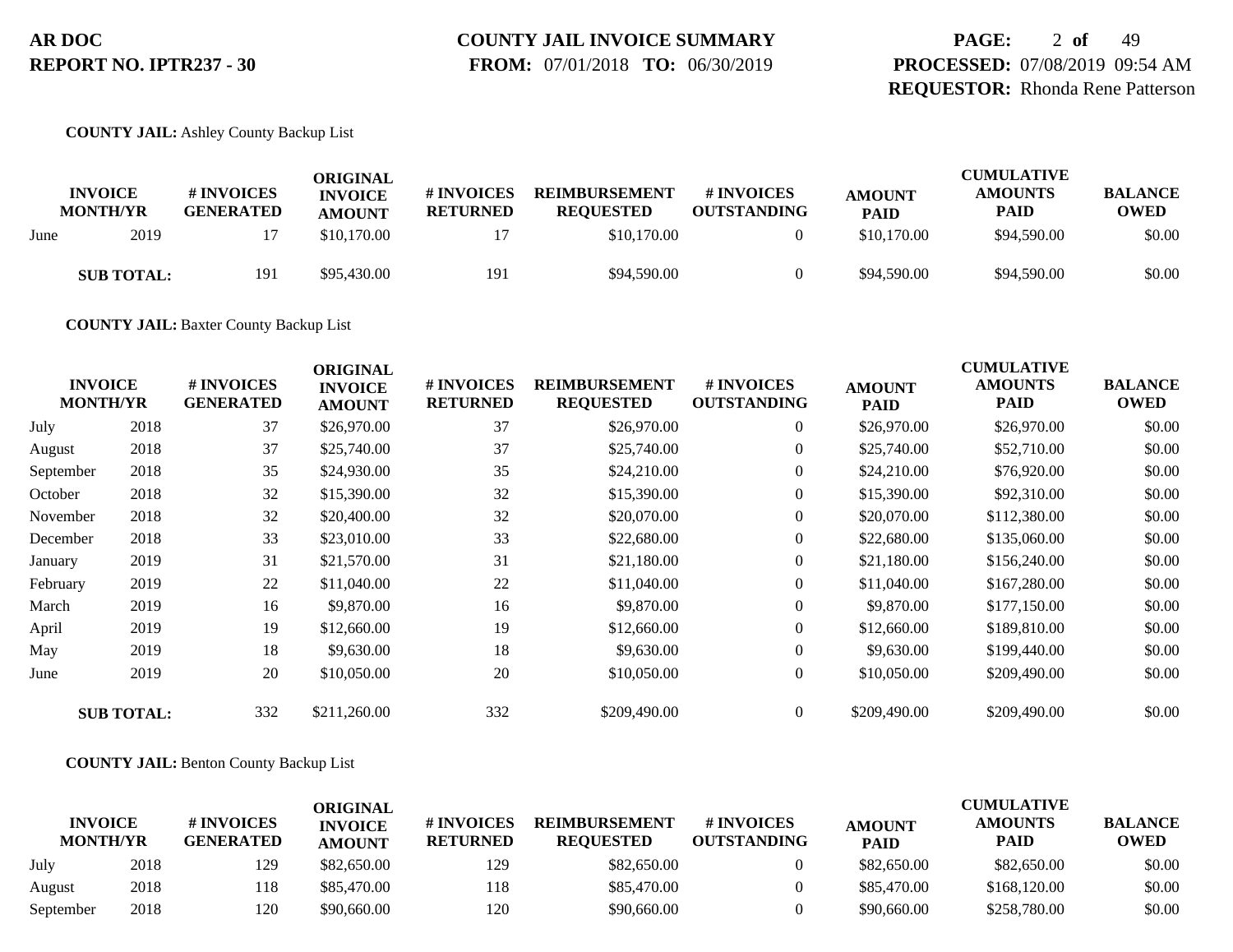**COUNTY JAIL:** Ashley County Backup List

| INVOICE MONTH/YR | | # INVOICES GENERATED | ORIGINAL INVOICE AMOUNT | # INVOICES RETURNED | REIMBURSEMENT REQUESTED | # INVOICES OUTSTANDING | AMOUNT PAID | CUMULATIVE AMOUNTS PAID | BALANCE OWED |
|---|---|---|---|---|---|---|---|---|---|
| June | 2019 | 17 | $10,170.00 | 17 | $10,170.00 | 0 | $10,170.00 | $94,590.00 | $0.00 |
| **SUB TOTAL:** | | 191 | $95,430.00 | 191 | $94,590.00 | 0 | $94,590.00 | $94,590.00 | $0.00 |

**COUNTY JAIL:** Baxter County Backup List

| INVOICE MONTH/YR | | # INVOICES GENERATED | ORIGINAL INVOICE AMOUNT | # INVOICES RETURNED | REIMBURSEMENT REQUESTED | # INVOICES OUTSTANDING | AMOUNT PAID | CUMULATIVE AMOUNTS PAID | BALANCE OWED |
|---|---|---|---|---|---|---|---|---|---|
| July | 2018 | 37 | $26,970.00 | 37 | $26,970.00 | 0 | $26,970.00 | $26,970.00 | $0.00 |
| August | 2018 | 37 | $25,740.00 | 37 | $25,740.00 | 0 | $25,740.00 | $52,710.00 | $0.00 |
| September | 2018 | 35 | $24,930.00 | 35 | $24,210.00 | 0 | $24,210.00 | $76,920.00 | $0.00 |
| October | 2018 | 32 | $15,390.00 | 32 | $15,390.00 | 0 | $15,390.00 | $92,310.00 | $0.00 |
| November | 2018 | 32 | $20,400.00 | 32 | $20,070.00 | 0 | $20,070.00 | $112,380.00 | $0.00 |
| December | 2018 | 33 | $23,010.00 | 33 | $22,680.00 | 0 | $22,680.00 | $135,060.00 | $0.00 |
| January | 2019 | 31 | $21,570.00 | 31 | $21,180.00 | 0 | $21,180.00 | $156,240.00 | $0.00 |
| February | 2019 | 22 | $11,040.00 | 22 | $11,040.00 | 0 | $11,040.00 | $167,280.00 | $0.00 |
| March | 2019 | 16 | $9,870.00 | 16 | $9,870.00 | 0 | $9,870.00 | $177,150.00 | $0.00 |
| April | 2019 | 19 | $12,660.00 | 19 | $12,660.00 | 0 | $12,660.00 | $189,810.00 | $0.00 |
| May | 2019 | 18 | $9,630.00 | 18 | $9,630.00 | 0 | $9,630.00 | $199,440.00 | $0.00 |
| June | 2019 | 20 | $10,050.00 | 20 | $10,050.00 | 0 | $10,050.00 | $209,490.00 | $0.00 |
| **SUB TOTAL:** | | 332 | $211,260.00 | 332 | $209,490.00 | 0 | $209,490.00 | $209,490.00 | $0.00 |

**COUNTY JAIL:** Benton County Backup List

| INVOICE MONTH/YR | | # INVOICES GENERATED | ORIGINAL INVOICE AMOUNT | # INVOICES RETURNED | REIMBURSEMENT REQUESTED | # INVOICES OUTSTANDING | AMOUNT PAID | CUMULATIVE AMOUNTS PAID | BALANCE OWED |
|---|---|---|---|---|---|---|---|---|---|
| July | 2018 | 129 | $82,650.00 | 129 | $82,650.00 | 0 | $82,650.00 | $82,650.00 | $0.00 |
| August | 2018 | 118 | $85,470.00 | 118 | $85,470.00 | 0 | $85,470.00 | $168,120.00 | $0.00 |
| September | 2018 | 120 | $90,660.00 | 120 | $90,660.00 | 0 | $90,660.00 | $258,780.00 | $0.00 |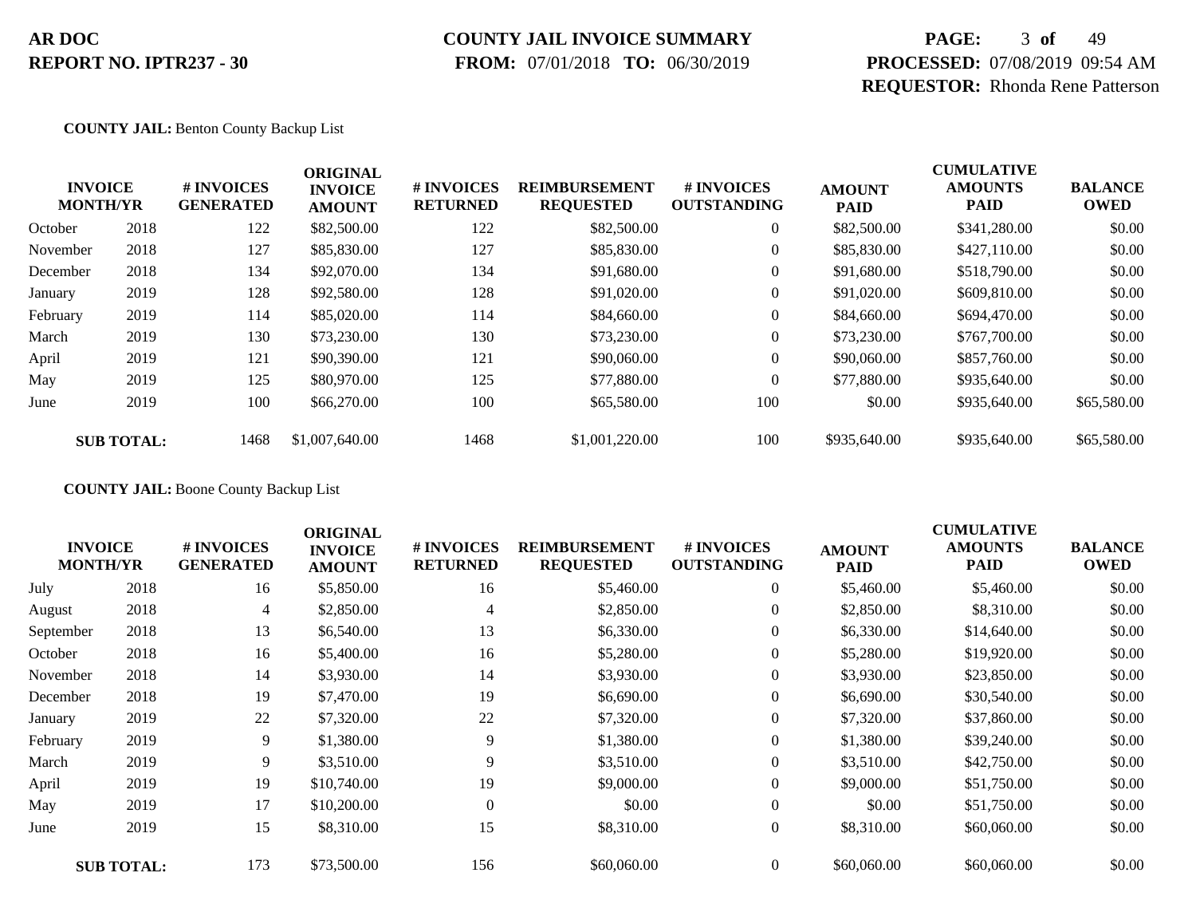**AR DOC**
**REPORT NO. IPTR237 - 30**

**COUNTY JAIL INVOICE SUMMARY**
**FROM:** 07/01/2018 **TO:** 06/30/2019

**PROCESSED:** 07/08/2019 09:54 AM
**REQUESTOR:** Rhonda Rene Patterson

**COUNTY JAIL:** Benton County Backup List

| INVOICE MONTH/YR | | # INVOICES GENERATED | ORIGINAL INVOICE AMOUNT | # INVOICES RETURNED | REIMBURSEMENT REQUESTED | # INVOICES OUTSTANDING | AMOUNT PAID | CUMULATIVE AMOUNTS PAID | BALANCE OWED |
|---|---|---|---|---|---|---|---|---|---|
| October | 2018 | 122 | $82,500.00 | 122 | $82,500.00 | 0 | $82,500.00 | $341,280.00 | $0.00 |
| November | 2018 | 127 | $85,830.00 | 127 | $85,830.00 | 0 | $85,830.00 | $427,110.00 | $0.00 |
| December | 2018 | 134 | $92,070.00 | 134 | $91,680.00 | 0 | $91,680.00 | $518,790.00 | $0.00 |
| January | 2019 | 128 | $92,580.00 | 128 | $91,020.00 | 0 | $91,020.00 | $609,810.00 | $0.00 |
| February | 2019 | 114 | $85,020.00 | 114 | $84,660.00 | 0 | $84,660.00 | $694,470.00 | $0.00 |
| March | 2019 | 130 | $73,230.00 | 130 | $73,230.00 | 0 | $73,230.00 | $767,700.00 | $0.00 |
| April | 2019 | 121 | $90,390.00 | 121 | $90,060.00 | 0 | $90,060.00 | $857,760.00 | $0.00 |
| May | 2019 | 125 | $80,970.00 | 125 | $77,880.00 | 0 | $77,880.00 | $935,640.00 | $0.00 |
| June | 2019 | 100 | $66,270.00 | 100 | $65,580.00 | 100 | $0.00 | $935,640.00 | $65,580.00 |
| **SUB TOTAL:** | | 1468 | $1,007,640.00 | 1468 | $1,001,220.00 | 100 | $935,640.00 | $935,640.00 | $65,580.00 |

**COUNTY JAIL:** Boone County Backup List

| INVOICE MONTH/YR | | # INVOICES GENERATED | ORIGINAL INVOICE AMOUNT | # INVOICES RETURNED | REIMBURSEMENT REQUESTED | # INVOICES OUTSTANDING | AMOUNT PAID | CUMULATIVE AMOUNTS PAID | BALANCE OWED |
|---|---|---|---|---|---|---|---|---|---|
| July | 2018 | 16 | $5,850.00 | 16 | $5,460.00 | 0 | $5,460.00 | $5,460.00 | $0.00 |
| August | 2018 | 4 | $2,850.00 | 4 | $2,850.00 | 0 | $2,850.00 | $8,310.00 | $0.00 |
| September | 2018 | 13 | $6,540.00 | 13 | $6,330.00 | 0 | $6,330.00 | $14,640.00 | $0.00 |
| October | 2018 | 16 | $5,400.00 | 16 | $5,280.00 | 0 | $5,280.00 | $19,920.00 | $0.00 |
| November | 2018 | 14 | $3,930.00 | 14 | $3,930.00 | 0 | $3,930.00 | $23,850.00 | $0.00 |
| December | 2018 | 19 | $7,470.00 | 19 | $6,690.00 | 0 | $6,690.00 | $30,540.00 | $0.00 |
| January | 2019 | 22 | $7,320.00 | 22 | $7,320.00 | 0 | $7,320.00 | $37,860.00 | $0.00 |
| February | 2019 | 9 | $1,380.00 | 9 | $1,380.00 | 0 | $1,380.00 | $39,240.00 | $0.00 |
| March | 2019 | 9 | $3,510.00 | 9 | $3,510.00 | 0 | $3,510.00 | $42,750.00 | $0.00 |
| April | 2019 | 19 | $10,740.00 | 19 | $9,000.00 | 0 | $9,000.00 | $51,750.00 | $0.00 |
| May | 2019 | 17 | $10,200.00 | 0 | $0.00 | 0 | $0.00 | $51,750.00 | $0.00 |
| June | 2019 | 15 | $8,310.00 | 15 | $8,310.00 | 0 | $8,310.00 | $60,060.00 | $0.00 |
| **SUB TOTAL:** | | 173 | $73,500.00 | 156 | $60,060.00 | 0 | $60,060.00 | $60,060.00 | $0.00 |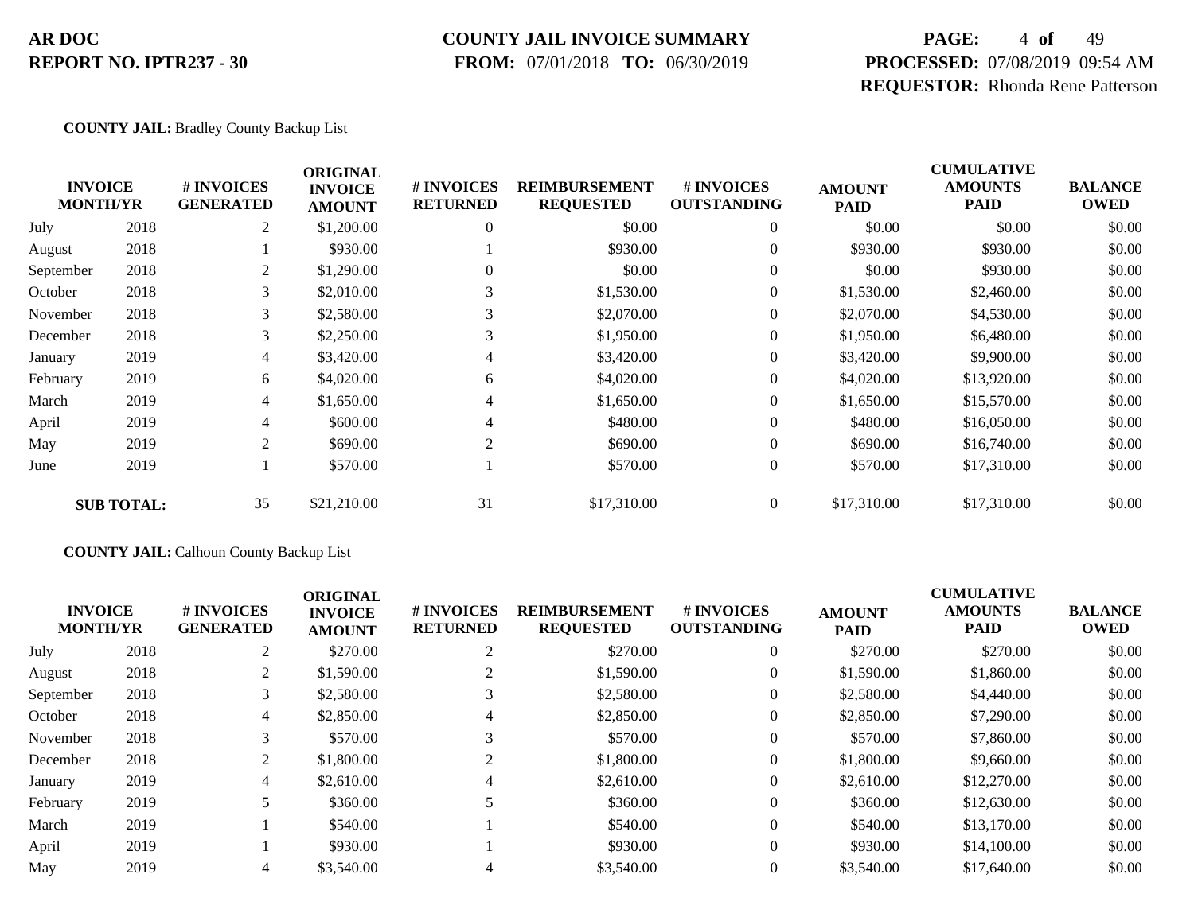**AR DOC**
**REPORT NO. IPTR237 - 30**

**COUNTY JAIL INVOICE SUMMARY**
**FROM:** 07/01/2018 **TO:** 06/30/2019

**PROCESSED:** 07/08/2019 09:54 AM
**REQUESTOR:** Rhonda Rene Patterson

**COUNTY JAIL:** Bradley County Backup List

| INVOICE MONTH/YR | | # INVOICES GENERATED | ORIGINAL INVOICE AMOUNT | # INVOICES RETURNED | REIMBURSEMENT REQUESTED | # INVOICES OUTSTANDING | AMOUNT PAID | CUMULATIVE AMOUNTS PAID | BALANCE OWED |
|---|---|---|---|---|---|---|---|---|---|
| July | 2018 | 2 | $1,200.00 | 0 | $0.00 | 0 | $0.00 | $0.00 | $0.00 |
| August | 2018 | 1 | $930.00 | 1 | $930.00 | 0 | $930.00 | $930.00 | $0.00 |
| September | 2018 | 2 | $1,290.00 | 0 | $0.00 | 0 | $0.00 | $930.00 | $0.00 |
| October | 2018 | 3 | $2,010.00 | 3 | $1,530.00 | 0 | $1,530.00 | $2,460.00 | $0.00 |
| November | 2018 | 3 | $2,580.00 | 3 | $2,070.00 | 0 | $2,070.00 | $4,530.00 | $0.00 |
| December | 2018 | 3 | $2,250.00 | 3 | $1,950.00 | 0 | $1,950.00 | $6,480.00 | $0.00 |
| January | 2019 | 4 | $3,420.00 | 4 | $3,420.00 | 0 | $3,420.00 | $9,900.00 | $0.00 |
| February | 2019 | 6 | $4,020.00 | 6 | $4,020.00 | 0 | $4,020.00 | $13,920.00 | $0.00 |
| March | 2019 | 4 | $1,650.00 | 4 | $1,650.00 | 0 | $1,650.00 | $15,570.00 | $0.00 |
| April | 2019 | 4 | $600.00 | 4 | $480.00 | 0 | $480.00 | $16,050.00 | $0.00 |
| May | 2019 | 2 | $690.00 | 2 | $690.00 | 0 | $690.00 | $16,740.00 | $0.00 |
| June | 2019 | 1 | $570.00 | 1 | $570.00 | 0 | $570.00 | $17,310.00 | $0.00 |
| **SUB TOTAL:** | | 35 | $21,210.00 | 31 | $17,310.00 | 0 | $17,310.00 | $17,310.00 | $0.00 |

**COUNTY JAIL:** Calhoun County Backup List

| INVOICE MONTH/YR | | # INVOICES GENERATED | ORIGINAL INVOICE AMOUNT | # INVOICES RETURNED | REIMBURSEMENT REQUESTED | # INVOICES OUTSTANDING | AMOUNT PAID | CUMULATIVE AMOUNTS PAID | BALANCE OWED |
|---|---|---|---|---|---|---|---|---|---|
| July | 2018 | 2 | $270.00 | 2 | $270.00 | 0 | $270.00 | $270.00 | $0.00 |
| August | 2018 | 2 | $1,590.00 | 2 | $1,590.00 | 0 | $1,590.00 | $1,860.00 | $0.00 |
| September | 2018 | 3 | $2,580.00 | 3 | $2,580.00 | 0 | $2,580.00 | $4,440.00 | $0.00 |
| October | 2018 | 4 | $2,850.00 | 4 | $2,850.00 | 0 | $2,850.00 | $7,290.00 | $0.00 |
| November | 2018 | 3 | $570.00 | 3 | $570.00 | 0 | $570.00 | $7,860.00 | $0.00 |
| December | 2018 | 2 | $1,800.00 | 2 | $1,800.00 | 0 | $1,800.00 | $9,660.00 | $0.00 |
| January | 2019 | 4 | $2,610.00 | 4 | $2,610.00 | 0 | $2,610.00 | $12,270.00 | $0.00 |
| February | 2019 | 5 | $360.00 | 5 | $360.00 | 0 | $360.00 | $12,630.00 | $0.00 |
| March | 2019 | 1 | $540.00 | 1 | $540.00 | 0 | $540.00 | $13,170.00 | $0.00 |
| April | 2019 | 1 | $930.00 | 1 | $930.00 | 0 | $930.00 | $14,100.00 | $0.00 |
| May | 2019 | 4 | $3,540.00 | 4 | $3,540.00 | 0 | $3,540.00 | $17,640.00 | $0.00 |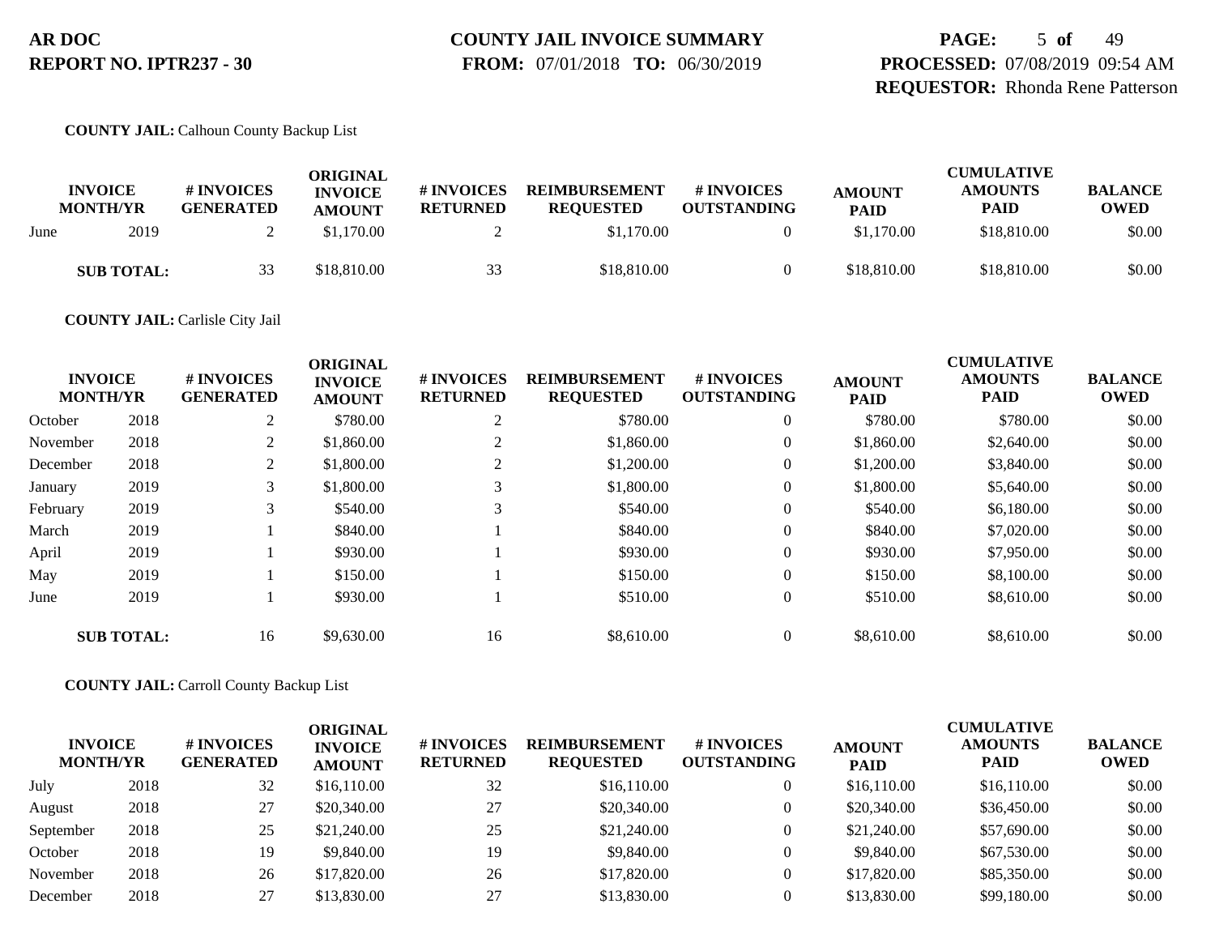**COUNTY JAIL:** Calhoun County Backup List

| INVOICE MONTH/YR | | # INVOICES GENERATED | ORIGINAL INVOICE AMOUNT | # INVOICES RETURNED | REIMBURSEMENT REQUESTED | # INVOICES OUTSTANDING | AMOUNT PAID | CUMULATIVE AMOUNTS PAID | BALANCE OWED |
|---|---|---|---|---|---|---|---|---|---|
| June | 2019 | 2 | $1,170.00 | 2 | $1,170.00 | 0 | $1,170.00 | $18,810.00 | $0.00 |
| **SUB TOTAL:** | | 33 | $18,810.00 | 33 | $18,810.00 | 0 | $18,810.00 | $18,810.00 | $0.00 |

**COUNTY JAIL:** Carlisle City Jail

| INVOICE MONTH/YR | | # INVOICES GENERATED | ORIGINAL INVOICE AMOUNT | # INVOICES RETURNED | REIMBURSEMENT REQUESTED | # INVOICES OUTSTANDING | AMOUNT PAID | CUMULATIVE AMOUNTS PAID | BALANCE OWED |
|---|---|---|---|---|---|---|---|---|---|
| October | 2018 | 2 | $780.00 | 2 | $780.00 | 0 | $780.00 | $780.00 | $0.00 |
| November | 2018 | 2 | $1,860.00 | 2 | $1,860.00 | 0 | $1,860.00 | $2,640.00 | $0.00 |
| December | 2018 | 2 | $1,800.00 | 2 | $1,200.00 | 0 | $1,200.00 | $3,840.00 | $0.00 |
| January | 2019 | 3 | $1,800.00 | 3 | $1,800.00 | 0 | $1,800.00 | $5,640.00 | $0.00 |
| February | 2019 | 3 | $540.00 | 3 | $540.00 | 0 | $540.00 | $6,180.00 | $0.00 |
| March | 2019 | 1 | $840.00 | 1 | $840.00 | 0 | $840.00 | $7,020.00 | $0.00 |
| April | 2019 | 1 | $930.00 | 1 | $930.00 | 0 | $930.00 | $7,950.00 | $0.00 |
| May | 2019 | 1 | $150.00 | 1 | $150.00 | 0 | $150.00 | $8,100.00 | $0.00 |
| June | 2019 | 1 | $930.00 | 1 | $510.00 | 0 | $510.00 | $8,610.00 | $0.00 |
| **SUB TOTAL:** | | 16 | $9,630.00 | 16 | $8,610.00 | 0 | $8,610.00 | $8,610.00 | $0.00 |

**COUNTY JAIL:** Carroll County Backup List

| INVOICE MONTH/YR | | # INVOICES GENERATED | ORIGINAL INVOICE AMOUNT | # INVOICES RETURNED | REIMBURSEMENT REQUESTED | # INVOICES OUTSTANDING | AMOUNT PAID | CUMULATIVE AMOUNTS PAID | BALANCE OWED |
|---|---|---|---|---|---|---|---|---|---|
| July | 2018 | 32 | $16,110.00 | 32 | $16,110.00 | 0 | $16,110.00 | $16,110.00 | $0.00 |
| August | 2018 | 27 | $20,340.00 | 27 | $20,340.00 | 0 | $20,340.00 | $36,450.00 | $0.00 |
| September | 2018 | 25 | $21,240.00 | 25 | $21,240.00 | 0 | $21,240.00 | $57,690.00 | $0.00 |
| October | 2018 | 19 | $9,840.00 | 19 | $9,840.00 | 0 | $9,840.00 | $67,530.00 | $0.00 |
| November | 2018 | 26 | $17,820.00 | 26 | $17,820.00 | 0 | $17,820.00 | $85,350.00 | $0.00 |
| December | 2018 | 27 | $13,830.00 | 27 | $13,830.00 | 0 | $13,830.00 | $99,180.00 | $0.00 |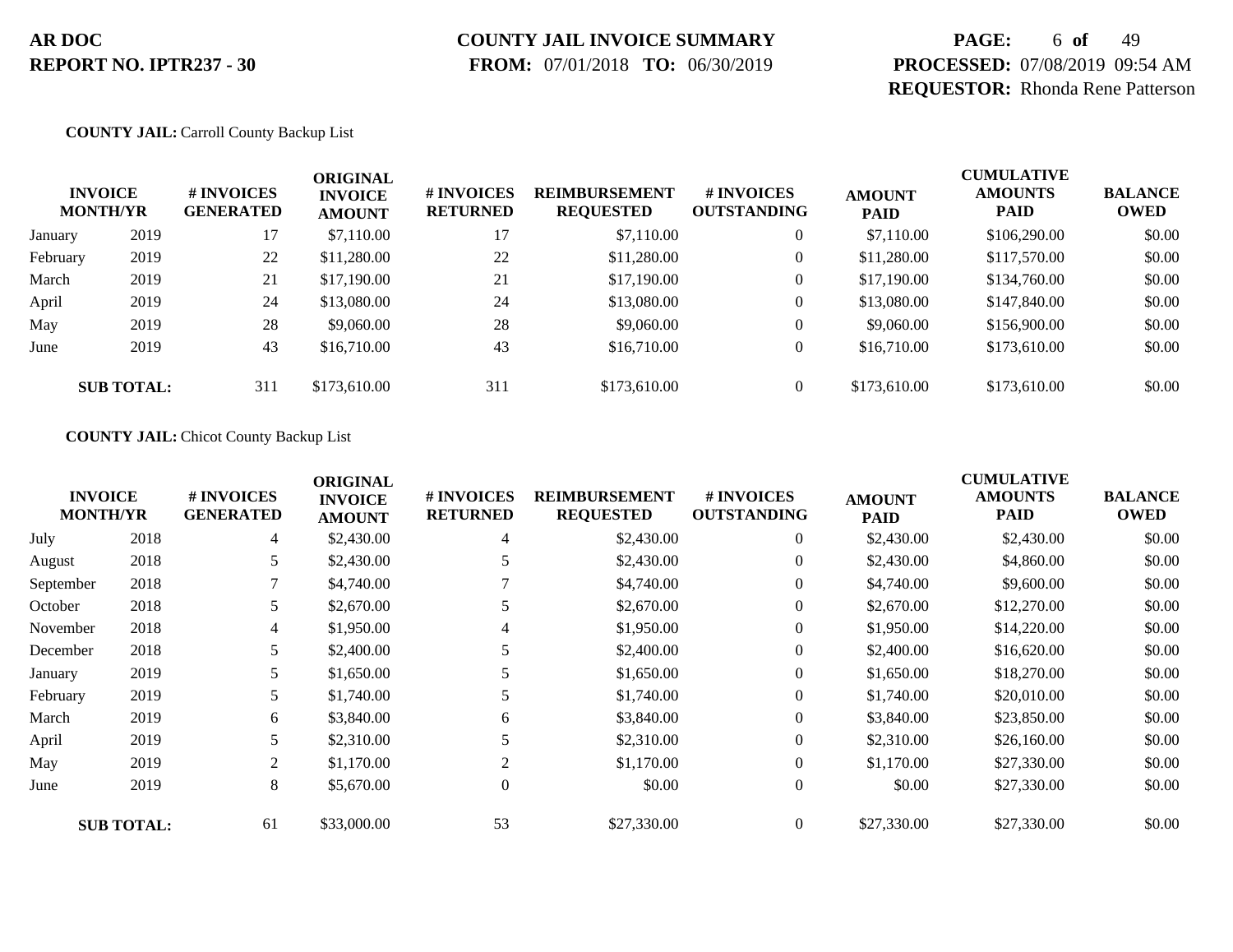**COUNTY JAIL:** Carroll County Backup List

| INVOICE MONTH/YR | | # INVOICES GENERATED | ORIGINAL INVOICE AMOUNT | # INVOICES RETURNED | REIMBURSEMENT REQUESTED | # INVOICES OUTSTANDING | AMOUNT PAID | CUMULATIVE AMOUNTS PAID | BALANCE OWED |
|---|---|---|---|---|---|---|---|---|---|
| January | 2019 | 17 | $7,110.00 | 17 | $7,110.00 | 0 | $7,110.00 | $106,290.00 | $0.00 |
| February | 2019 | 22 | $11,280.00 | 22 | $11,280.00 | 0 | $11,280.00 | $117,570.00 | $0.00 |
| March | 2019 | 21 | $17,190.00 | 21 | $17,190.00 | 0 | $17,190.00 | $134,760.00 | $0.00 |
| April | 2019 | 24 | $13,080.00 | 24 | $13,080.00 | 0 | $13,080.00 | $147,840.00 | $0.00 |
| May | 2019 | 28 | $9,060.00 | 28 | $9,060.00 | 0 | $9,060.00 | $156,900.00 | $0.00 |
| June | 2019 | 43 | $16,710.00 | 43 | $16,710.00 | 0 | $16,710.00 | $173,610.00 | $0.00 |
| **SUB TOTAL:** | | 311 | $173,610.00 | 311 | $173,610.00 | 0 | $173,610.00 | $173,610.00 | $0.00 |

**COUNTY JAIL:** Chicot County Backup List

| INVOICE MONTH/YR | | # INVOICES GENERATED | ORIGINAL INVOICE AMOUNT | # INVOICES RETURNED | REIMBURSEMENT REQUESTED | # INVOICES OUTSTANDING | AMOUNT PAID | CUMULATIVE AMOUNTS PAID | BALANCE OWED |
|---|---|---|---|---|---|---|---|---|---|
| July | 2018 | 4 | $2,430.00 | 4 | $2,430.00 | 0 | $2,430.00 | $2,430.00 | $0.00 |
| August | 2018 | 5 | $2,430.00 | 5 | $2,430.00 | 0 | $2,430.00 | $4,860.00 | $0.00 |
| September | 2018 | 7 | $4,740.00 | 7 | $4,740.00 | 0 | $4,740.00 | $9,600.00 | $0.00 |
| October | 2018 | 5 | $2,670.00 | 5 | $2,670.00 | 0 | $2,670.00 | $12,270.00 | $0.00 |
| November | 2018 | 4 | $1,950.00 | 4 | $1,950.00 | 0 | $1,950.00 | $14,220.00 | $0.00 |
| December | 2018 | 5 | $2,400.00 | 5 | $2,400.00 | 0 | $2,400.00 | $16,620.00 | $0.00 |
| January | 2019 | 5 | $1,650.00 | 5 | $1,650.00 | 0 | $1,650.00 | $18,270.00 | $0.00 |
| February | 2019 | 5 | $1,740.00 | 5 | $1,740.00 | 0 | $1,740.00 | $20,010.00 | $0.00 |
| March | 2019 | 6 | $3,840.00 | 6 | $3,840.00 | 0 | $3,840.00 | $23,850.00 | $0.00 |
| April | 2019 | 5 | $2,310.00 | 5 | $2,310.00 | 0 | $2,310.00 | $26,160.00 | $0.00 |
| May | 2019 | 2 | $1,170.00 | 2 | $1,170.00 | 0 | $1,170.00 | $27,330.00 | $0.00 |
| June | 2019 | 8 | $5,670.00 | 0 | $0.00 | 0 | $0.00 | $27,330.00 | $0.00 |
| **SUB TOTAL:** | | 61 | $33,000.00 | 53 | $27,330.00 | 0 | $27,330.00 | $27,330.00 | $0.00 |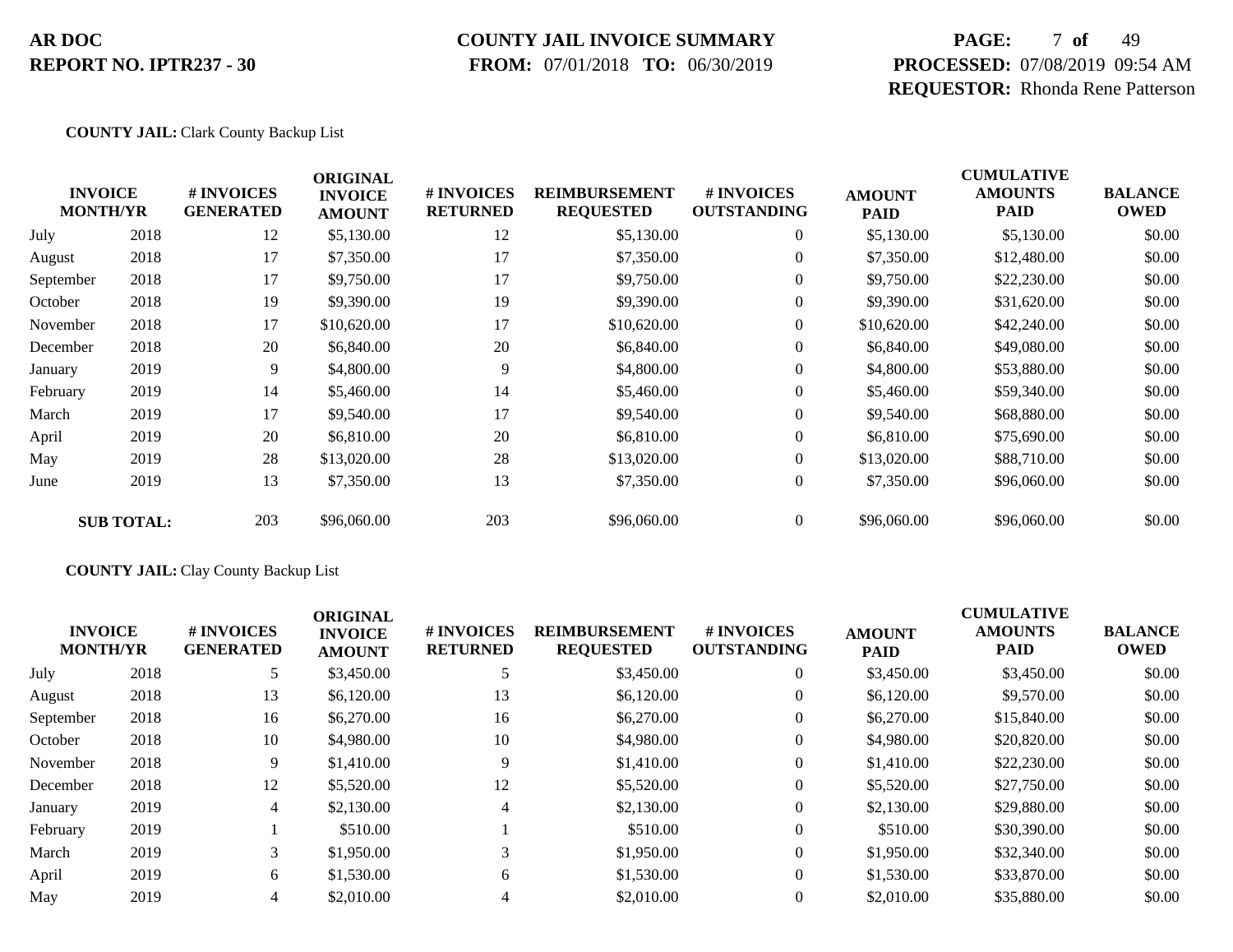**COUNTY JAIL:** Clark County Backup List

| INVOICE MONTH/YR | | # INVOICES GENERATED | ORIGINAL INVOICE AMOUNT | # INVOICES RETURNED | REIMBURSEMENT REQUESTED | # INVOICES OUTSTANDING | AMOUNT PAID | CUMULATIVE AMOUNTS PAID | BALANCE OWED |
|---|---|---|---|---|---|---|---|---|---|
| July | 2018 | 12 | $5,130.00 | 12 | $5,130.00 | 0 | $5,130.00 | $5,130.00 | $0.00 |
| August | 2018 | 17 | $7,350.00 | 17 | $7,350.00 | 0 | $7,350.00 | $12,480.00 | $0.00 |
| September | 2018 | 17 | $9,750.00 | 17 | $9,750.00 | 0 | $9,750.00 | $22,230.00 | $0.00 |
| October | 2018 | 19 | $9,390.00 | 19 | $9,390.00 | 0 | $9,390.00 | $31,620.00 | $0.00 |
| November | 2018 | 17 | $10,620.00 | 17 | $10,620.00 | 0 | $10,620.00 | $42,240.00 | $0.00 |
| December | 2018 | 20 | $6,840.00 | 20 | $6,840.00 | 0 | $6,840.00 | $49,080.00 | $0.00 |
| January | 2019 | 9 | $4,800.00 | 9 | $4,800.00 | 0 | $4,800.00 | $53,880.00 | $0.00 |
| February | 2019 | 14 | $5,460.00 | 14 | $5,460.00 | 0 | $5,460.00 | $59,340.00 | $0.00 |
| March | 2019 | 17 | $9,540.00 | 17 | $9,540.00 | 0 | $9,540.00 | $68,880.00 | $0.00 |
| April | 2019 | 20 | $6,810.00 | 20 | $6,810.00 | 0 | $6,810.00 | $75,690.00 | $0.00 |
| May | 2019 | 28 | $13,020.00 | 28 | $13,020.00 | 0 | $13,020.00 | $88,710.00 | $0.00 |
| June | 2019 | 13 | $7,350.00 | 13 | $7,350.00 | 0 | $7,350.00 | $96,060.00 | $0.00 |
| **SUB TOTAL:** | | 203 | $96,060.00 | 203 | $96,060.00 | 0 | $96,060.00 | $96,060.00 | $0.00 |

**COUNTY JAIL:** Clay County Backup List

| INVOICE MONTH/YR | | # INVOICES GENERATED | ORIGINAL INVOICE AMOUNT | # INVOICES RETURNED | REIMBURSEMENT REQUESTED | # INVOICES OUTSTANDING | AMOUNT PAID | CUMULATIVE AMOUNTS PAID | BALANCE OWED |
|---|---|---|---|---|---|---|---|---|---|
| July | 2018 | 5 | $3,450.00 | 5 | $3,450.00 | 0 | $3,450.00 | $3,450.00 | $0.00 |
| August | 2018 | 13 | $6,120.00 | 13 | $6,120.00 | 0 | $6,120.00 | $9,570.00 | $0.00 |
| September | 2018 | 16 | $6,270.00 | 16 | $6,270.00 | 0 | $6,270.00 | $15,840.00 | $0.00 |
| October | 2018 | 10 | $4,980.00 | 10 | $4,980.00 | 0 | $4,980.00 | $20,820.00 | $0.00 |
| November | 2018 | 9 | $1,410.00 | 9 | $1,410.00 | 0 | $1,410.00 | $22,230.00 | $0.00 |
| December | 2018 | 12 | $5,520.00 | 12 | $5,520.00 | 0 | $5,520.00 | $27,750.00 | $0.00 |
| January | 2019 | 4 | $2,130.00 | 4 | $2,130.00 | 0 | $2,130.00 | $29,880.00 | $0.00 |
| February | 2019 | 1 | $510.00 | 1 | $510.00 | 0 | $510.00 | $30,390.00 | $0.00 |
| March | 2019 | 3 | $1,950.00 | 3 | $1,950.00 | 0 | $1,950.00 | $32,340.00 | $0.00 |
| April | 2019 | 6 | $1,530.00 | 6 | $1,530.00 | 0 | $1,530.00 | $33,870.00 | $0.00 |
| May | 2019 | 4 | $2,010.00 | 4 | $2,010.00 | 0 | $2,010.00 | $35,880.00 | $0.00 |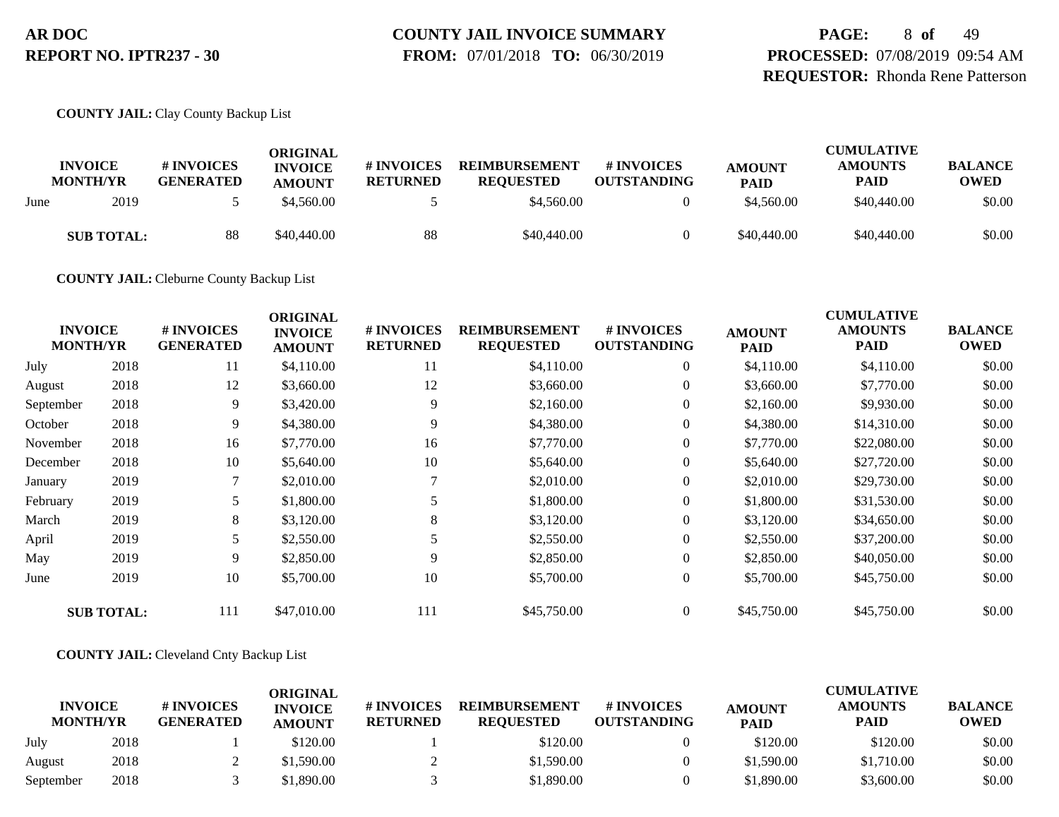**COUNTY JAIL:** Clay County Backup List

| INVOICE MONTH/YR | | # INVOICES GENERATED | ORIGINAL INVOICE AMOUNT | # INVOICES RETURNED | REIMBURSEMENT REQUESTED | # INVOICES OUTSTANDING | AMOUNT PAID | CUMULATIVE AMOUNTS PAID | BALANCE OWED |
|---|---|---|---|---|---|---|---|---|---|
| June | 2019 | 5 | $4,560.00 | 5 | $4,560.00 | 0 | $4,560.00 | $40,440.00 | $0.00 |
| **SUB TOTAL:** | | 88 | $40,440.00 | 88 | $40,440.00 | 0 | $40,440.00 | $40,440.00 | $0.00 |

**COUNTY JAIL:** Cleburne County Backup List

| INVOICE MONTH/YR | | # INVOICES GENERATED | ORIGINAL INVOICE AMOUNT | # INVOICES RETURNED | REIMBURSEMENT REQUESTED | # INVOICES OUTSTANDING | AMOUNT PAID | CUMULATIVE AMOUNTS PAID | BALANCE OWED |
|---|---|---|---|---|---|---|---|---|---|
| July | 2018 | 11 | $4,110.00 | 11 | $4,110.00 | 0 | $4,110.00 | $4,110.00 | $0.00 |
| August | 2018 | 12 | $3,660.00 | 12 | $3,660.00 | 0 | $3,660.00 | $7,770.00 | $0.00 |
| September | 2018 | 9 | $3,420.00 | 9 | $2,160.00 | 0 | $2,160.00 | $9,930.00 | $0.00 |
| October | 2018 | 9 | $4,380.00 | 9 | $4,380.00 | 0 | $4,380.00 | $14,310.00 | $0.00 |
| November | 2018 | 16 | $7,770.00 | 16 | $7,770.00 | 0 | $7,770.00 | $22,080.00 | $0.00 |
| December | 2018 | 10 | $5,640.00 | 10 | $5,640.00 | 0 | $5,640.00 | $27,720.00 | $0.00 |
| January | 2019 | 7 | $2,010.00 | 7 | $2,010.00 | 0 | $2,010.00 | $29,730.00 | $0.00 |
| February | 2019 | 5 | $1,800.00 | 5 | $1,800.00 | 0 | $1,800.00 | $31,530.00 | $0.00 |
| March | 2019 | 8 | $3,120.00 | 8 | $3,120.00 | 0 | $3,120.00 | $34,650.00 | $0.00 |
| April | 2019 | 5 | $2,550.00 | 5 | $2,550.00 | 0 | $2,550.00 | $37,200.00 | $0.00 |
| May | 2019 | 9 | $2,850.00 | 9 | $2,850.00 | 0 | $2,850.00 | $40,050.00 | $0.00 |
| June | 2019 | 10 | $5,700.00 | 10 | $5,700.00 | 0 | $5,700.00 | $45,750.00 | $0.00 |
| **SUB TOTAL:** | | 111 | $47,010.00 | 111 | $45,750.00 | 0 | $45,750.00 | $45,750.00 | $0.00 |

**COUNTY JAIL:** Cleveland Cnty Backup List

| INVOICE MONTH/YR | | # INVOICES GENERATED | ORIGINAL INVOICE AMOUNT | # INVOICES RETURNED | REIMBURSEMENT REQUESTED | # INVOICES OUTSTANDING | AMOUNT PAID | CUMULATIVE AMOUNTS PAID | BALANCE OWED |
|---|---|---|---|---|---|---|---|---|---|
| July | 2018 | 1 | $120.00 | 1 | $120.00 | 0 | $120.00 | $120.00 | $0.00 |
| August | 2018 | 2 | $1,590.00 | 2 | $1,590.00 | 0 | $1,590.00 | $1,710.00 | $0.00 |
| September | 2018 | 3 | $1,890.00 | 3 | $1,890.00 | 0 | $1,890.00 | $3,600.00 | $0.00 |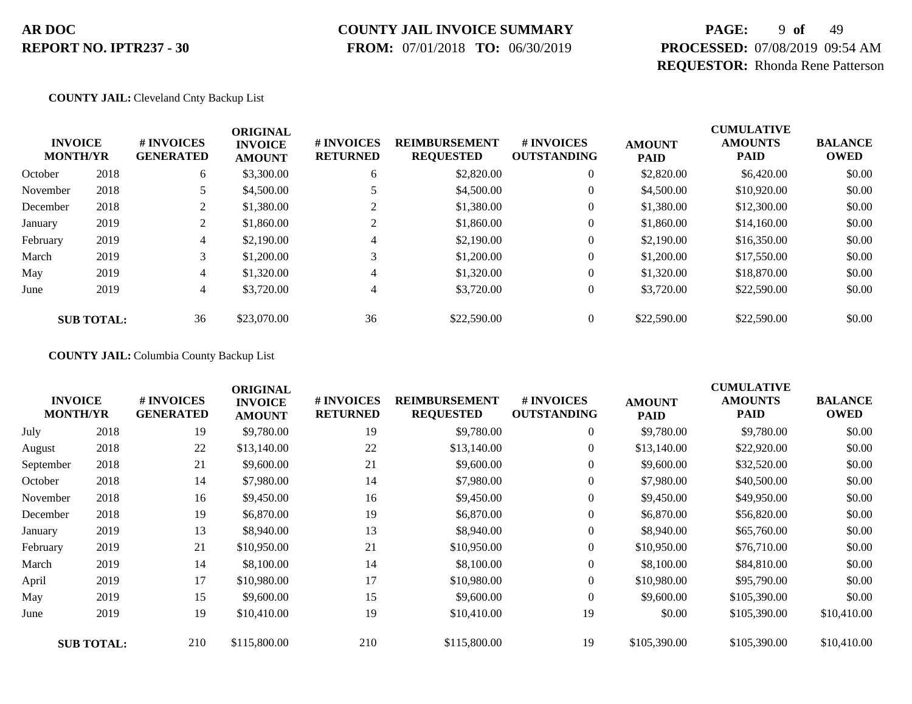**COUNTY JAIL:** Cleveland Cnty Backup List

| INVOICE MONTH/YR | | # INVOICES GENERATED | ORIGINAL INVOICE AMOUNT | # INVOICES RETURNED | REIMBURSEMENT REQUESTED | # INVOICES OUTSTANDING | AMOUNT PAID | CUMULATIVE AMOUNTS PAID | BALANCE OWED |
|---|---|---|---|---|---|---|---|---|---|
| October | 2018 | 6 | $3,300.00 | 6 | $2,820.00 | 0 | $2,820.00 | $6,420.00 | $0.00 |
| November | 2018 | 5 | $4,500.00 | 5 | $4,500.00 | 0 | $4,500.00 | $10,920.00 | $0.00 |
| December | 2018 | 2 | $1,380.00 | 2 | $1,380.00 | 0 | $1,380.00 | $12,300.00 | $0.00 |
| January | 2019 | 2 | $1,860.00 | 2 | $1,860.00 | 0 | $1,860.00 | $14,160.00 | $0.00 |
| February | 2019 | 4 | $2,190.00 | 4 | $2,190.00 | 0 | $2,190.00 | $16,350.00 | $0.00 |
| March | 2019 | 3 | $1,200.00 | 3 | $1,200.00 | 0 | $1,200.00 | $17,550.00 | $0.00 |
| May | 2019 | 4 | $1,320.00 | 4 | $1,320.00 | 0 | $1,320.00 | $18,870.00 | $0.00 |
| June | 2019 | 4 | $3,720.00 | 4 | $3,720.00 | 0 | $3,720.00 | $22,590.00 | $0.00 |
| **SUB TOTAL:** | | 36 | $23,070.00 | 36 | $22,590.00 | 0 | $22,590.00 | $22,590.00 | $0.00 |

**COUNTY JAIL:** Columbia County Backup List

| INVOICE MONTH/YR | | # INVOICES GENERATED | ORIGINAL INVOICE AMOUNT | # INVOICES RETURNED | REIMBURSEMENT REQUESTED | # INVOICES OUTSTANDING | AMOUNT PAID | CUMULATIVE AMOUNTS PAID | BALANCE OWED |
|---|---|---|---|---|---|---|---|---|---|
| July | 2018 | 19 | $9,780.00 | 19 | $9,780.00 | 0 | $9,780.00 | $9,780.00 | $0.00 |
| August | 2018 | 22 | $13,140.00 | 22 | $13,140.00 | 0 | $13,140.00 | $22,920.00 | $0.00 |
| September | 2018 | 21 | $9,600.00 | 21 | $9,600.00 | 0 | $9,600.00 | $32,520.00 | $0.00 |
| October | 2018 | 14 | $7,980.00 | 14 | $7,980.00 | 0 | $7,980.00 | $40,500.00 | $0.00 |
| November | 2018 | 16 | $9,450.00 | 16 | $9,450.00 | 0 | $9,450.00 | $49,950.00 | $0.00 |
| December | 2018 | 19 | $6,870.00 | 19 | $6,870.00 | 0 | $6,870.00 | $56,820.00 | $0.00 |
| January | 2019 | 13 | $8,940.00 | 13 | $8,940.00 | 0 | $8,940.00 | $65,760.00 | $0.00 |
| February | 2019 | 21 | $10,950.00 | 21 | $10,950.00 | 0 | $10,950.00 | $76,710.00 | $0.00 |
| March | 2019 | 14 | $8,100.00 | 14 | $8,100.00 | 0 | $8,100.00 | $84,810.00 | $0.00 |
| April | 2019 | 17 | $10,980.00 | 17 | $10,980.00 | 0 | $10,980.00 | $95,790.00 | $0.00 |
| May | 2019 | 15 | $9,600.00 | 15 | $9,600.00 | 0 | $9,600.00 | $105,390.00 | $0.00 |
| June | 2019 | 19 | $10,410.00 | 19 | $10,410.00 | 19 | $0.00 | $105,390.00 | $10,410.00 |
| **SUB TOTAL:** | | 210 | $115,800.00 | 210 | $115,800.00 | 19 | $105,390.00 | $105,390.00 | $10,410.00 |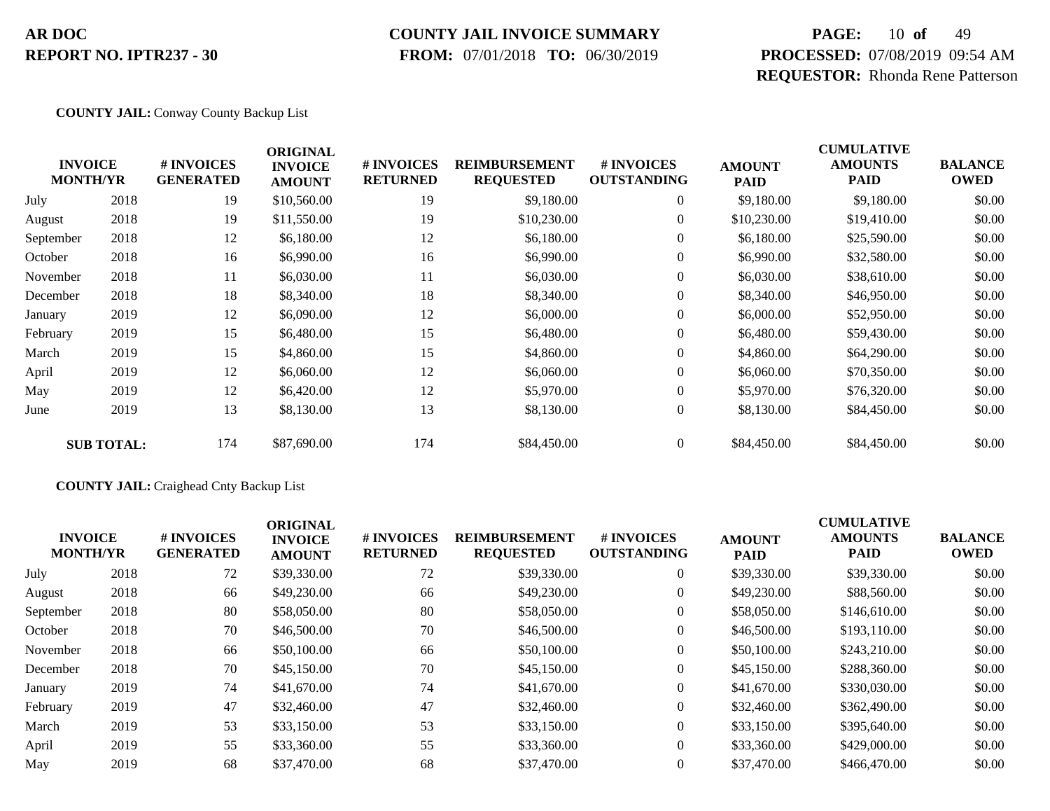**COUNTY JAIL:** Conway County Backup List

| INVOICE MONTH/YR | | # INVOICES GENERATED | ORIGINAL INVOICE AMOUNT | # INVOICES RETURNED | REIMBURSEMENT REQUESTED | # INVOICES OUTSTANDING | AMOUNT PAID | CUMULATIVE AMOUNTS PAID | BALANCE OWED |
|---|---|---|---|---|---|---|---|---|---|
| July | 2018 | 19 | $10,560.00 | 19 | $9,180.00 | 0 | $9,180.00 | $9,180.00 | $0.00 |
| August | 2018 | 19 | $11,550.00 | 19 | $10,230.00 | 0 | $10,230.00 | $19,410.00 | $0.00 |
| September | 2018 | 12 | $6,180.00 | 12 | $6,180.00 | 0 | $6,180.00 | $25,590.00 | $0.00 |
| October | 2018 | 16 | $6,990.00 | 16 | $6,990.00 | 0 | $6,990.00 | $32,580.00 | $0.00 |
| November | 2018 | 11 | $6,030.00 | 11 | $6,030.00 | 0 | $6,030.00 | $38,610.00 | $0.00 |
| December | 2018 | 18 | $8,340.00 | 18 | $8,340.00 | 0 | $8,340.00 | $46,950.00 | $0.00 |
| January | 2019 | 12 | $6,090.00 | 12 | $6,000.00 | 0 | $6,000.00 | $52,950.00 | $0.00 |
| February | 2019 | 15 | $6,480.00 | 15 | $6,480.00 | 0 | $6,480.00 | $59,430.00 | $0.00 |
| March | 2019 | 15 | $4,860.00 | 15 | $4,860.00 | 0 | $4,860.00 | $64,290.00 | $0.00 |
| April | 2019 | 12 | $6,060.00 | 12 | $6,060.00 | 0 | $6,060.00 | $70,350.00 | $0.00 |
| May | 2019 | 12 | $6,420.00 | 12 | $5,970.00 | 0 | $5,970.00 | $76,320.00 | $0.00 |
| June | 2019 | 13 | $8,130.00 | 13 | $8,130.00 | 0 | $8,130.00 | $84,450.00 | $0.00 |
| **SUB TOTAL:** | | 174 | $87,690.00 | 174 | $84,450.00 | 0 | $84,450.00 | $84,450.00 | $0.00 |

**COUNTY JAIL:** Craighead Cnty Backup List

| INVOICE MONTH/YR | | # INVOICES GENERATED | ORIGINAL INVOICE AMOUNT | # INVOICES RETURNED | REIMBURSEMENT REQUESTED | # INVOICES OUTSTANDING | AMOUNT PAID | CUMULATIVE AMOUNTS PAID | BALANCE OWED |
|---|---|---|---|---|---|---|---|---|---|
| July | 2018 | 72 | $39,330.00 | 72 | $39,330.00 | 0 | $39,330.00 | $39,330.00 | $0.00 |
| August | 2018 | 66 | $49,230.00 | 66 | $49,230.00 | 0 | $49,230.00 | $88,560.00 | $0.00 |
| September | 2018 | 80 | $58,050.00 | 80 | $58,050.00 | 0 | $58,050.00 | $146,610.00 | $0.00 |
| October | 2018 | 70 | $46,500.00 | 70 | $46,500.00 | 0 | $46,500.00 | $193,110.00 | $0.00 |
| November | 2018 | 66 | $50,100.00 | 66 | $50,100.00 | 0 | $50,100.00 | $243,210.00 | $0.00 |
| December | 2018 | 70 | $45,150.00 | 70 | $45,150.00 | 0 | $45,150.00 | $288,360.00 | $0.00 |
| January | 2019 | 74 | $41,670.00 | 74 | $41,670.00 | 0 | $41,670.00 | $330,030.00 | $0.00 |
| February | 2019 | 47 | $32,460.00 | 47 | $32,460.00 | 0 | $32,460.00 | $362,490.00 | $0.00 |
| March | 2019 | 53 | $33,150.00 | 53 | $33,150.00 | 0 | $33,150.00 | $395,640.00 | $0.00 |
| April | 2019 | 55 | $33,360.00 | 55 | $33,360.00 | 0 | $33,360.00 | $429,000.00 | $0.00 |
| May | 2019 | 68 | $37,470.00 | 68 | $37,470.00 | 0 | $37,470.00 | $466,470.00 | $0.00 |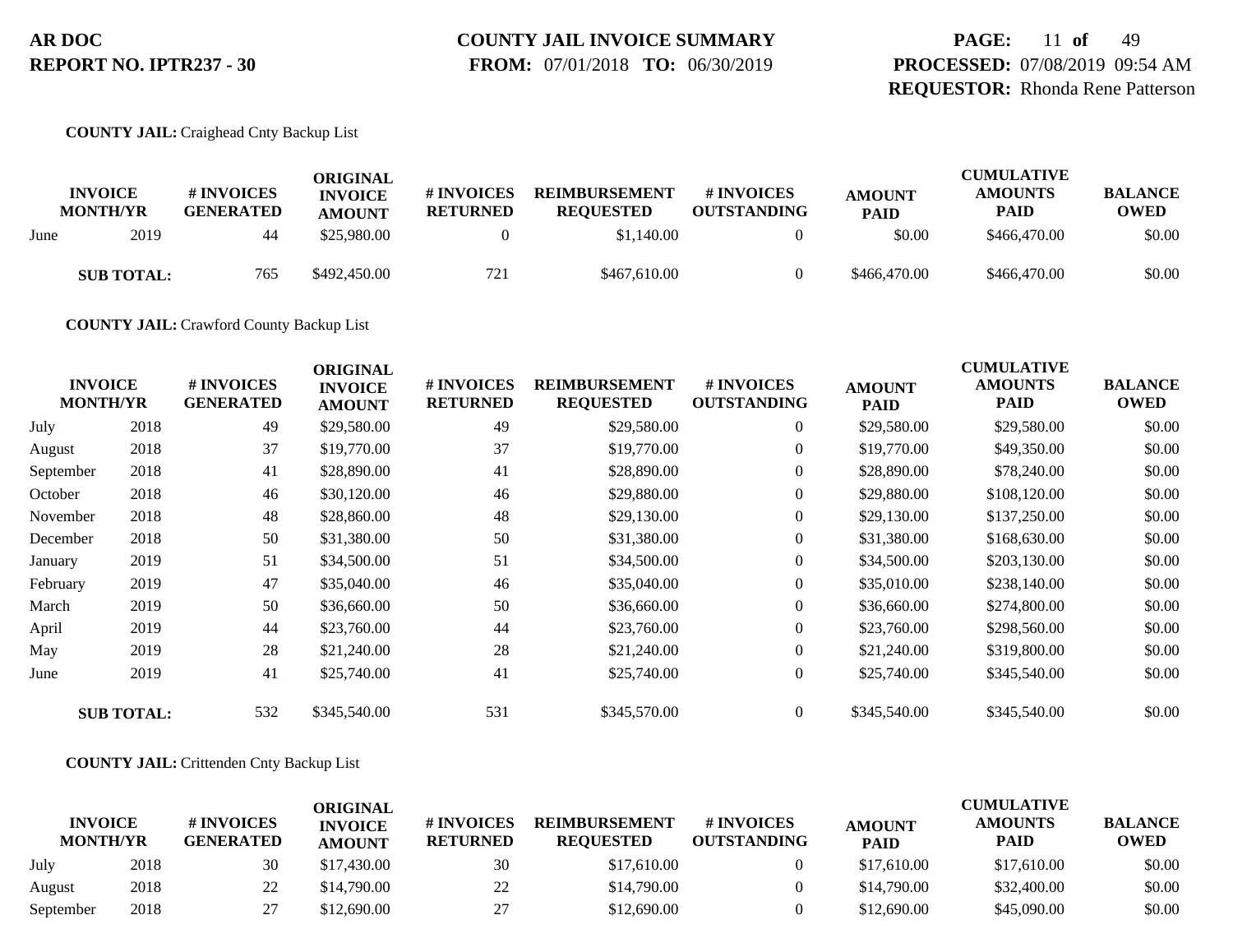**AR DOC**
**REPORT NO. IPTR237 - 30**

**COUNTY JAIL INVOICE SUMMARY**
**FROM:** 07/01/2018 **TO:** 06/30/2019

**PROCESSED:** 07/08/2019 09:54 AM
**REQUESTOR:** Rhonda Rene Patterson

**COUNTY JAIL:** Craighead Cnty Backup List

| INVOICE MONTH/YR | | # INVOICES GENERATED | ORIGINAL INVOICE AMOUNT | # INVOICES RETURNED | REIMBURSEMENT REQUESTED | # INVOICES OUTSTANDING | AMOUNT PAID | CUMULATIVE AMOUNTS PAID | BALANCE OWED |
|---|---|---|---|---|---|---|---|---|---|
| June | 2019 | 44 | $25,980.00 | 0 | $1,140.00 | 0 | $0.00 | $466,470.00 | $0.00 |
| **SUB TOTAL:** | | 765 | $492,450.00 | 721 | $467,610.00 | 0 | $466,470.00 | $466,470.00 | $0.00 |

**COUNTY JAIL:** Crawford County Backup List

| INVOICE MONTH/YR | | # INVOICES GENERATED | ORIGINAL INVOICE AMOUNT | # INVOICES RETURNED | REIMBURSEMENT REQUESTED | # INVOICES OUTSTANDING | AMOUNT PAID | CUMULATIVE AMOUNTS PAID | BALANCE OWED |
|---|---|---|---|---|---|---|---|---|---|
| July | 2018 | 49 | $29,580.00 | 49 | $29,580.00 | 0 | $29,580.00 | $29,580.00 | $0.00 |
| August | 2018 | 37 | $19,770.00 | 37 | $19,770.00 | 0 | $19,770.00 | $49,350.00 | $0.00 |
| September | 2018 | 41 | $28,890.00 | 41 | $28,890.00 | 0 | $28,890.00 | $78,240.00 | $0.00 |
| October | 2018 | 46 | $30,120.00 | 46 | $29,880.00 | 0 | $29,880.00 | $108,120.00 | $0.00 |
| November | 2018 | 48 | $28,860.00 | 48 | $29,130.00 | 0 | $29,130.00 | $137,250.00 | $0.00 |
| December | 2018 | 50 | $31,380.00 | 50 | $31,380.00 | 0 | $31,380.00 | $168,630.00 | $0.00 |
| January | 2019 | 51 | $34,500.00 | 51 | $34,500.00 | 0 | $34,500.00 | $203,130.00 | $0.00 |
| February | 2019 | 47 | $35,040.00 | 46 | $35,040.00 | 0 | $35,010.00 | $238,140.00 | $0.00 |
| March | 2019 | 50 | $36,660.00 | 50 | $36,660.00 | 0 | $36,660.00 | $274,800.00 | $0.00 |
| April | 2019 | 44 | $23,760.00 | 44 | $23,760.00 | 0 | $23,760.00 | $298,560.00 | $0.00 |
| May | 2019 | 28 | $21,240.00 | 28 | $21,240.00 | 0 | $21,240.00 | $319,800.00 | $0.00 |
| June | 2019 | 41 | $25,740.00 | 41 | $25,740.00 | 0 | $25,740.00 | $345,540.00 | $0.00 |
| **SUB TOTAL:** | | 532 | $345,540.00 | 531 | $345,570.00 | 0 | $345,540.00 | $345,540.00 | $0.00 |

**COUNTY JAIL:** Crittenden Cnty Backup List

| INVOICE MONTH/YR | | # INVOICES GENERATED | ORIGINAL INVOICE AMOUNT | # INVOICES RETURNED | REIMBURSEMENT REQUESTED | # INVOICES OUTSTANDING | AMOUNT PAID | CUMULATIVE AMOUNTS PAID | BALANCE OWED |
|---|---|---|---|---|---|---|---|---|---|
| July | 2018 | 30 | $17,430.00 | 30 | $17,610.00 | 0 | $17,610.00 | $17,610.00 | $0.00 |
| August | 2018 | 22 | $14,790.00 | 22 | $14,790.00 | 0 | $14,790.00 | $32,400.00 | $0.00 |
| September | 2018 | 27 | $12,690.00 | 27 | $12,690.00 | 0 | $12,690.00 | $45,090.00 | $0.00 |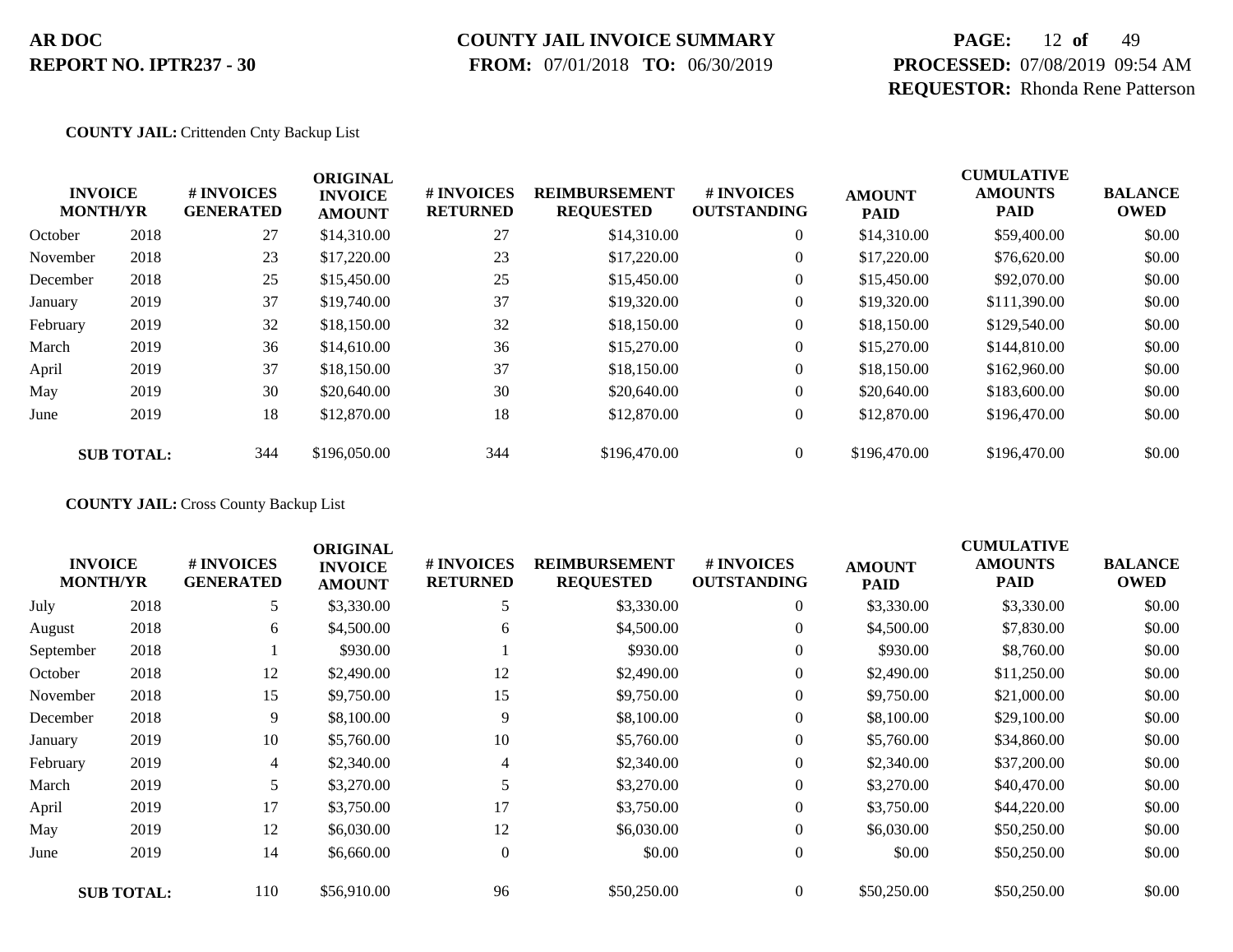**COUNTY JAIL:** Crittenden Cnty Backup List

| INVOICE MONTH/YR | | # INVOICES GENERATED | ORIGINAL INVOICE AMOUNT | # INVOICES RETURNED | REIMBURSEMENT REQUESTED | # INVOICES OUTSTANDING | AMOUNT PAID | CUMULATIVE AMOUNTS PAID | BALANCE OWED |
|---|---|---|---|---|---|---|---|---|---|
| October | 2018 | 27 | $14,310.00 | 27 | $14,310.00 | 0 | $14,310.00 | $59,400.00 | $0.00 |
| November | 2018 | 23 | $17,220.00 | 23 | $17,220.00 | 0 | $17,220.00 | $76,620.00 | $0.00 |
| December | 2018 | 25 | $15,450.00 | 25 | $15,450.00 | 0 | $15,450.00 | $92,070.00 | $0.00 |
| January | 2019 | 37 | $19,740.00 | 37 | $19,320.00 | 0 | $19,320.00 | $111,390.00 | $0.00 |
| February | 2019 | 32 | $18,150.00 | 32 | $18,150.00 | 0 | $18,150.00 | $129,540.00 | $0.00 |
| March | 2019 | 36 | $14,610.00 | 36 | $15,270.00 | 0 | $15,270.00 | $144,810.00 | $0.00 |
| April | 2019 | 37 | $18,150.00 | 37 | $18,150.00 | 0 | $18,150.00 | $162,960.00 | $0.00 |
| May | 2019 | 30 | $20,640.00 | 30 | $20,640.00 | 0 | $20,640.00 | $183,600.00 | $0.00 |
| June | 2019 | 18 | $12,870.00 | 18 | $12,870.00 | 0 | $12,870.00 | $196,470.00 | $0.00 |
| **SUB TOTAL:** | | 344 | $196,050.00 | 344 | $196,470.00 | 0 | $196,470.00 | $196,470.00 | $0.00 |

**COUNTY JAIL:** Cross County Backup List

| INVOICE MONTH/YR | | # INVOICES GENERATED | ORIGINAL INVOICE AMOUNT | # INVOICES RETURNED | REIMBURSEMENT REQUESTED | # INVOICES OUTSTANDING | AMOUNT PAID | CUMULATIVE AMOUNTS PAID | BALANCE OWED |
|---|---|---|---|---|---|---|---|---|---|
| July | 2018 | 5 | $3,330.00 | 5 | $3,330.00 | 0 | $3,330.00 | $3,330.00 | $0.00 |
| August | 2018 | 6 | $4,500.00 | 6 | $4,500.00 | 0 | $4,500.00 | $7,830.00 | $0.00 |
| September | 2018 | 1 | $930.00 | 1 | $930.00 | 0 | $930.00 | $8,760.00 | $0.00 |
| October | 2018 | 12 | $2,490.00 | 12 | $2,490.00 | 0 | $2,490.00 | $11,250.00 | $0.00 |
| November | 2018 | 15 | $9,750.00 | 15 | $9,750.00 | 0 | $9,750.00 | $21,000.00 | $0.00 |
| December | 2018 | 9 | $8,100.00 | 9 | $8,100.00 | 0 | $8,100.00 | $29,100.00 | $0.00 |
| January | 2019 | 10 | $5,760.00 | 10 | $5,760.00 | 0 | $5,760.00 | $34,860.00 | $0.00 |
| February | 2019 | 4 | $2,340.00 | 4 | $2,340.00 | 0 | $2,340.00 | $37,200.00 | $0.00 |
| March | 2019 | 5 | $3,270.00 | 5 | $3,270.00 | 0 | $3,270.00 | $40,470.00 | $0.00 |
| April | 2019 | 17 | $3,750.00 | 17 | $3,750.00 | 0 | $3,750.00 | $44,220.00 | $0.00 |
| May | 2019 | 12 | $6,030.00 | 12 | $6,030.00 | 0 | $6,030.00 | $50,250.00 | $0.00 |
| June | 2019 | 14 | $6,660.00 | 0 | $0.00 | 0 | $0.00 | $50,250.00 | $0.00 |
| **SUB TOTAL:** | | 110 | $56,910.00 | 96 | $50,250.00 | 0 | $50,250.00 | $50,250.00 | $0.00 |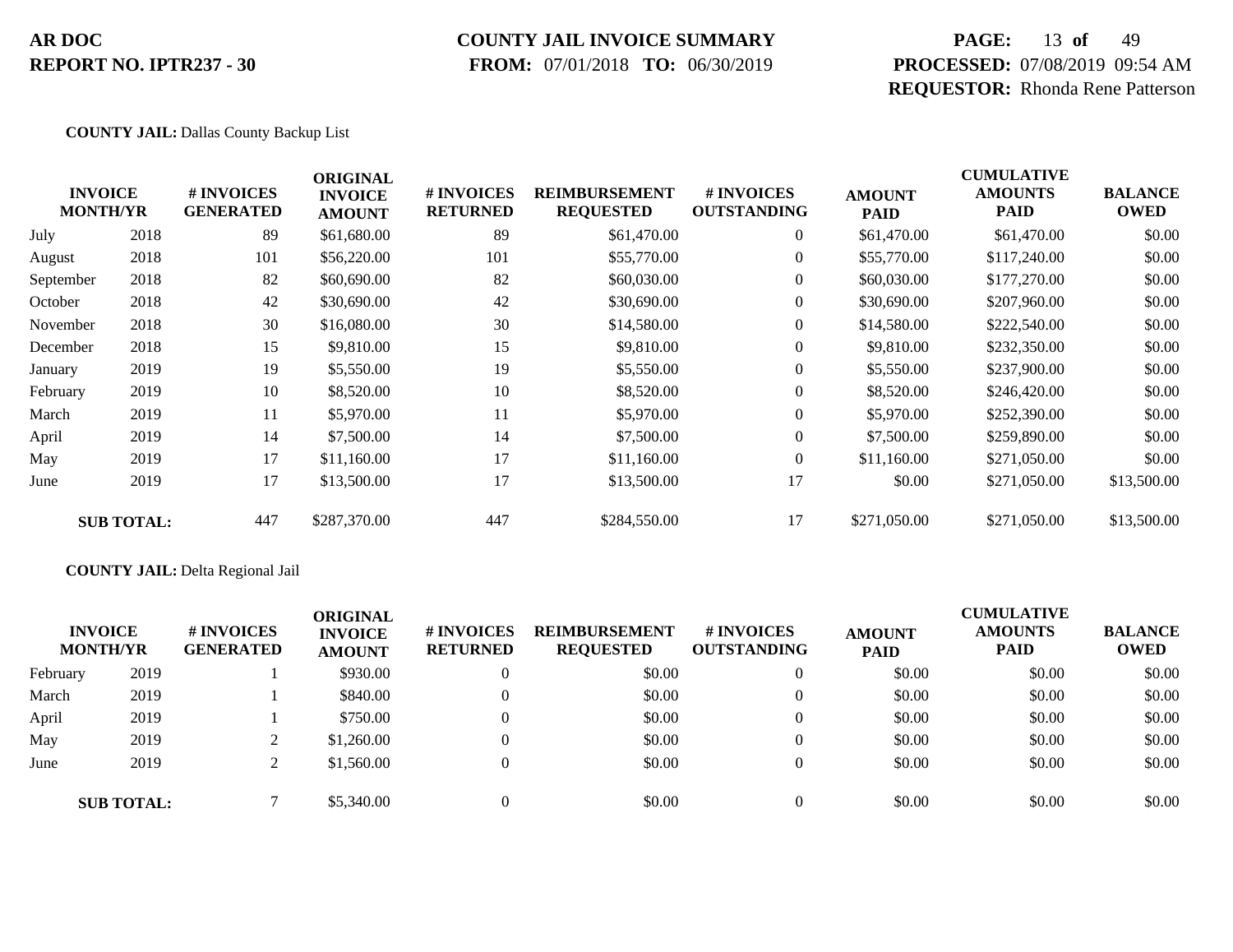**COUNTY JAIL:** Dallas County Backup List

| INVOICE MONTH/YR | | # INVOICES GENERATED | ORIGINAL INVOICE AMOUNT | # INVOICES RETURNED | REIMBURSEMENT REQUESTED | # INVOICES OUTSTANDING | AMOUNT PAID | CUMULATIVE AMOUNTS PAID | BALANCE OWED |
|---|---|---|---|---|---|---|---|---|---|
| July | 2018 | 89 | $61,680.00 | 89 | $61,470.00 | 0 | $61,470.00 | $61,470.00 | $0.00 |
| August | 2018 | 101 | $56,220.00 | 101 | $55,770.00 | 0 | $55,770.00 | $117,240.00 | $0.00 |
| September | 2018 | 82 | $60,690.00 | 82 | $60,030.00 | 0 | $60,030.00 | $177,270.00 | $0.00 |
| October | 2018 | 42 | $30,690.00 | 42 | $30,690.00 | 0 | $30,690.00 | $207,960.00 | $0.00 |
| November | 2018 | 30 | $16,080.00 | 30 | $14,580.00 | 0 | $14,580.00 | $222,540.00 | $0.00 |
| December | 2018 | 15 | $9,810.00 | 15 | $9,810.00 | 0 | $9,810.00 | $232,350.00 | $0.00 |
| January | 2019 | 19 | $5,550.00 | 19 | $5,550.00 | 0 | $5,550.00 | $237,900.00 | $0.00 |
| February | 2019 | 10 | $8,520.00 | 10 | $8,520.00 | 0 | $8,520.00 | $246,420.00 | $0.00 |
| March | 2019 | 11 | $5,970.00 | 11 | $5,970.00 | 0 | $5,970.00 | $252,390.00 | $0.00 |
| April | 2019 | 14 | $7,500.00 | 14 | $7,500.00 | 0 | $7,500.00 | $259,890.00 | $0.00 |
| May | 2019 | 17 | $11,160.00 | 17 | $11,160.00 | 0 | $11,160.00 | $271,050.00 | $0.00 |
| June | 2019 | 17 | $13,500.00 | 17 | $13,500.00 | 17 | $0.00 | $271,050.00 | $13,500.00 |
| **SUB TOTAL:** | | 447 | $287,370.00 | 447 | $284,550.00 | 17 | $271,050.00 | $271,050.00 | $13,500.00 |

**COUNTY JAIL:** Delta Regional Jail

| INVOICE MONTH/YR | | # INVOICES GENERATED | ORIGINAL INVOICE AMOUNT | # INVOICES RETURNED | REIMBURSEMENT REQUESTED | # INVOICES OUTSTANDING | AMOUNT PAID | CUMULATIVE AMOUNTS PAID | BALANCE OWED |
|---|---|---|---|---|---|---|---|---|---|
| February | 2019 | 1 | $930.00 | 0 | $0.00 | 0 | $0.00 | $0.00 | $0.00 |
| March | 2019 | 1 | $840.00 | 0 | $0.00 | 0 | $0.00 | $0.00 | $0.00 |
| April | 2019 | 1 | $750.00 | 0 | $0.00 | 0 | $0.00 | $0.00 | $0.00 |
| May | 2019 | 2 | $1,260.00 | 0 | $0.00 | 0 | $0.00 | $0.00 | $0.00 |
| June | 2019 | 2 | $1,560.00 | 0 | $0.00 | 0 | $0.00 | $0.00 | $0.00 |
| **SUB TOTAL:** | | 7 | $5,340.00 | 0 | $0.00 | 0 | $0.00 | $0.00 | $0.00 |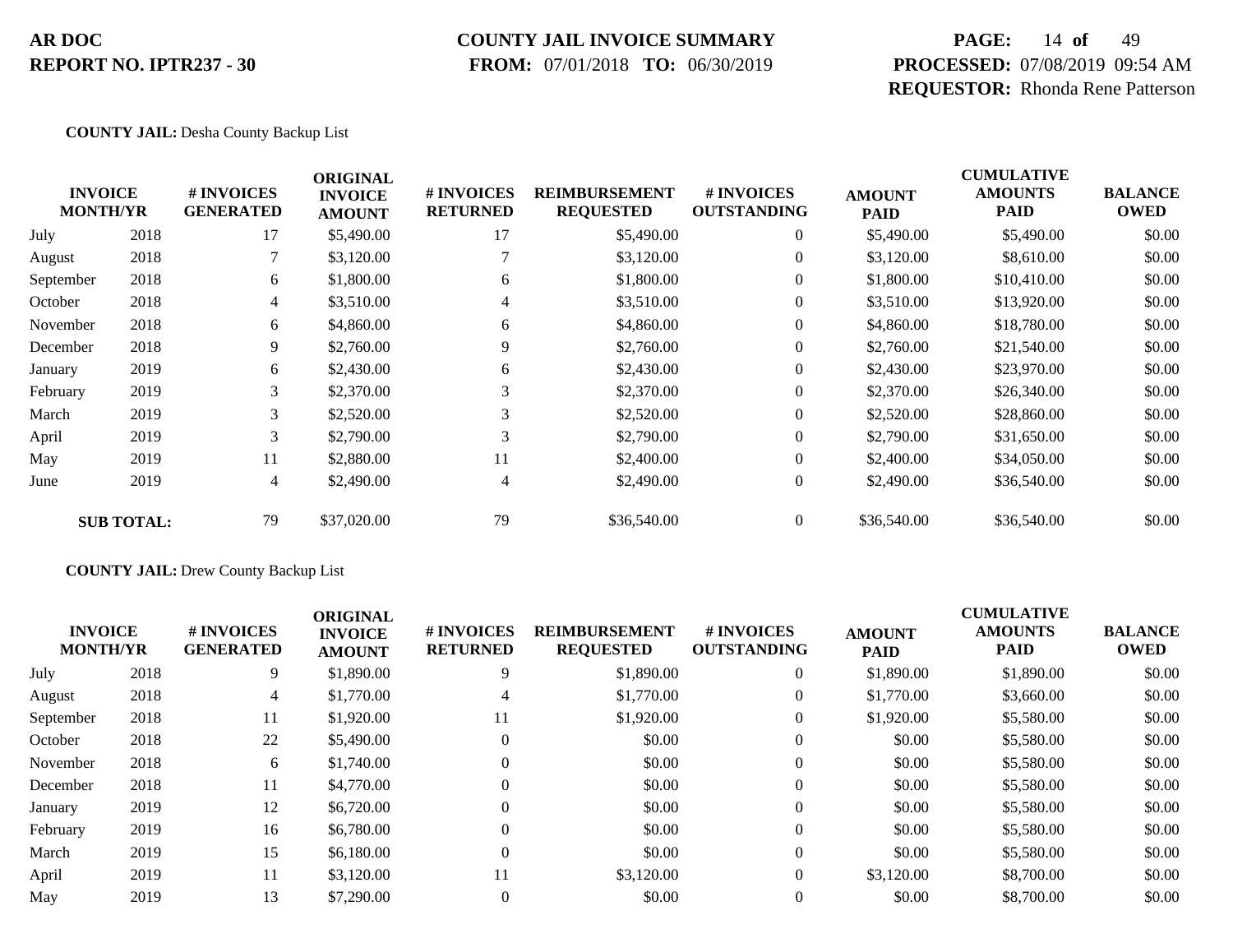**COUNTY JAIL:** Desha County Backup List

| INVOICE MONTH/YR | | # INVOICES GENERATED | ORIGINAL INVOICE AMOUNT | # INVOICES RETURNED | REIMBURSEMENT REQUESTED | # INVOICES OUTSTANDING | AMOUNT PAID | CUMULATIVE AMOUNTS PAID | BALANCE OWED |
|---|---|---|---|---|---|---|---|---|---|
| July | 2018 | 17 | $5,490.00 | 17 | $5,490.00 | 0 | $5,490.00 | $5,490.00 | $0.00 |
| August | 2018 | 7 | $3,120.00 | 7 | $3,120.00 | 0 | $3,120.00 | $8,610.00 | $0.00 |
| September | 2018 | 6 | $1,800.00 | 6 | $1,800.00 | 0 | $1,800.00 | $10,410.00 | $0.00 |
| October | 2018 | 4 | $3,510.00 | 4 | $3,510.00 | 0 | $3,510.00 | $13,920.00 | $0.00 |
| November | 2018 | 6 | $4,860.00 | 6 | $4,860.00 | 0 | $4,860.00 | $18,780.00 | $0.00 |
| December | 2018 | 9 | $2,760.00 | 9 | $2,760.00 | 0 | $2,760.00 | $21,540.00 | $0.00 |
| January | 2019 | 6 | $2,430.00 | 6 | $2,430.00 | 0 | $2,430.00 | $23,970.00 | $0.00 |
| February | 2019 | 3 | $2,370.00 | 3 | $2,370.00 | 0 | $2,370.00 | $26,340.00 | $0.00 |
| March | 2019 | 3 | $2,520.00 | 3 | $2,520.00 | 0 | $2,520.00 | $28,860.00 | $0.00 |
| April | 2019 | 3 | $2,790.00 | 3 | $2,790.00 | 0 | $2,790.00 | $31,650.00 | $0.00 |
| May | 2019 | 11 | $2,880.00 | 11 | $2,400.00 | 0 | $2,400.00 | $34,050.00 | $0.00 |
| June | 2019 | 4 | $2,490.00 | 4 | $2,490.00 | 0 | $2,490.00 | $36,540.00 | $0.00 |
| **SUB TOTAL:** | | 79 | $37,020.00 | 79 | $36,540.00 | 0 | $36,540.00 | $36,540.00 | $0.00 |

**COUNTY JAIL:** Drew County Backup List

| INVOICE MONTH/YR | | # INVOICES GENERATED | ORIGINAL INVOICE AMOUNT | # INVOICES RETURNED | REIMBURSEMENT REQUESTED | # INVOICES OUTSTANDING | AMOUNT PAID | CUMULATIVE AMOUNTS PAID | BALANCE OWED |
|---|---|---|---|---|---|---|---|---|---|
| July | 2018 | 9 | $1,890.00 | 9 | $1,890.00 | 0 | $1,890.00 | $1,890.00 | $0.00 |
| August | 2018 | 4 | $1,770.00 | 4 | $1,770.00 | 0 | $1,770.00 | $3,660.00 | $0.00 |
| September | 2018 | 11 | $1,920.00 | 11 | $1,920.00 | 0 | $1,920.00 | $5,580.00 | $0.00 |
| October | 2018 | 22 | $5,490.00 | 0 | $0.00 | 0 | $0.00 | $5,580.00 | $0.00 |
| November | 2018 | 6 | $1,740.00 | 0 | $0.00 | 0 | $0.00 | $5,580.00 | $0.00 |
| December | 2018 | 11 | $4,770.00 | 0 | $0.00 | 0 | $0.00 | $5,580.00 | $0.00 |
| January | 2019 | 12 | $6,720.00 | 0 | $0.00 | 0 | $0.00 | $5,580.00 | $0.00 |
| February | 2019 | 16 | $6,780.00 | 0 | $0.00 | 0 | $0.00 | $5,580.00 | $0.00 |
| March | 2019 | 15 | $6,180.00 | 0 | $0.00 | 0 | $0.00 | $5,580.00 | $0.00 |
| April | 2019 | 11 | $3,120.00 | 11 | $3,120.00 | 0 | $3,120.00 | $8,700.00 | $0.00 |
| May | 2019 | 13 | $7,290.00 | 0 | $0.00 | 0 | $0.00 | $8,700.00 | $0.00 |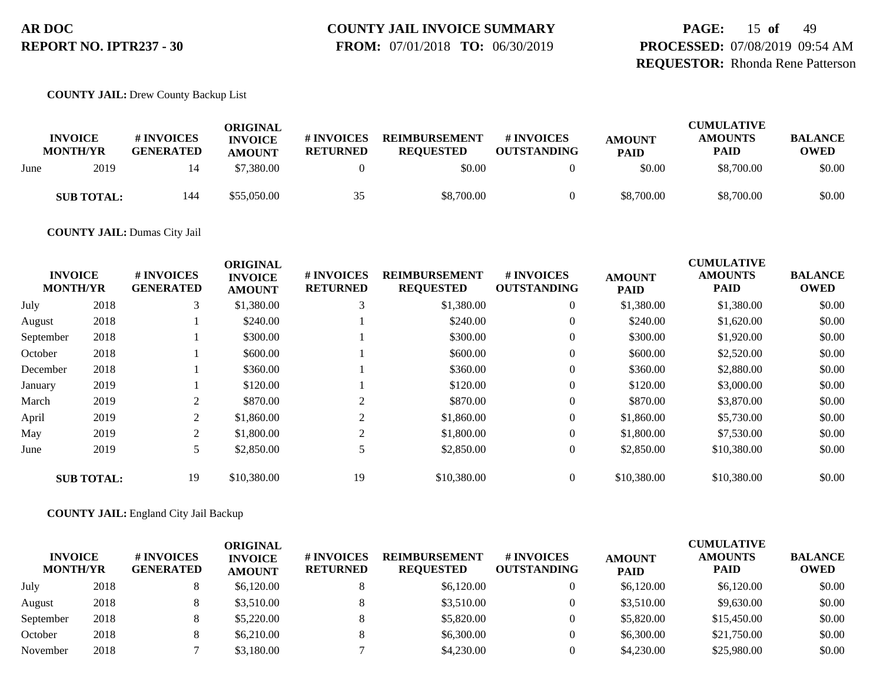**COUNTY JAIL:** Drew County Backup List

| INVOICE MONTH/YR | | # INVOICES GENERATED | ORIGINAL INVOICE AMOUNT | # INVOICES RETURNED | REIMBURSEMENT REQUESTED | # INVOICES OUTSTANDING | AMOUNT PAID | CUMULATIVE AMOUNTS PAID | BALANCE OWED |
|---|---|---|---|---|---|---|---|---|---|
| June | 2019 | 14 | $7,380.00 | 0 | $0.00 | 0 | $0.00 | $8,700.00 | $0.00 |
| **SUB TOTAL:** | | 144 | $55,050.00 | 35 | $8,700.00 | 0 | $8,700.00 | $8,700.00 | $0.00 |

**COUNTY JAIL:** Dumas City Jail

| INVOICE MONTH/YR | | # INVOICES GENERATED | ORIGINAL INVOICE AMOUNT | # INVOICES RETURNED | REIMBURSEMENT REQUESTED | # INVOICES OUTSTANDING | AMOUNT PAID | CUMULATIVE AMOUNTS PAID | BALANCE OWED |
|---|---|---|---|---|---|---|---|---|---|
| July | 2018 | 3 | $1,380.00 | 3 | $1,380.00 | 0 | $1,380.00 | $1,380.00 | $0.00 |
| August | 2018 | 1 | $240.00 | 1 | $240.00 | 0 | $240.00 | $1,620.00 | $0.00 |
| September | 2018 | 1 | $300.00 | 1 | $300.00 | 0 | $300.00 | $1,920.00 | $0.00 |
| October | 2018 | 1 | $600.00 | 1 | $600.00 | 0 | $600.00 | $2,520.00 | $0.00 |
| December | 2018 | 1 | $360.00 | 1 | $360.00 | 0 | $360.00 | $2,880.00 | $0.00 |
| January | 2019 | 1 | $120.00 | 1 | $120.00 | 0 | $120.00 | $3,000.00 | $0.00 |
| March | 2019 | 2 | $870.00 | 2 | $870.00 | 0 | $870.00 | $3,870.00 | $0.00 |
| April | 2019 | 2 | $1,860.00 | 2 | $1,860.00 | 0 | $1,860.00 | $5,730.00 | $0.00 |
| May | 2019 | 2 | $1,800.00 | 2 | $1,800.00 | 0 | $1,800.00 | $7,530.00 | $0.00 |
| June | 2019 | 5 | $2,850.00 | 5 | $2,850.00 | 0 | $2,850.00 | $10,380.00 | $0.00 |
| **SUB TOTAL:** | | 19 | $10,380.00 | 19 | $10,380.00 | 0 | $10,380.00 | $10,380.00 | $0.00 |

**COUNTY JAIL:** England City Jail Backup

| INVOICE MONTH/YR | | # INVOICES GENERATED | ORIGINAL INVOICE AMOUNT | # INVOICES RETURNED | REIMBURSEMENT REQUESTED | # INVOICES OUTSTANDING | AMOUNT PAID | CUMULATIVE AMOUNTS PAID | BALANCE OWED |
|---|---|---|---|---|---|---|---|---|---|
| July | 2018 | 8 | $6,120.00 | 8 | $6,120.00 | 0 | $6,120.00 | $6,120.00 | $0.00 |
| August | 2018 | 8 | $3,510.00 | 8 | $3,510.00 | 0 | $3,510.00 | $9,630.00 | $0.00 |
| September | 2018 | 8 | $5,220.00 | 8 | $5,820.00 | 0 | $5,820.00 | $15,450.00 | $0.00 |
| October | 2018 | 8 | $6,210.00 | 8 | $6,300.00 | 0 | $6,300.00 | $21,750.00 | $0.00 |
| November | 2018 | 7 | $3,180.00 | 7 | $4,230.00 | 0 | $4,230.00 | $25,980.00 | $0.00 |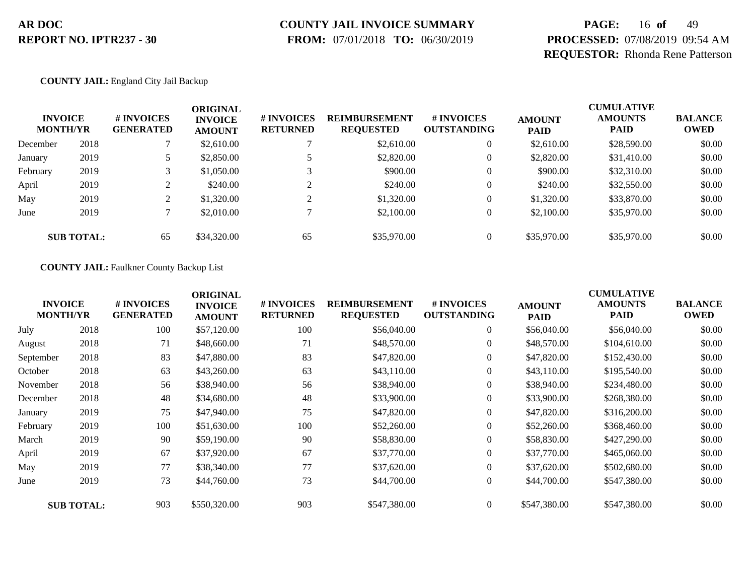**COUNTY JAIL:** England City Jail Backup

| INVOICE MONTH/YR | | # INVOICES GENERATED | ORIGINAL INVOICE AMOUNT | # INVOICES RETURNED | REIMBURSEMENT REQUESTED | # INVOICES OUTSTANDING | AMOUNT PAID | CUMULATIVE AMOUNTS PAID | BALANCE OWED |
|---|---|---|---|---|---|---|---|---|---|
| December | 2018 | 7 | $2,610.00 | 7 | $2,610.00 | 0 | $2,610.00 | $28,590.00 | $0.00 |
| January | 2019 | 5 | $2,850.00 | 5 | $2,820.00 | 0 | $2,820.00 | $31,410.00 | $0.00 |
| February | 2019 | 3 | $1,050.00 | 3 | $900.00 | 0 | $900.00 | $32,310.00 | $0.00 |
| April | 2019 | 2 | $240.00 | 2 | $240.00 | 0 | $240.00 | $32,550.00 | $0.00 |
| May | 2019 | 2 | $1,320.00 | 2 | $1,320.00 | 0 | $1,320.00 | $33,870.00 | $0.00 |
| June | 2019 | 7 | $2,010.00 | 7 | $2,100.00 | 0 | $2,100.00 | $35,970.00 | $0.00 |
| **SUB TOTAL:** | | 65 | $34,320.00 | 65 | $35,970.00 | 0 | $35,970.00 | $35,970.00 | $0.00 |

**COUNTY JAIL:** Faulkner County Backup List

| INVOICE MONTH/YR | | # INVOICES GENERATED | ORIGINAL INVOICE AMOUNT | # INVOICES RETURNED | REIMBURSEMENT REQUESTED | # INVOICES OUTSTANDING | AMOUNT PAID | CUMULATIVE AMOUNTS PAID | BALANCE OWED |
|---|---|---|---|---|---|---|---|---|---|
| July | 2018 | 100 | $57,120.00 | 100 | $56,040.00 | 0 | $56,040.00 | $56,040.00 | $0.00 |
| August | 2018 | 71 | $48,660.00 | 71 | $48,570.00 | 0 | $48,570.00 | $104,610.00 | $0.00 |
| September | 2018 | 83 | $47,880.00 | 83 | $47,820.00 | 0 | $47,820.00 | $152,430.00 | $0.00 |
| October | 2018 | 63 | $43,260.00 | 63 | $43,110.00 | 0 | $43,110.00 | $195,540.00 | $0.00 |
| November | 2018 | 56 | $38,940.00 | 56 | $38,940.00 | 0 | $38,940.00 | $234,480.00 | $0.00 |
| December | 2018 | 48 | $34,680.00 | 48 | $33,900.00 | 0 | $33,900.00 | $268,380.00 | $0.00 |
| January | 2019 | 75 | $47,940.00 | 75 | $47,820.00 | 0 | $47,820.00 | $316,200.00 | $0.00 |
| February | 2019 | 100 | $51,630.00 | 100 | $52,260.00 | 0 | $52,260.00 | $368,460.00 | $0.00 |
| March | 2019 | 90 | $59,190.00 | 90 | $58,830.00 | 0 | $58,830.00 | $427,290.00 | $0.00 |
| April | 2019 | 67 | $37,920.00 | 67 | $37,770.00 | 0 | $37,770.00 | $465,060.00 | $0.00 |
| May | 2019 | 77 | $38,340.00 | 77 | $37,620.00 | 0 | $37,620.00 | $502,680.00 | $0.00 |
| June | 2019 | 73 | $44,760.00 | 73 | $44,700.00 | 0 | $44,700.00 | $547,380.00 | $0.00 |
| **SUB TOTAL:** | | 903 | $550,320.00 | 903 | $547,380.00 | 0 | $547,380.00 | $547,380.00 | $0.00 |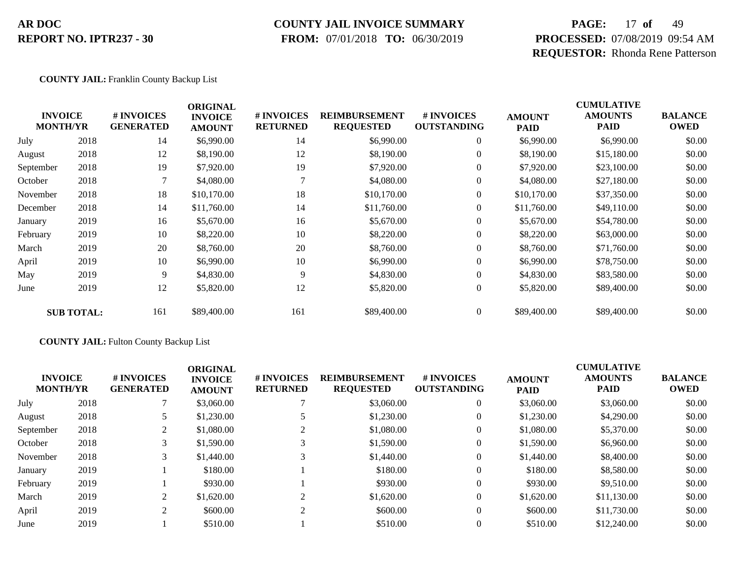**COUNTY JAIL:** Franklin County Backup List

| INVOICE MONTH/YR | | # INVOICES GENERATED | ORIGINAL INVOICE AMOUNT | # INVOICES RETURNED | REIMBURSEMENT REQUESTED | # INVOICES OUTSTANDING | AMOUNT PAID | CUMULATIVE AMOUNTS PAID | BALANCE OWED |
|---|---|---|---|---|---|---|---|---|---|
| July | 2018 | 14 | $6,990.00 | 14 | $6,990.00 | 0 | $6,990.00 | $6,990.00 | $0.00 |
| August | 2018 | 12 | $8,190.00 | 12 | $8,190.00 | 0 | $8,190.00 | $15,180.00 | $0.00 |
| September | 2018 | 19 | $7,920.00 | 19 | $7,920.00 | 0 | $7,920.00 | $23,100.00 | $0.00 |
| October | 2018 | 7 | $4,080.00 | 7 | $4,080.00 | 0 | $4,080.00 | $27,180.00 | $0.00 |
| November | 2018 | 18 | $10,170.00 | 18 | $10,170.00 | 0 | $10,170.00 | $37,350.00 | $0.00 |
| December | 2018 | 14 | $11,760.00 | 14 | $11,760.00 | 0 | $11,760.00 | $49,110.00 | $0.00 |
| January | 2019 | 16 | $5,670.00 | 16 | $5,670.00 | 0 | $5,670.00 | $54,780.00 | $0.00 |
| February | 2019 | 10 | $8,220.00 | 10 | $8,220.00 | 0 | $8,220.00 | $63,000.00 | $0.00 |
| March | 2019 | 20 | $8,760.00 | 20 | $8,760.00 | 0 | $8,760.00 | $71,760.00 | $0.00 |
| April | 2019 | 10 | $6,990.00 | 10 | $6,990.00 | 0 | $6,990.00 | $78,750.00 | $0.00 |
| May | 2019 | 9 | $4,830.00 | 9 | $4,830.00 | 0 | $4,830.00 | $83,580.00 | $0.00 |
| June | 2019 | 12 | $5,820.00 | 12 | $5,820.00 | 0 | $5,820.00 | $89,400.00 | $0.00 |
| **SUB TOTAL:** | | 161 | $89,400.00 | 161 | $89,400.00 | 0 | $89,400.00 | $89,400.00 | $0.00 |

**COUNTY JAIL:** Fulton County Backup List

| INVOICE MONTH/YR | | # INVOICES GENERATED | ORIGINAL INVOICE AMOUNT | # INVOICES RETURNED | REIMBURSEMENT REQUESTED | # INVOICES OUTSTANDING | AMOUNT PAID | CUMULATIVE AMOUNTS PAID | BALANCE OWED |
|---|---|---|---|---|---|---|---|---|---|
| July | 2018 | 7 | $3,060.00 | 7 | $3,060.00 | 0 | $3,060.00 | $3,060.00 | $0.00 |
| August | 2018 | 5 | $1,230.00 | 5 | $1,230.00 | 0 | $1,230.00 | $4,290.00 | $0.00 |
| September | 2018 | 2 | $1,080.00 | 2 | $1,080.00 | 0 | $1,080.00 | $5,370.00 | $0.00 |
| October | 2018 | 3 | $1,590.00 | 3 | $1,590.00 | 0 | $1,590.00 | $6,960.00 | $0.00 |
| November | 2018 | 3 | $1,440.00 | 3 | $1,440.00 | 0 | $1,440.00 | $8,400.00 | $0.00 |
| January | 2019 | 1 | $180.00 | 1 | $180.00 | 0 | $180.00 | $8,580.00 | $0.00 |
| February | 2019 | 1 | $930.00 | 1 | $930.00 | 0 | $930.00 | $9,510.00 | $0.00 |
| March | 2019 | 2 | $1,620.00 | 2 | $1,620.00 | 0 | $1,620.00 | $11,130.00 | $0.00 |
| April | 2019 | 2 | $600.00 | 2 | $600.00 | 0 | $600.00 | $11,730.00 | $0.00 |
| June | 2019 | 1 | $510.00 | 1 | $510.00 | 0 | $510.00 | $12,240.00 | $0.00 |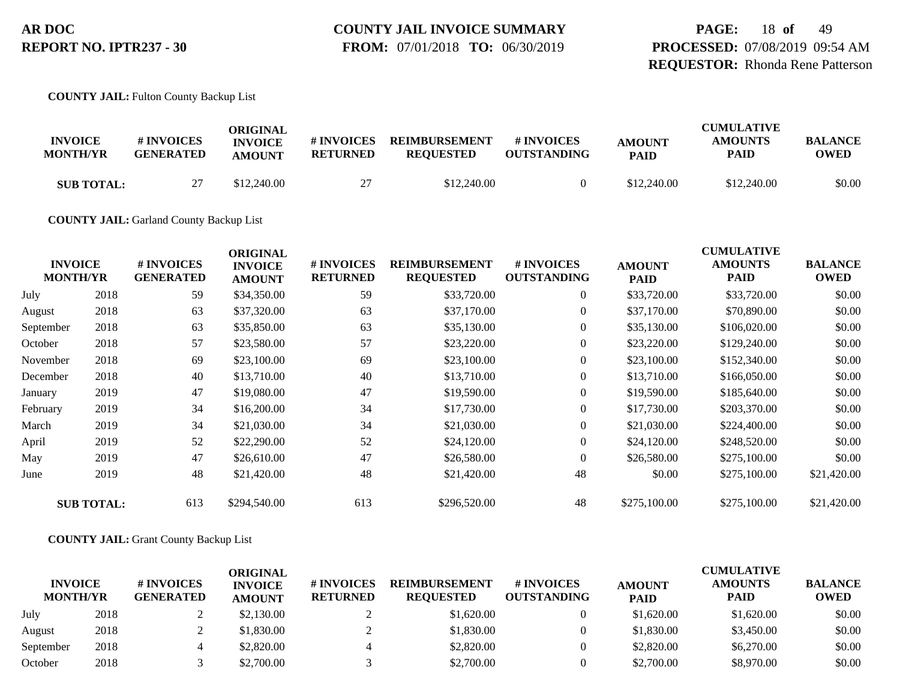**COUNTY JAIL:** Fulton County Backup List

| INVOICE MONTH/YR | | # INVOICES GENERATED | ORIGINAL INVOICE AMOUNT | # INVOICES RETURNED | REIMBURSEMENT REQUESTED | # INVOICES OUTSTANDING | AMOUNT PAID | CUMULATIVE AMOUNTS PAID | BALANCE OWED |
|---|---|---|---|---|---|---|---|---|---|
| **SUB TOTAL:** | | 27 | $12,240.00 | 27 | $12,240.00 | 0 | $12,240.00 | $12,240.00 | $0.00 |

**COUNTY JAIL:** Garland County Backup List

| INVOICE MONTH/YR | | # INVOICES GENERATED | ORIGINAL INVOICE AMOUNT | # INVOICES RETURNED | REIMBURSEMENT REQUESTED | # INVOICES OUTSTANDING | AMOUNT PAID | CUMULATIVE AMOUNTS PAID | BALANCE OWED |
|---|---|---|---|---|---|---|---|---|---|
| July | 2018 | 59 | $34,350.00 | 59 | $33,720.00 | 0 | $33,720.00 | $33,720.00 | $0.00 |
| August | 2018 | 63 | $37,320.00 | 63 | $37,170.00 | 0 | $37,170.00 | $70,890.00 | $0.00 |
| September | 2018 | 63 | $35,850.00 | 63 | $35,130.00 | 0 | $35,130.00 | $106,020.00 | $0.00 |
| October | 2018 | 57 | $23,580.00 | 57 | $23,220.00 | 0 | $23,220.00 | $129,240.00 | $0.00 |
| November | 2018 | 69 | $23,100.00 | 69 | $23,100.00 | 0 | $23,100.00 | $152,340.00 | $0.00 |
| December | 2018 | 40 | $13,710.00 | 40 | $13,710.00 | 0 | $13,710.00 | $166,050.00 | $0.00 |
| January | 2019 | 47 | $19,080.00 | 47 | $19,590.00 | 0 | $19,590.00 | $185,640.00 | $0.00 |
| February | 2019 | 34 | $16,200.00 | 34 | $17,730.00 | 0 | $17,730.00 | $203,370.00 | $0.00 |
| March | 2019 | 34 | $21,030.00 | 34 | $21,030.00 | 0 | $21,030.00 | $224,400.00 | $0.00 |
| April | 2019 | 52 | $22,290.00 | 52 | $24,120.00 | 0 | $24,120.00 | $248,520.00 | $0.00 |
| May | 2019 | 47 | $26,610.00 | 47 | $26,580.00 | 0 | $26,580.00 | $275,100.00 | $0.00 |
| June | 2019 | 48 | $21,420.00 | 48 | $21,420.00 | 48 | $0.00 | $275,100.00 | $21,420.00 |
| **SUB TOTAL:** | | 613 | $294,540.00 | 613 | $296,520.00 | 48 | $275,100.00 | $275,100.00 | $21,420.00 |

**COUNTY JAIL:** Grant County Backup List

| INVOICE MONTH/YR | | # INVOICES GENERATED | ORIGINAL INVOICE AMOUNT | # INVOICES RETURNED | REIMBURSEMENT REQUESTED | # INVOICES OUTSTANDING | AMOUNT PAID | CUMULATIVE AMOUNTS PAID | BALANCE OWED |
|---|---|---|---|---|---|---|---|---|---|
| July | 2018 | 2 | $2,130.00 | 2 | $1,620.00 | 0 | $1,620.00 | $1,620.00 | $0.00 |
| August | 2018 | 2 | $1,830.00 | 2 | $1,830.00 | 0 | $1,830.00 | $3,450.00 | $0.00 |
| September | 2018 | 4 | $2,820.00 | 4 | $2,820.00 | 0 | $2,820.00 | $6,270.00 | $0.00 |
| October | 2018 | 3 | $2,700.00 | 3 | $2,700.00 | 0 | $2,700.00 | $8,970.00 | $0.00 |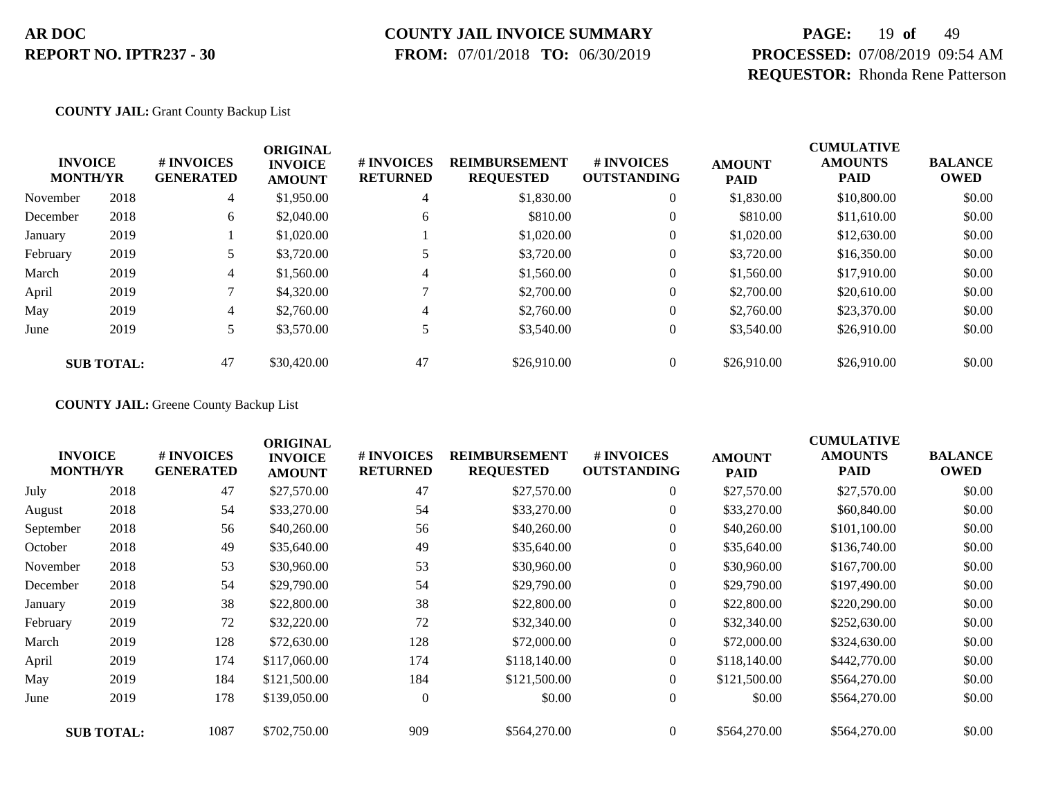**COUNTY JAIL:** Grant County Backup List

| INVOICE MONTH/YR | | # INVOICES GENERATED | ORIGINAL INVOICE AMOUNT | # INVOICES RETURNED | REIMBURSEMENT REQUESTED | # INVOICES OUTSTANDING | AMOUNT PAID | CUMULATIVE AMOUNTS PAID | BALANCE OWED |
|---|---|---|---|---|---|---|---|---|---|
| November | 2018 | 4 | $1,950.00 | 4 | $1,830.00 | 0 | $1,830.00 | $10,800.00 | $0.00 |
| December | 2018 | 6 | $2,040.00 | 6 | $810.00 | 0 | $810.00 | $11,610.00 | $0.00 |
| January | 2019 | 1 | $1,020.00 | 1 | $1,020.00 | 0 | $1,020.00 | $12,630.00 | $0.00 |
| February | 2019 | 5 | $3,720.00 | 5 | $3,720.00 | 0 | $3,720.00 | $16,350.00 | $0.00 |
| March | 2019 | 4 | $1,560.00 | 4 | $1,560.00 | 0 | $1,560.00 | $17,910.00 | $0.00 |
| April | 2019 | 7 | $4,320.00 | 7 | $2,700.00 | 0 | $2,700.00 | $20,610.00 | $0.00 |
| May | 2019 | 4 | $2,760.00 | 4 | $2,760.00 | 0 | $2,760.00 | $23,370.00 | $0.00 |
| June | 2019 | 5 | $3,570.00 | 5 | $3,540.00 | 0 | $3,540.00 | $26,910.00 | $0.00 |
| **SUB TOTAL:** | | 47 | $30,420.00 | 47 | $26,910.00 | 0 | $26,910.00 | $26,910.00 | $0.00 |

**COUNTY JAIL:** Greene County Backup List

| INVOICE MONTH/YR | | # INVOICES GENERATED | ORIGINAL INVOICE AMOUNT | # INVOICES RETURNED | REIMBURSEMENT REQUESTED | # INVOICES OUTSTANDING | AMOUNT PAID | CUMULATIVE AMOUNTS PAID | BALANCE OWED |
|---|---|---|---|---|---|---|---|---|---|
| July | 2018 | 47 | $27,570.00 | 47 | $27,570.00 | 0 | $27,570.00 | $27,570.00 | $0.00 |
| August | 2018 | 54 | $33,270.00 | 54 | $33,270.00 | 0 | $33,270.00 | $60,840.00 | $0.00 |
| September | 2018 | 56 | $40,260.00 | 56 | $40,260.00 | 0 | $40,260.00 | $101,100.00 | $0.00 |
| October | 2018 | 49 | $35,640.00 | 49 | $35,640.00 | 0 | $35,640.00 | $136,740.00 | $0.00 |
| November | 2018 | 53 | $30,960.00 | 53 | $30,960.00 | 0 | $30,960.00 | $167,700.00 | $0.00 |
| December | 2018 | 54 | $29,790.00 | 54 | $29,790.00 | 0 | $29,790.00 | $197,490.00 | $0.00 |
| January | 2019 | 38 | $22,800.00 | 38 | $22,800.00 | 0 | $22,800.00 | $220,290.00 | $0.00 |
| February | 2019 | 72 | $32,220.00 | 72 | $32,340.00 | 0 | $32,340.00 | $252,630.00 | $0.00 |
| March | 2019 | 128 | $72,630.00 | 128 | $72,000.00 | 0 | $72,000.00 | $324,630.00 | $0.00 |
| April | 2019 | 174 | $117,060.00 | 174 | $118,140.00 | 0 | $118,140.00 | $442,770.00 | $0.00 |
| May | 2019 | 184 | $121,500.00 | 184 | $121,500.00 | 0 | $121,500.00 | $564,270.00 | $0.00 |
| June | 2019 | 178 | $139,050.00 | 0 | $0.00 | 0 | $0.00 | $564,270.00 | $0.00 |
| **SUB TOTAL:** | | 1087 | $702,750.00 | 909 | $564,270.00 | 0 | $564,270.00 | $564,270.00 | $0.00 |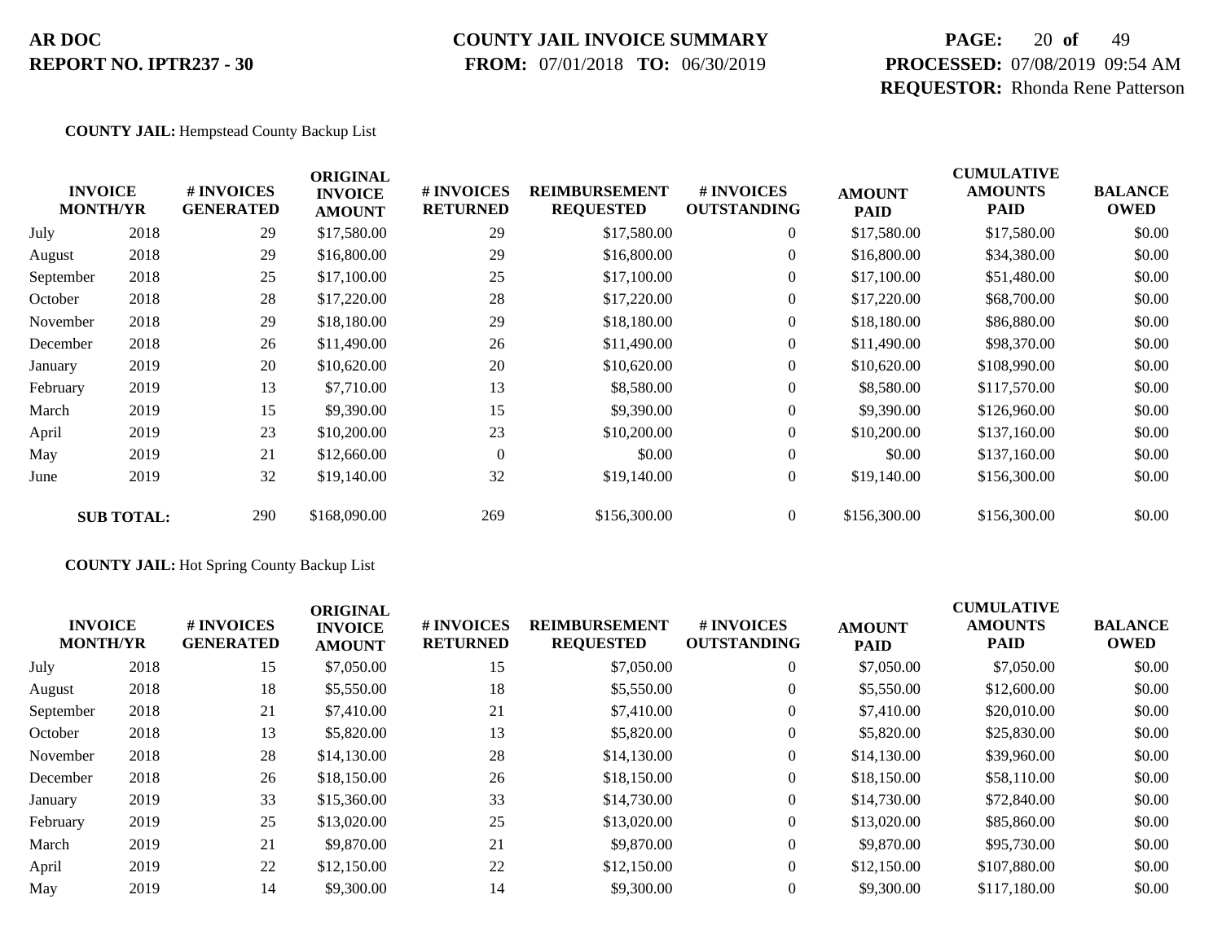**AR DOC**
**REPORT NO. IPTR237 - 30**

**COUNTY JAIL INVOICE SUMMARY**
**FROM:** 07/01/2018 **TO:** 06/30/2019

**PROCESSED:** 07/08/2019 09:54 AM
**REQUESTOR:** Rhonda Rene Patterson

**COUNTY JAIL:** Hempstead County Backup List

| INVOICE MONTH/YR | | # INVOICES GENERATED | ORIGINAL INVOICE AMOUNT | # INVOICES RETURNED | REIMBURSEMENT REQUESTED | # INVOICES OUTSTANDING | AMOUNT PAID | CUMULATIVE AMOUNTS PAID | BALANCE OWED |
|---|---|---|---|---|---|---|---|---|---|
| July | 2018 | 29 | $17,580.00 | 29 | $17,580.00 | 0 | $17,580.00 | $17,580.00 | $0.00 |
| August | 2018 | 29 | $16,800.00 | 29 | $16,800.00 | 0 | $16,800.00 | $34,380.00 | $0.00 |
| September | 2018 | 25 | $17,100.00 | 25 | $17,100.00 | 0 | $17,100.00 | $51,480.00 | $0.00 |
| October | 2018 | 28 | $17,220.00 | 28 | $17,220.00 | 0 | $17,220.00 | $68,700.00 | $0.00 |
| November | 2018 | 29 | $18,180.00 | 29 | $18,180.00 | 0 | $18,180.00 | $86,880.00 | $0.00 |
| December | 2018 | 26 | $11,490.00 | 26 | $11,490.00 | 0 | $11,490.00 | $98,370.00 | $0.00 |
| January | 2019 | 20 | $10,620.00 | 20 | $10,620.00 | 0 | $10,620.00 | $108,990.00 | $0.00 |
| February | 2019 | 13 | $7,710.00 | 13 | $8,580.00 | 0 | $8,580.00 | $117,570.00 | $0.00 |
| March | 2019 | 15 | $9,390.00 | 15 | $9,390.00 | 0 | $9,390.00 | $126,960.00 | $0.00 |
| April | 2019 | 23 | $10,200.00 | 23 | $10,200.00 | 0 | $10,200.00 | $137,160.00 | $0.00 |
| May | 2019 | 21 | $12,660.00 | 0 | $0.00 | 0 | $0.00 | $137,160.00 | $0.00 |
| June | 2019 | 32 | $19,140.00 | 32 | $19,140.00 | 0 | $19,140.00 | $156,300.00 | $0.00 |
| **SUB TOTAL:** | | 290 | $168,090.00 | 269 | $156,300.00 | 0 | $156,300.00 | $156,300.00 | $0.00 |

**COUNTY JAIL:** Hot Spring County Backup List

| INVOICE MONTH/YR | | # INVOICES GENERATED | ORIGINAL INVOICE AMOUNT | # INVOICES RETURNED | REIMBURSEMENT REQUESTED | # INVOICES OUTSTANDING | AMOUNT PAID | CUMULATIVE AMOUNTS PAID | BALANCE OWED |
|---|---|---|---|---|---|---|---|---|---|
| July | 2018 | 15 | $7,050.00 | 15 | $7,050.00 | 0 | $7,050.00 | $7,050.00 | $0.00 |
| August | 2018 | 18 | $5,550.00 | 18 | $5,550.00 | 0 | $5,550.00 | $12,600.00 | $0.00 |
| September | 2018 | 21 | $7,410.00 | 21 | $7,410.00 | 0 | $7,410.00 | $20,010.00 | $0.00 |
| October | 2018 | 13 | $5,820.00 | 13 | $5,820.00 | 0 | $5,820.00 | $25,830.00 | $0.00 |
| November | 2018 | 28 | $14,130.00 | 28 | $14,130.00 | 0 | $14,130.00 | $39,960.00 | $0.00 |
| December | 2018 | 26 | $18,150.00 | 26 | $18,150.00 | 0 | $18,150.00 | $58,110.00 | $0.00 |
| January | 2019 | 33 | $15,360.00 | 33 | $14,730.00 | 0 | $14,730.00 | $72,840.00 | $0.00 |
| February | 2019 | 25 | $13,020.00 | 25 | $13,020.00 | 0 | $13,020.00 | $85,860.00 | $0.00 |
| March | 2019 | 21 | $9,870.00 | 21 | $9,870.00 | 0 | $9,870.00 | $95,730.00 | $0.00 |
| April | 2019 | 22 | $12,150.00 | 22 | $12,150.00 | 0 | $12,150.00 | $107,880.00 | $0.00 |
| May | 2019 | 14 | $9,300.00 | 14 | $9,300.00 | 0 | $9,300.00 | $117,180.00 | $0.00 |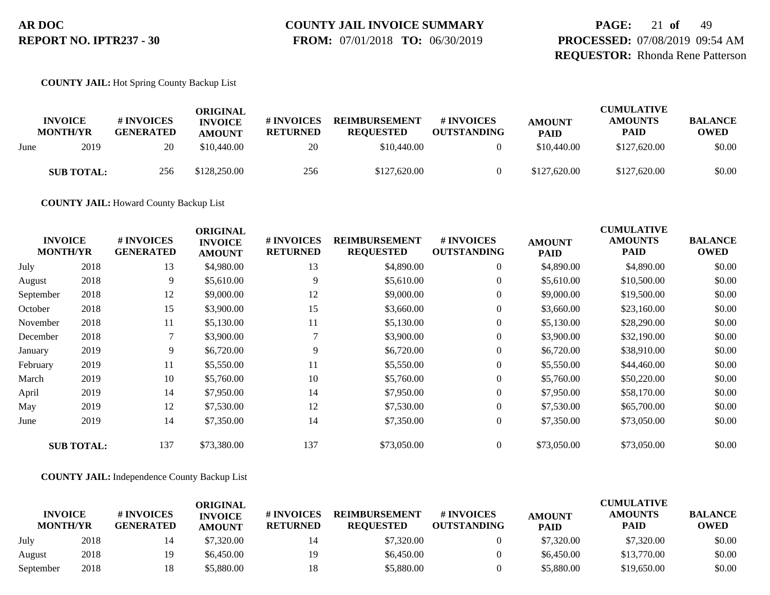**COUNTY JAIL:** Hot Spring County Backup List

| INVOICE MONTH/YR | | # INVOICES GENERATED | ORIGINAL INVOICE AMOUNT | # INVOICES RETURNED | REIMBURSEMENT REQUESTED | # INVOICES OUTSTANDING | AMOUNT PAID | CUMULATIVE AMOUNTS PAID | BALANCE OWED |
|---|---|---|---|---|---|---|---|---|---|
| June | 2019 | 20 | $10,440.00 | 20 | $10,440.00 | 0 | $10,440.00 | $127,620.00 | $0.00 |
| **SUB TOTAL:** | | 256 | $128,250.00 | 256 | $127,620.00 | 0 | $127,620.00 | $127,620.00 | $0.00 |

**COUNTY JAIL:** Howard County Backup List

| INVOICE MONTH/YR | | # INVOICES GENERATED | ORIGINAL INVOICE AMOUNT | # INVOICES RETURNED | REIMBURSEMENT REQUESTED | # INVOICES OUTSTANDING | AMOUNT PAID | CUMULATIVE AMOUNTS PAID | BALANCE OWED |
|---|---|---|---|---|---|---|---|---|---|
| July | 2018 | 13 | $4,980.00 | 13 | $4,890.00 | 0 | $4,890.00 | $4,890.00 | $0.00 |
| August | 2018 | 9 | $5,610.00 | 9 | $5,610.00 | 0 | $5,610.00 | $10,500.00 | $0.00 |
| September | 2018 | 12 | $9,000.00 | 12 | $9,000.00 | 0 | $9,000.00 | $19,500.00 | $0.00 |
| October | 2018 | 15 | $3,900.00 | 15 | $3,660.00 | 0 | $3,660.00 | $23,160.00 | $0.00 |
| November | 2018 | 11 | $5,130.00 | 11 | $5,130.00 | 0 | $5,130.00 | $28,290.00 | $0.00 |
| December | 2018 | 7 | $3,900.00 | 7 | $3,900.00 | 0 | $3,900.00 | $32,190.00 | $0.00 |
| January | 2019 | 9 | $6,720.00 | 9 | $6,720.00 | 0 | $6,720.00 | $38,910.00 | $0.00 |
| February | 2019 | 11 | $5,550.00 | 11 | $5,550.00 | 0 | $5,550.00 | $44,460.00 | $0.00 |
| March | 2019 | 10 | $5,760.00 | 10 | $5,760.00 | 0 | $5,760.00 | $50,220.00 | $0.00 |
| April | 2019 | 14 | $7,950.00 | 14 | $7,950.00 | 0 | $7,950.00 | $58,170.00 | $0.00 |
| May | 2019 | 12 | $7,530.00 | 12 | $7,530.00 | 0 | $7,530.00 | $65,700.00 | $0.00 |
| June | 2019 | 14 | $7,350.00 | 14 | $7,350.00 | 0 | $7,350.00 | $73,050.00 | $0.00 |
| **SUB TOTAL:** | | 137 | $73,380.00 | 137 | $73,050.00 | 0 | $73,050.00 | $73,050.00 | $0.00 |

**COUNTY JAIL:** Independence County Backup List

| INVOICE MONTH/YR | | # INVOICES GENERATED | ORIGINAL INVOICE AMOUNT | # INVOICES RETURNED | REIMBURSEMENT REQUESTED | # INVOICES OUTSTANDING | AMOUNT PAID | CUMULATIVE AMOUNTS PAID | BALANCE OWED |
|---|---|---|---|---|---|---|---|---|---|
| July | 2018 | 14 | $7,320.00 | 14 | $7,320.00 | 0 | $7,320.00 | $7,320.00 | $0.00 |
| August | 2018 | 19 | $6,450.00 | 19 | $6,450.00 | 0 | $6,450.00 | $13,770.00 | $0.00 |
| September | 2018 | 18 | $5,880.00 | 18 | $5,880.00 | 0 | $5,880.00 | $19,650.00 | $0.00 |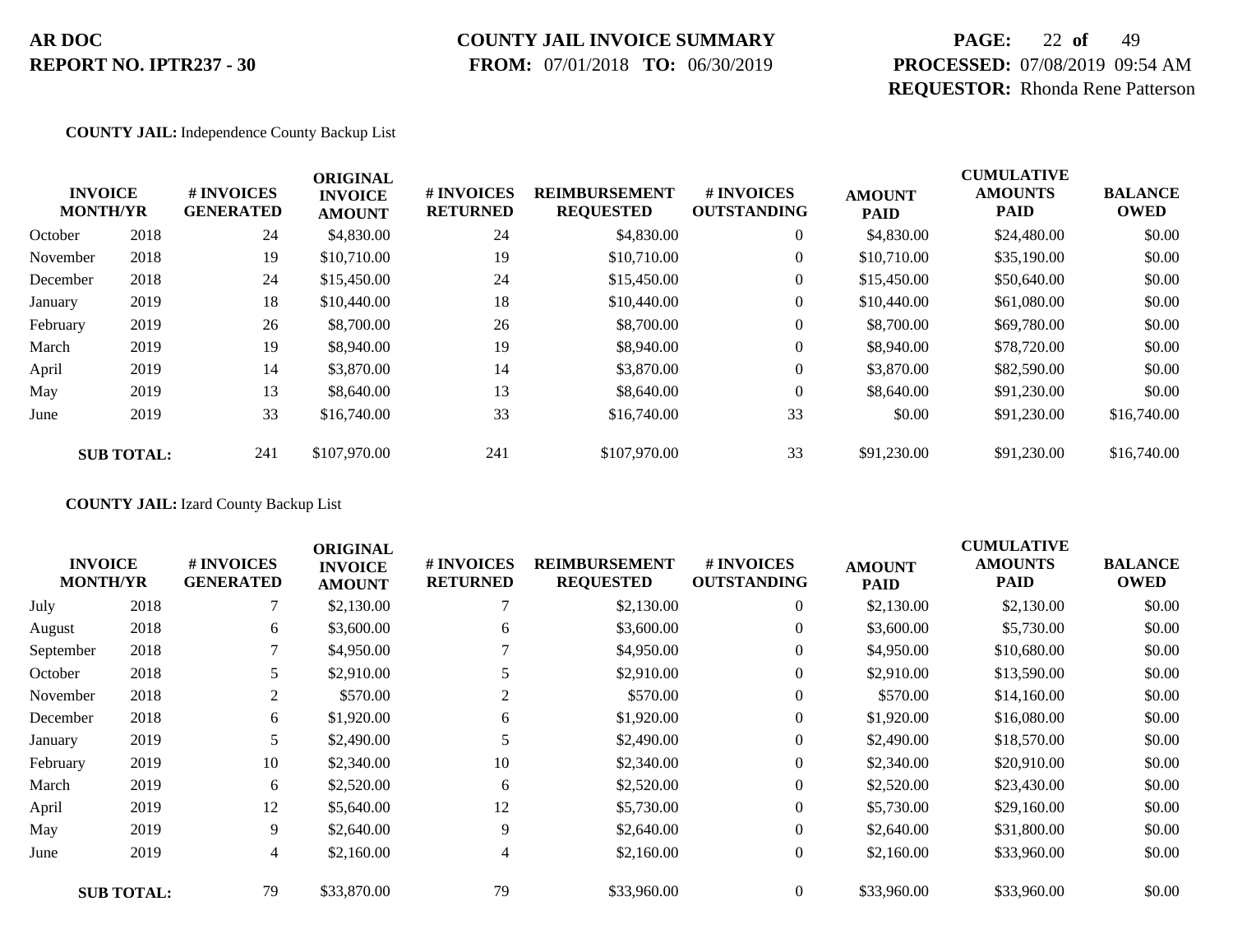**AR DOC**
**REPORT NO. IPTR237 - 30**

**COUNTY JAIL INVOICE SUMMARY**
**FROM:** 07/01/2018 **TO:** 06/30/2019

**PROCESSED:** 07/08/2019 09:54 AM
**REQUESTOR:** Rhonda Rene Patterson

**COUNTY JAIL:** Independence County Backup List

| INVOICE MONTH/YR | | # INVOICES GENERATED | ORIGINAL INVOICE AMOUNT | # INVOICES RETURNED | REIMBURSEMENT REQUESTED | # INVOICES OUTSTANDING | AMOUNT PAID | CUMULATIVE AMOUNTS PAID | BALANCE OWED |
|---|---|---|---|---|---|---|---|---|---|
| October | 2018 | 24 | $4,830.00 | 24 | $4,830.00 | 0 | $4,830.00 | $24,480.00 | $0.00 |
| November | 2018 | 19 | $10,710.00 | 19 | $10,710.00 | 0 | $10,710.00 | $35,190.00 | $0.00 |
| December | 2018 | 24 | $15,450.00 | 24 | $15,450.00 | 0 | $15,450.00 | $50,640.00 | $0.00 |
| January | 2019 | 18 | $10,440.00 | 18 | $10,440.00 | 0 | $10,440.00 | $61,080.00 | $0.00 |
| February | 2019 | 26 | $8,700.00 | 26 | $8,700.00 | 0 | $8,700.00 | $69,780.00 | $0.00 |
| March | 2019 | 19 | $8,940.00 | 19 | $8,940.00 | 0 | $8,940.00 | $78,720.00 | $0.00 |
| April | 2019 | 14 | $3,870.00 | 14 | $3,870.00 | 0 | $3,870.00 | $82,590.00 | $0.00 |
| May | 2019 | 13 | $8,640.00 | 13 | $8,640.00 | 0 | $8,640.00 | $91,230.00 | $0.00 |
| June | 2019 | 33 | $16,740.00 | 33 | $16,740.00 | 33 | $0.00 | $91,230.00 | $16,740.00 |
| **SUB TOTAL:** | | 241 | $107,970.00 | 241 | $107,970.00 | 33 | $91,230.00 | $91,230.00 | $16,740.00 |

**COUNTY JAIL:** Izard County Backup List

| INVOICE MONTH/YR | | # INVOICES GENERATED | ORIGINAL INVOICE AMOUNT | # INVOICES RETURNED | REIMBURSEMENT REQUESTED | # INVOICES OUTSTANDING | AMOUNT PAID | CUMULATIVE AMOUNTS PAID | BALANCE OWED |
|---|---|---|---|---|---|---|---|---|---|
| July | 2018 | 7 | $2,130.00 | 7 | $2,130.00 | 0 | $2,130.00 | $2,130.00 | $0.00 |
| August | 2018 | 6 | $3,600.00 | 6 | $3,600.00 | 0 | $3,600.00 | $5,730.00 | $0.00 |
| September | 2018 | 7 | $4,950.00 | 7 | $4,950.00 | 0 | $4,950.00 | $10,680.00 | $0.00 |
| October | 2018 | 5 | $2,910.00 | 5 | $2,910.00 | 0 | $2,910.00 | $13,590.00 | $0.00 |
| November | 2018 | 2 | $570.00 | 2 | $570.00 | 0 | $570.00 | $14,160.00 | $0.00 |
| December | 2018 | 6 | $1,920.00 | 6 | $1,920.00 | 0 | $1,920.00 | $16,080.00 | $0.00 |
| January | 2019 | 5 | $2,490.00 | 5 | $2,490.00 | 0 | $2,490.00 | $18,570.00 | $0.00 |
| February | 2019 | 10 | $2,340.00 | 10 | $2,340.00 | 0 | $2,340.00 | $20,910.00 | $0.00 |
| March | 2019 | 6 | $2,520.00 | 6 | $2,520.00 | 0 | $2,520.00 | $23,430.00 | $0.00 |
| April | 2019 | 12 | $5,640.00 | 12 | $5,730.00 | 0 | $5,730.00 | $29,160.00 | $0.00 |
| May | 2019 | 9 | $2,640.00 | 9 | $2,640.00 | 0 | $2,640.00 | $31,800.00 | $0.00 |
| June | 2019 | 4 | $2,160.00 | 4 | $2,160.00 | 0 | $2,160.00 | $33,960.00 | $0.00 |
| **SUB TOTAL:** | | 79 | $33,870.00 | 79 | $33,960.00 | 0 | $33,960.00 | $33,960.00 | $0.00 |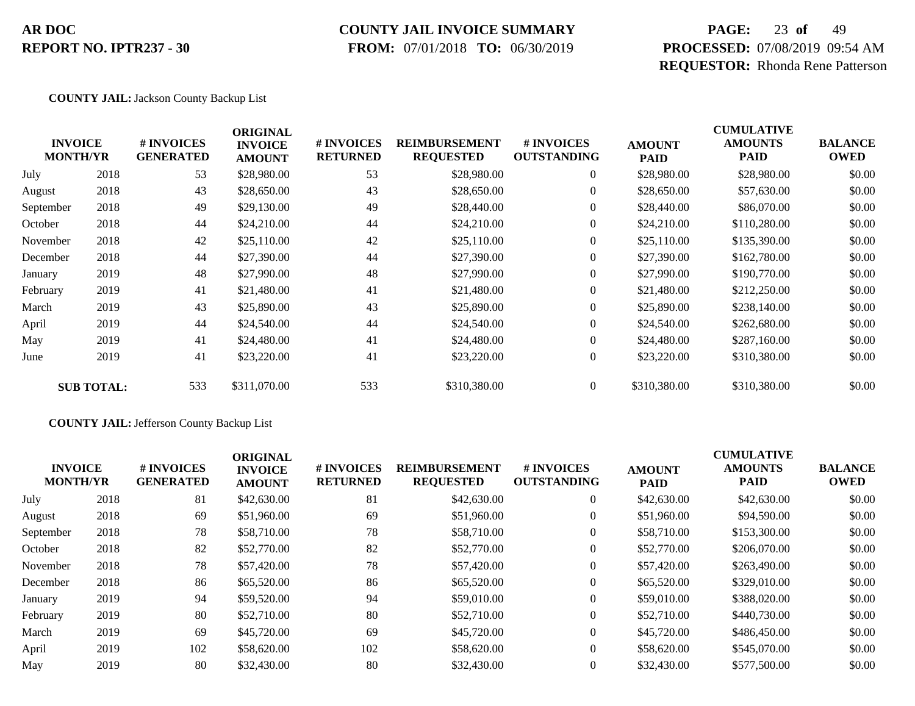**AR DOC**
**REPORT NO. IPTR237 - 30**

**COUNTY JAIL INVOICE SUMMARY**
**FROM:** 07/01/2018 **TO:** 06/30/2019

**PROCESSED:** 07/08/2019 09:54 AM
**REQUESTOR:** Rhonda Rene Patterson

**COUNTY JAIL:** Jackson County Backup List

| INVOICE MONTH/YR | | # INVOICES GENERATED | ORIGINAL INVOICE AMOUNT | # INVOICES RETURNED | REIMBURSEMENT REQUESTED | # INVOICES OUTSTANDING | AMOUNT PAID | CUMULATIVE AMOUNTS PAID | BALANCE OWED |
|---|---|---|---|---|---|---|---|---|---|
| July | 2018 | 53 | $28,980.00 | 53 | $28,980.00 | 0 | $28,980.00 | $28,980.00 | $0.00 |
| August | 2018 | 43 | $28,650.00 | 43 | $28,650.00 | 0 | $28,650.00 | $57,630.00 | $0.00 |
| September | 2018 | 49 | $29,130.00 | 49 | $28,440.00 | 0 | $28,440.00 | $86,070.00 | $0.00 |
| October | 2018 | 44 | $24,210.00 | 44 | $24,210.00 | 0 | $24,210.00 | $110,280.00 | $0.00 |
| November | 2018 | 42 | $25,110.00 | 42 | $25,110.00 | 0 | $25,110.00 | $135,390.00 | $0.00 |
| December | 2018 | 44 | $27,390.00 | 44 | $27,390.00 | 0 | $27,390.00 | $162,780.00 | $0.00 |
| January | 2019 | 48 | $27,990.00 | 48 | $27,990.00 | 0 | $27,990.00 | $190,770.00 | $0.00 |
| February | 2019 | 41 | $21,480.00 | 41 | $21,480.00 | 0 | $21,480.00 | $212,250.00 | $0.00 |
| March | 2019 | 43 | $25,890.00 | 43 | $25,890.00 | 0 | $25,890.00 | $238,140.00 | $0.00 |
| April | 2019 | 44 | $24,540.00 | 44 | $24,540.00 | 0 | $24,540.00 | $262,680.00 | $0.00 |
| May | 2019 | 41 | $24,480.00 | 41 | $24,480.00 | 0 | $24,480.00 | $287,160.00 | $0.00 |
| June | 2019 | 41 | $23,220.00 | 41 | $23,220.00 | 0 | $23,220.00 | $310,380.00 | $0.00 |
| **SUB TOTAL:** | | 533 | $311,070.00 | 533 | $310,380.00 | 0 | $310,380.00 | $310,380.00 | $0.00 |

**COUNTY JAIL:** Jefferson County Backup List

| INVOICE MONTH/YR | | # INVOICES GENERATED | ORIGINAL INVOICE AMOUNT | # INVOICES RETURNED | REIMBURSEMENT REQUESTED | # INVOICES OUTSTANDING | AMOUNT PAID | CUMULATIVE AMOUNTS PAID | BALANCE OWED |
|---|---|---|---|---|---|---|---|---|---|
| July | 2018 | 81 | $42,630.00 | 81 | $42,630.00 | 0 | $42,630.00 | $42,630.00 | $0.00 |
| August | 2018 | 69 | $51,960.00 | 69 | $51,960.00 | 0 | $51,960.00 | $94,590.00 | $0.00 |
| September | 2018 | 78 | $58,710.00 | 78 | $58,710.00 | 0 | $58,710.00 | $153,300.00 | $0.00 |
| October | 2018 | 82 | $52,770.00 | 82 | $52,770.00 | 0 | $52,770.00 | $206,070.00 | $0.00 |
| November | 2018 | 78 | $57,420.00 | 78 | $57,420.00 | 0 | $57,420.00 | $263,490.00 | $0.00 |
| December | 2018 | 86 | $65,520.00 | 86 | $65,520.00 | 0 | $65,520.00 | $329,010.00 | $0.00 |
| January | 2019 | 94 | $59,520.00 | 94 | $59,010.00 | 0 | $59,010.00 | $388,020.00 | $0.00 |
| February | 2019 | 80 | $52,710.00 | 80 | $52,710.00 | 0 | $52,710.00 | $440,730.00 | $0.00 |
| March | 2019 | 69 | $45,720.00 | 69 | $45,720.00 | 0 | $45,720.00 | $486,450.00 | $0.00 |
| April | 2019 | 102 | $58,620.00 | 102 | $58,620.00 | 0 | $58,620.00 | $545,070.00 | $0.00 |
| May | 2019 | 80 | $32,430.00 | 80 | $32,430.00 | 0 | $32,430.00 | $577,500.00 | $0.00 |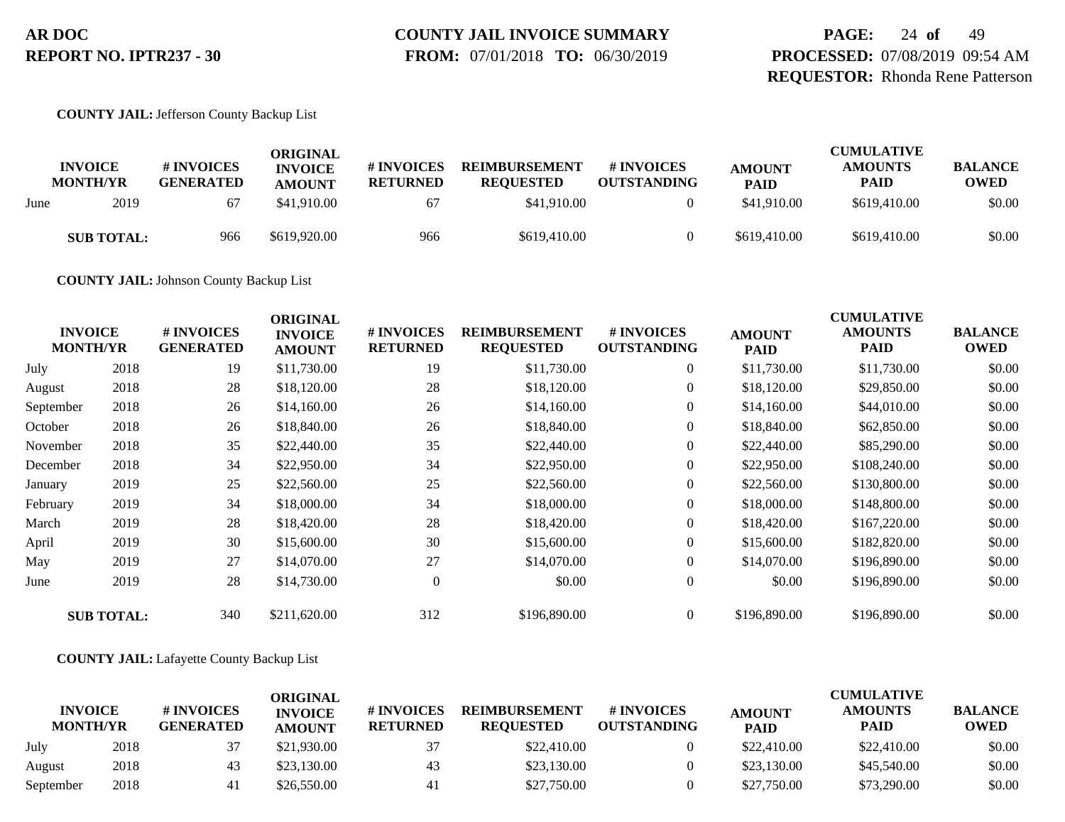**COUNTY JAIL:** Jefferson County Backup List

| INVOICE MONTH/YR | | # INVOICES GENERATED | ORIGINAL INVOICE AMOUNT | # INVOICES RETURNED | REIMBURSEMENT REQUESTED | # INVOICES OUTSTANDING | AMOUNT PAID | CUMULATIVE AMOUNTS PAID | BALANCE OWED |
|---|---|---|---|---|---|---|---|---|---|
| June | 2019 | 67 | $41,910.00 | 67 | $41,910.00 | 0 | $41,910.00 | $619,410.00 | $0.00 |
| **SUB TOTAL:** | | 966 | $619,920.00 | 966 | $619,410.00 | 0 | $619,410.00 | $619,410.00 | $0.00 |

**COUNTY JAIL:** Johnson County Backup List

| INVOICE MONTH/YR | | # INVOICES GENERATED | ORIGINAL INVOICE AMOUNT | # INVOICES RETURNED | REIMBURSEMENT REQUESTED | # INVOICES OUTSTANDING | AMOUNT PAID | CUMULATIVE AMOUNTS PAID | BALANCE OWED |
|---|---|---|---|---|---|---|---|---|---|
| July | 2018 | 19 | $11,730.00 | 19 | $11,730.00 | 0 | $11,730.00 | $11,730.00 | $0.00 |
| August | 2018 | 28 | $18,120.00 | 28 | $18,120.00 | 0 | $18,120.00 | $29,850.00 | $0.00 |
| September | 2018 | 26 | $14,160.00 | 26 | $14,160.00 | 0 | $14,160.00 | $44,010.00 | $0.00 |
| October | 2018 | 26 | $18,840.00 | 26 | $18,840.00 | 0 | $18,840.00 | $62,850.00 | $0.00 |
| November | 2018 | 35 | $22,440.00 | 35 | $22,440.00 | 0 | $22,440.00 | $85,290.00 | $0.00 |
| December | 2018 | 34 | $22,950.00 | 34 | $22,950.00 | 0 | $22,950.00 | $108,240.00 | $0.00 |
| January | 2019 | 25 | $22,560.00 | 25 | $22,560.00 | 0 | $22,560.00 | $130,800.00 | $0.00 |
| February | 2019 | 34 | $18,000.00 | 34 | $18,000.00 | 0 | $18,000.00 | $148,800.00 | $0.00 |
| March | 2019 | 28 | $18,420.00 | 28 | $18,420.00 | 0 | $18,420.00 | $167,220.00 | $0.00 |
| April | 2019 | 30 | $15,600.00 | 30 | $15,600.00 | 0 | $15,600.00 | $182,820.00 | $0.00 |
| May | 2019 | 27 | $14,070.00 | 27 | $14,070.00 | 0 | $14,070.00 | $196,890.00 | $0.00 |
| June | 2019 | 28 | $14,730.00 | 0 | $0.00 | 0 | $0.00 | $196,890.00 | $0.00 |
| **SUB TOTAL:** | | 340 | $211,620.00 | 312 | $196,890.00 | 0 | $196,890.00 | $196,890.00 | $0.00 |

**COUNTY JAIL:** Lafayette County Backup List

| INVOICE MONTH/YR | | # INVOICES GENERATED | ORIGINAL INVOICE AMOUNT | # INVOICES RETURNED | REIMBURSEMENT REQUESTED | # INVOICES OUTSTANDING | AMOUNT PAID | CUMULATIVE AMOUNTS PAID | BALANCE OWED |
|---|---|---|---|---|---|---|---|---|---|
| July | 2018 | 37 | $21,930.00 | 37 | $22,410.00 | 0 | $22,410.00 | $22,410.00 | $0.00 |
| August | 2018 | 43 | $23,130.00 | 43 | $23,130.00 | 0 | $23,130.00 | $45,540.00 | $0.00 |
| September | 2018 | 41 | $26,550.00 | 41 | $27,750.00 | 0 | $27,750.00 | $73,290.00 | $0.00 |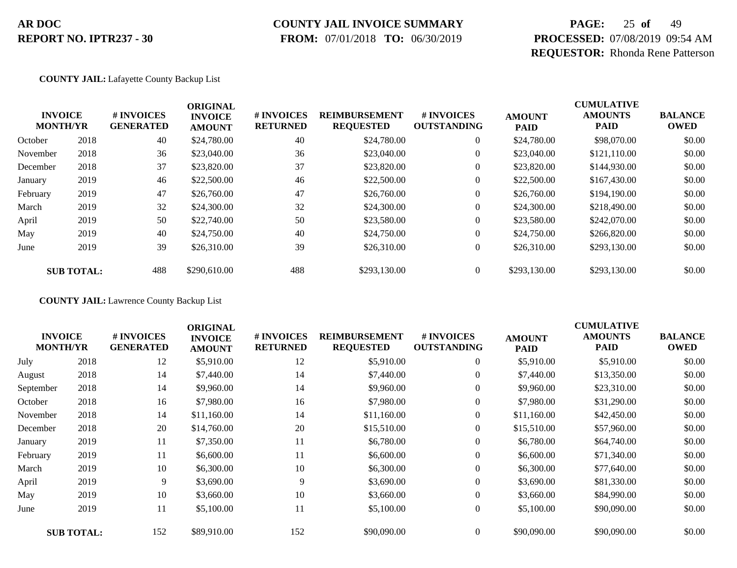**AR DOC**
**REPORT NO. IPTR237 - 30**

**COUNTY JAIL INVOICE SUMMARY**
**FROM:** 07/01/2018 **TO:** 06/30/2019

**PAGE:** 25 **of** 49
**PROCESSED:** 07/08/2019 09:54 AM
**REQUESTOR:** Rhonda Rene Patterson

**COUNTY JAIL:** Lafayette County Backup List

| INVOICE MONTH/YR | | # INVOICES GENERATED | ORIGINAL INVOICE AMOUNT | # INVOICES RETURNED | REIMBURSEMENT REQUESTED | # INVOICES OUTSTANDING | AMOUNT PAID | CUMULATIVE AMOUNTS PAID | BALANCE OWED |
|---|---|---|---|---|---|---|---|---|---|
| October | 2018 | 40 | $24,780.00 | 40 | $24,780.00 | 0 | $24,780.00 | $98,070.00 | $0.00 |
| November | 2018 | 36 | $23,040.00 | 36 | $23,040.00 | 0 | $23,040.00 | $121,110.00 | $0.00 |
| December | 2018 | 37 | $23,820.00 | 37 | $23,820.00 | 0 | $23,820.00 | $144,930.00 | $0.00 |
| January | 2019 | 46 | $22,500.00 | 46 | $22,500.00 | 0 | $22,500.00 | $167,430.00 | $0.00 |
| February | 2019 | 47 | $26,760.00 | 47 | $26,760.00 | 0 | $26,760.00 | $194,190.00 | $0.00 |
| March | 2019 | 32 | $24,300.00 | 32 | $24,300.00 | 0 | $24,300.00 | $218,490.00 | $0.00 |
| April | 2019 | 50 | $22,740.00 | 50 | $23,580.00 | 0 | $23,580.00 | $242,070.00 | $0.00 |
| May | 2019 | 40 | $24,750.00 | 40 | $24,750.00 | 0 | $24,750.00 | $266,820.00 | $0.00 |
| June | 2019 | 39 | $26,310.00 | 39 | $26,310.00 | 0 | $26,310.00 | $293,130.00 | $0.00 |
| **SUB TOTAL:** | | 488 | $290,610.00 | 488 | $293,130.00 | 0 | $293,130.00 | $293,130.00 | $0.00 |

**COUNTY JAIL:** Lawrence County Backup List

| INVOICE MONTH/YR | | # INVOICES GENERATED | ORIGINAL INVOICE AMOUNT | # INVOICES RETURNED | REIMBURSEMENT REQUESTED | # INVOICES OUTSTANDING | AMOUNT PAID | CUMULATIVE AMOUNTS PAID | BALANCE OWED |
|---|---|---|---|---|---|---|---|---|---|
| July | 2018 | 12 | $5,910.00 | 12 | $5,910.00 | 0 | $5,910.00 | $5,910.00 | $0.00 |
| August | 2018 | 14 | $7,440.00 | 14 | $7,440.00 | 0 | $7,440.00 | $13,350.00 | $0.00 |
| September | 2018 | 14 | $9,960.00 | 14 | $9,960.00 | 0 | $9,960.00 | $23,310.00 | $0.00 |
| October | 2018 | 16 | $7,980.00 | 16 | $7,980.00 | 0 | $7,980.00 | $31,290.00 | $0.00 |
| November | 2018 | 14 | $11,160.00 | 14 | $11,160.00 | 0 | $11,160.00 | $42,450.00 | $0.00 |
| December | 2018 | 20 | $14,760.00 | 20 | $15,510.00 | 0 | $15,510.00 | $57,960.00 | $0.00 |
| January | 2019 | 11 | $7,350.00 | 11 | $6,780.00 | 0 | $6,780.00 | $64,740.00 | $0.00 |
| February | 2019 | 11 | $6,600.00 | 11 | $6,600.00 | 0 | $6,600.00 | $71,340.00 | $0.00 |
| March | 2019 | 10 | $6,300.00 | 10 | $6,300.00 | 0 | $6,300.00 | $77,640.00 | $0.00 |
| April | 2019 | 9 | $3,690.00 | 9 | $3,690.00 | 0 | $3,690.00 | $81,330.00 | $0.00 |
| May | 2019 | 10 | $3,660.00 | 10 | $3,660.00 | 0 | $3,660.00 | $84,990.00 | $0.00 |
| June | 2019 | 11 | $5,100.00 | 11 | $5,100.00 | 0 | $5,100.00 | $90,090.00 | $0.00 |
| **SUB TOTAL:** | | 152 | $89,910.00 | 152 | $90,090.00 | 0 | $90,090.00 | $90,090.00 | $0.00 |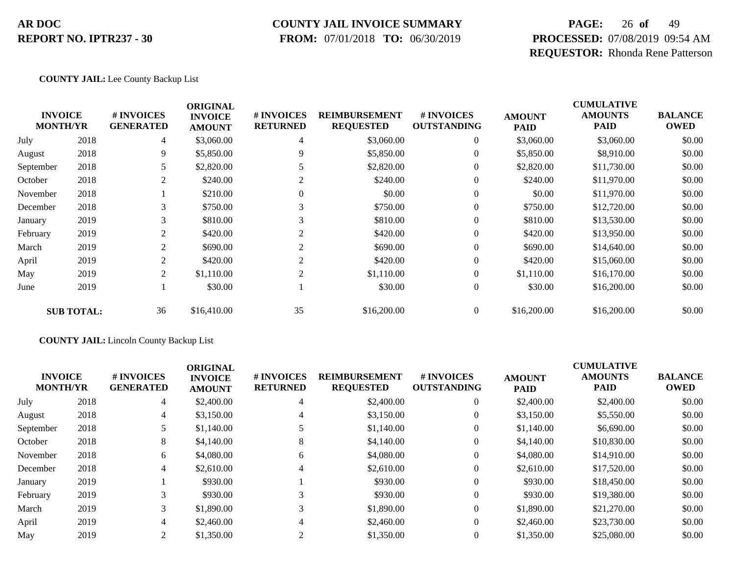**COUNTY JAIL:** Lee County Backup List

| INVOICE MONTH/YR | | # INVOICES GENERATED | ORIGINAL INVOICE AMOUNT | # INVOICES RETURNED | REIMBURSEMENT REQUESTED | # INVOICES OUTSTANDING | AMOUNT PAID | CUMULATIVE AMOUNTS PAID | BALANCE OWED |
|---|---|---|---|---|---|---|---|---|---|
| July | 2018 | 4 | $3,060.00 | 4 | $3,060.00 | 0 | $3,060.00 | $3,060.00 | $0.00 |
| August | 2018 | 9 | $5,850.00 | 9 | $5,850.00 | 0 | $5,850.00 | $8,910.00 | $0.00 |
| September | 2018 | 5 | $2,820.00 | 5 | $2,820.00 | 0 | $2,820.00 | $11,730.00 | $0.00 |
| October | 2018 | 2 | $240.00 | 2 | $240.00 | 0 | $240.00 | $11,970.00 | $0.00 |
| November | 2018 | 1 | $210.00 | 0 | $0.00 | 0 | $0.00 | $11,970.00 | $0.00 |
| December | 2018 | 3 | $750.00 | 3 | $750.00 | 0 | $750.00 | $12,720.00 | $0.00 |
| January | 2019 | 3 | $810.00 | 3 | $810.00 | 0 | $810.00 | $13,530.00 | $0.00 |
| February | 2019 | 2 | $420.00 | 2 | $420.00 | 0 | $420.00 | $13,950.00 | $0.00 |
| March | 2019 | 2 | $690.00 | 2 | $690.00 | 0 | $690.00 | $14,640.00 | $0.00 |
| April | 2019 | 2 | $420.00 | 2 | $420.00 | 0 | $420.00 | $15,060.00 | $0.00 |
| May | 2019 | 2 | $1,110.00 | 2 | $1,110.00 | 0 | $1,110.00 | $16,170.00 | $0.00 |
| June | 2019 | 1 | $30.00 | 1 | $30.00 | 0 | $30.00 | $16,200.00 | $0.00 |
| **SUB TOTAL:** | | 36 | $16,410.00 | 35 | $16,200.00 | 0 | $16,200.00 | $16,200.00 | $0.00 |

**COUNTY JAIL:** Lincoln County Backup List

| INVOICE MONTH/YR | | # INVOICES GENERATED | ORIGINAL INVOICE AMOUNT | # INVOICES RETURNED | REIMBURSEMENT REQUESTED | # INVOICES OUTSTANDING | AMOUNT PAID | CUMULATIVE AMOUNTS PAID | BALANCE OWED |
|---|---|---|---|---|---|---|---|---|---|
| July | 2018 | 4 | $2,400.00 | 4 | $2,400.00 | 0 | $2,400.00 | $2,400.00 | $0.00 |
| August | 2018 | 4 | $3,150.00 | 4 | $3,150.00 | 0 | $3,150.00 | $5,550.00 | $0.00 |
| September | 2018 | 5 | $1,140.00 | 5 | $1,140.00 | 0 | $1,140.00 | $6,690.00 | $0.00 |
| October | 2018 | 8 | $4,140.00 | 8 | $4,140.00 | 0 | $4,140.00 | $10,830.00 | $0.00 |
| November | 2018 | 6 | $4,080.00 | 6 | $4,080.00 | 0 | $4,080.00 | $14,910.00 | $0.00 |
| December | 2018 | 4 | $2,610.00 | 4 | $2,610.00 | 0 | $2,610.00 | $17,520.00 | $0.00 |
| January | 2019 | 1 | $930.00 | 1 | $930.00 | 0 | $930.00 | $18,450.00 | $0.00 |
| February | 2019 | 3 | $930.00 | 3 | $930.00 | 0 | $930.00 | $19,380.00 | $0.00 |
| March | 2019 | 3 | $1,890.00 | 3 | $1,890.00 | 0 | $1,890.00 | $21,270.00 | $0.00 |
| April | 2019 | 4 | $2,460.00 | 4 | $2,460.00 | 0 | $2,460.00 | $23,730.00 | $0.00 |
| May | 2019 | 2 | $1,350.00 | 2 | $1,350.00 | 0 | $1,350.00 | $25,080.00 | $0.00 |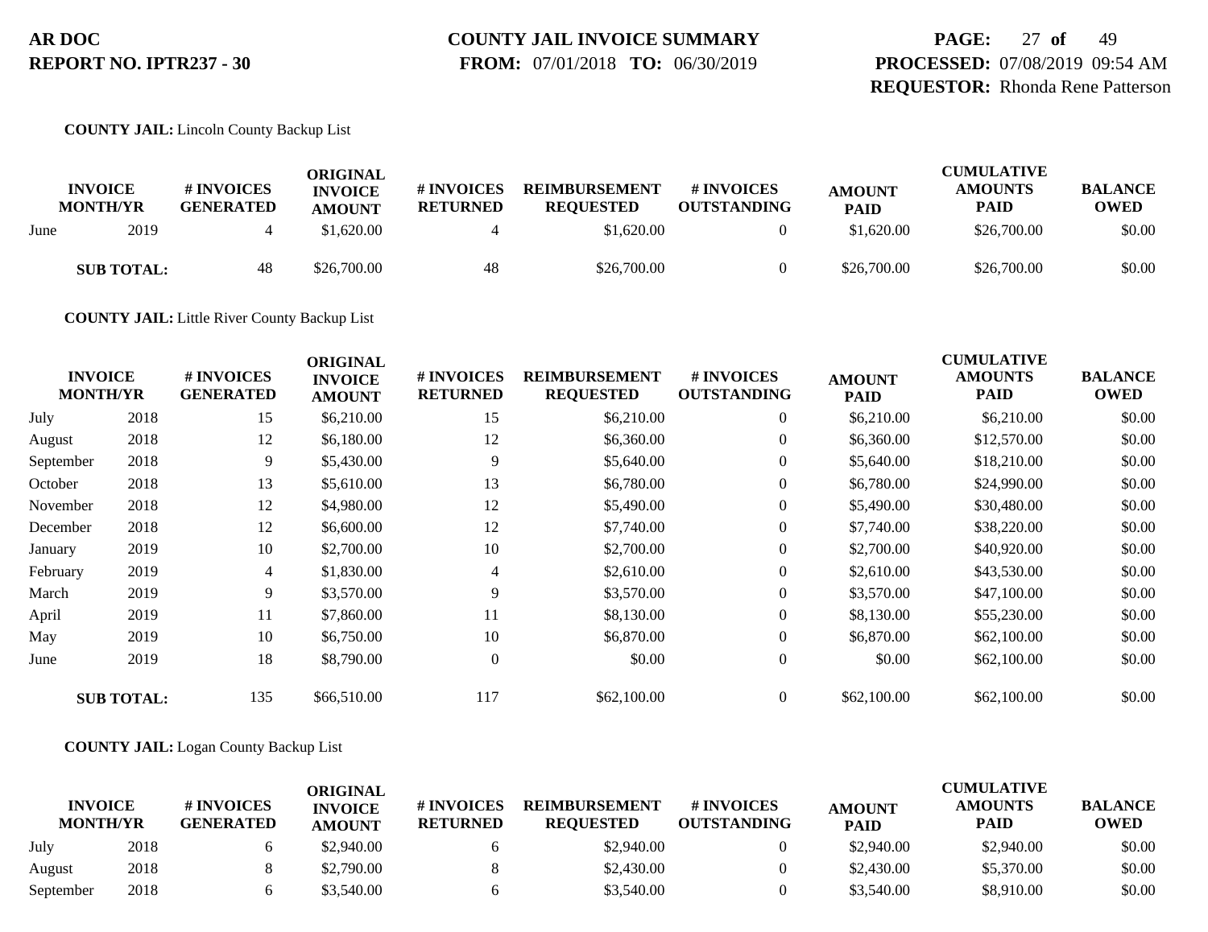**COUNTY JAIL:** Lincoln County Backup List

| INVOICE MONTH/YR | | # INVOICES GENERATED | ORIGINAL INVOICE AMOUNT | # INVOICES RETURNED | REIMBURSEMENT REQUESTED | # INVOICES OUTSTANDING | AMOUNT PAID | CUMULATIVE AMOUNTS PAID | BALANCE OWED |
|---|---|---|---|---|---|---|---|---|---|
| June | 2019 | 4 | $1,620.00 | 4 | $1,620.00 | 0 | $1,620.00 | $26,700.00 | $0.00 |
| **SUB TOTAL:** | | 48 | $26,700.00 | 48 | $26,700.00 | 0 | $26,700.00 | $26,700.00 | $0.00 |

**COUNTY JAIL:** Little River County Backup List

| INVOICE MONTH/YR | | # INVOICES GENERATED | ORIGINAL INVOICE AMOUNT | # INVOICES RETURNED | REIMBURSEMENT REQUESTED | # INVOICES OUTSTANDING | AMOUNT PAID | CUMULATIVE AMOUNTS PAID | BALANCE OWED |
|---|---|---|---|---|---|---|---|---|---|
| July | 2018 | 15 | $6,210.00 | 15 | $6,210.00 | 0 | $6,210.00 | $6,210.00 | $0.00 |
| August | 2018 | 12 | $6,180.00 | 12 | $6,360.00 | 0 | $6,360.00 | $12,570.00 | $0.00 |
| September | 2018 | 9 | $5,430.00 | 9 | $5,640.00 | 0 | $5,640.00 | $18,210.00 | $0.00 |
| October | 2018 | 13 | $5,610.00 | 13 | $6,780.00 | 0 | $6,780.00 | $24,990.00 | $0.00 |
| November | 2018 | 12 | $4,980.00 | 12 | $5,490.00 | 0 | $5,490.00 | $30,480.00 | $0.00 |
| December | 2018 | 12 | $6,600.00 | 12 | $7,740.00 | 0 | $7,740.00 | $38,220.00 | $0.00 |
| January | 2019 | 10 | $2,700.00 | 10 | $2,700.00 | 0 | $2,700.00 | $40,920.00 | $0.00 |
| February | 2019 | 4 | $1,830.00 | 4 | $2,610.00 | 0 | $2,610.00 | $43,530.00 | $0.00 |
| March | 2019 | 9 | $3,570.00 | 9 | $3,570.00 | 0 | $3,570.00 | $47,100.00 | $0.00 |
| April | 2019 | 11 | $7,860.00 | 11 | $8,130.00 | 0 | $8,130.00 | $55,230.00 | $0.00 |
| May | 2019 | 10 | $6,750.00 | 10 | $6,870.00 | 0 | $6,870.00 | $62,100.00 | $0.00 |
| June | 2019 | 18 | $8,790.00 | 0 | $0.00 | 0 | $0.00 | $62,100.00 | $0.00 |
| **SUB TOTAL:** | | 135 | $66,510.00 | 117 | $62,100.00 | 0 | $62,100.00 | $62,100.00 | $0.00 |

**COUNTY JAIL:** Logan County Backup List

| INVOICE MONTH/YR | | # INVOICES GENERATED | ORIGINAL INVOICE AMOUNT | # INVOICES RETURNED | REIMBURSEMENT REQUESTED | # INVOICES OUTSTANDING | AMOUNT PAID | CUMULATIVE AMOUNTS PAID | BALANCE OWED |
|---|---|---|---|---|---|---|---|---|---|
| July | 2018 | 6 | $2,940.00 | 6 | $2,940.00 | 0 | $2,940.00 | $2,940.00 | $0.00 |
| August | 2018 | 8 | $2,790.00 | 8 | $2,430.00 | 0 | $2,430.00 | $5,370.00 | $0.00 |
| September | 2018 | 6 | $3,540.00 | 6 | $3,540.00 | 0 | $3,540.00 | $8,910.00 | $0.00 |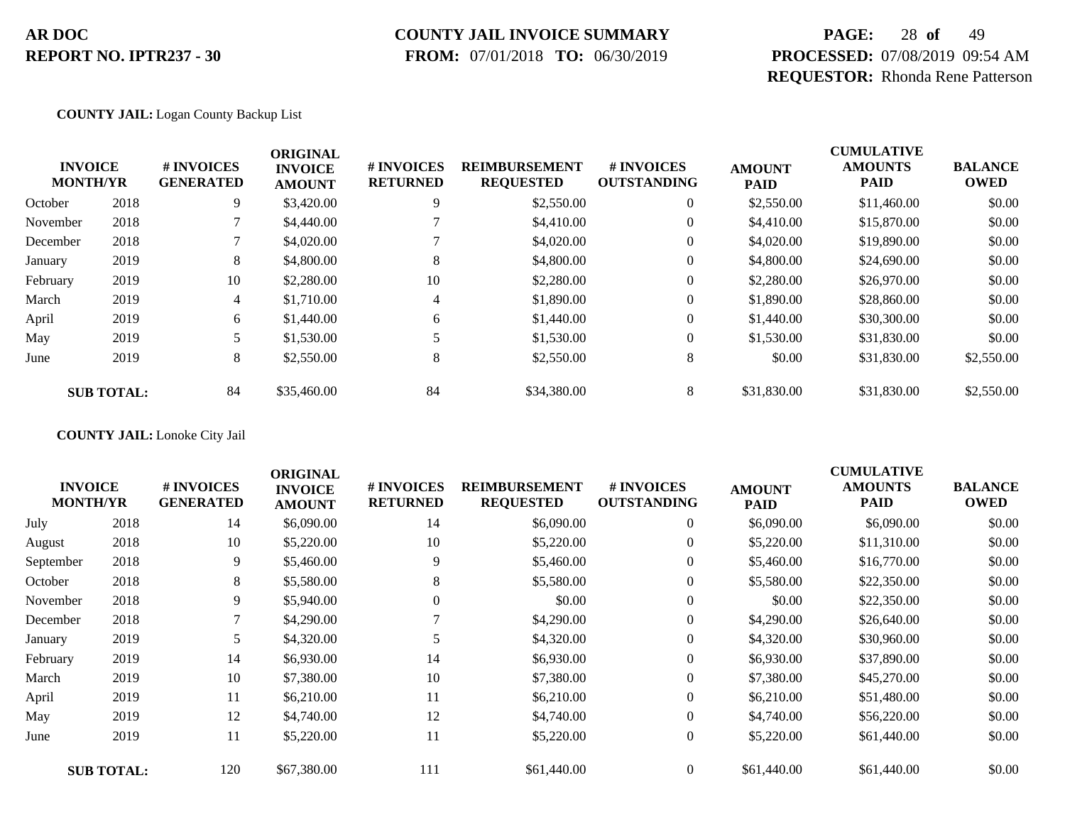**AR DOC**
**REPORT NO. IPTR237 - 30**

**COUNTY JAIL INVOICE SUMMARY**
**FROM:** 07/01/2018 **TO:** 06/30/2019

**PROCESSED:** 07/08/2019 09:54 AM
**REQUESTOR:** Rhonda Rene Patterson

**COUNTY JAIL:** Logan County Backup List

| INVOICE MONTH/YR | | # INVOICES GENERATED | ORIGINAL INVOICE AMOUNT | # INVOICES RETURNED | REIMBURSEMENT REQUESTED | # INVOICES OUTSTANDING | AMOUNT PAID | CUMULATIVE AMOUNTS PAID | BALANCE OWED |
|---|---|---|---|---|---|---|---|---|---|
| October | 2018 | 9 | $3,420.00 | 9 | $2,550.00 | 0 | $2,550.00 | $11,460.00 | $0.00 |
| November | 2018 | 7 | $4,440.00 | 7 | $4,410.00 | 0 | $4,410.00 | $15,870.00 | $0.00 |
| December | 2018 | 7 | $4,020.00 | 7 | $4,020.00 | 0 | $4,020.00 | $19,890.00 | $0.00 |
| January | 2019 | 8 | $4,800.00 | 8 | $4,800.00 | 0 | $4,800.00 | $24,690.00 | $0.00 |
| February | 2019 | 10 | $2,280.00 | 10 | $2,280.00 | 0 | $2,280.00 | $26,970.00 | $0.00 |
| March | 2019 | 4 | $1,710.00 | 4 | $1,890.00 | 0 | $1,890.00 | $28,860.00 | $0.00 |
| April | 2019 | 6 | $1,440.00 | 6 | $1,440.00 | 0 | $1,440.00 | $30,300.00 | $0.00 |
| May | 2019 | 5 | $1,530.00 | 5 | $1,530.00 | 0 | $1,530.00 | $31,830.00 | $0.00 |
| June | 2019 | 8 | $2,550.00 | 8 | $2,550.00 | 8 | $0.00 | $31,830.00 | $2,550.00 |
| **SUB TOTAL:** | | 84 | $35,460.00 | 84 | $34,380.00 | 8 | $31,830.00 | $31,830.00 | $2,550.00 |

**COUNTY JAIL:** Lonoke City Jail

| INVOICE MONTH/YR | | # INVOICES GENERATED | ORIGINAL INVOICE AMOUNT | # INVOICES RETURNED | REIMBURSEMENT REQUESTED | # INVOICES OUTSTANDING | AMOUNT PAID | CUMULATIVE AMOUNTS PAID | BALANCE OWED |
|---|---|---|---|---|---|---|---|---|---|
| July | 2018 | 14 | $6,090.00 | 14 | $6,090.00 | 0 | $6,090.00 | $6,090.00 | $0.00 |
| August | 2018 | 10 | $5,220.00 | 10 | $5,220.00 | 0 | $5,220.00 | $11,310.00 | $0.00 |
| September | 2018 | 9 | $5,460.00 | 9 | $5,460.00 | 0 | $5,460.00 | $16,770.00 | $0.00 |
| October | 2018 | 8 | $5,580.00 | 8 | $5,580.00 | 0 | $5,580.00 | $22,350.00 | $0.00 |
| November | 2018 | 9 | $5,940.00 | 0 | $0.00 | 0 | $0.00 | $22,350.00 | $0.00 |
| December | 2018 | 7 | $4,290.00 | 7 | $4,290.00 | 0 | $4,290.00 | $26,640.00 | $0.00 |
| January | 2019 | 5 | $4,320.00 | 5 | $4,320.00 | 0 | $4,320.00 | $30,960.00 | $0.00 |
| February | 2019 | 14 | $6,930.00 | 14 | $6,930.00 | 0 | $6,930.00 | $37,890.00 | $0.00 |
| March | 2019 | 10 | $7,380.00 | 10 | $7,380.00 | 0 | $7,380.00 | $45,270.00 | $0.00 |
| April | 2019 | 11 | $6,210.00 | 11 | $6,210.00 | 0 | $6,210.00 | $51,480.00 | $0.00 |
| May | 2019 | 12 | $4,740.00 | 12 | $4,740.00 | 0 | $4,740.00 | $56,220.00 | $0.00 |
| June | 2019 | 11 | $5,220.00 | 11 | $5,220.00 | 0 | $5,220.00 | $61,440.00 | $0.00 |
| **SUB TOTAL:** | | 120 | $67,380.00 | 111 | $61,440.00 | 0 | $61,440.00 | $61,440.00 | $0.00 |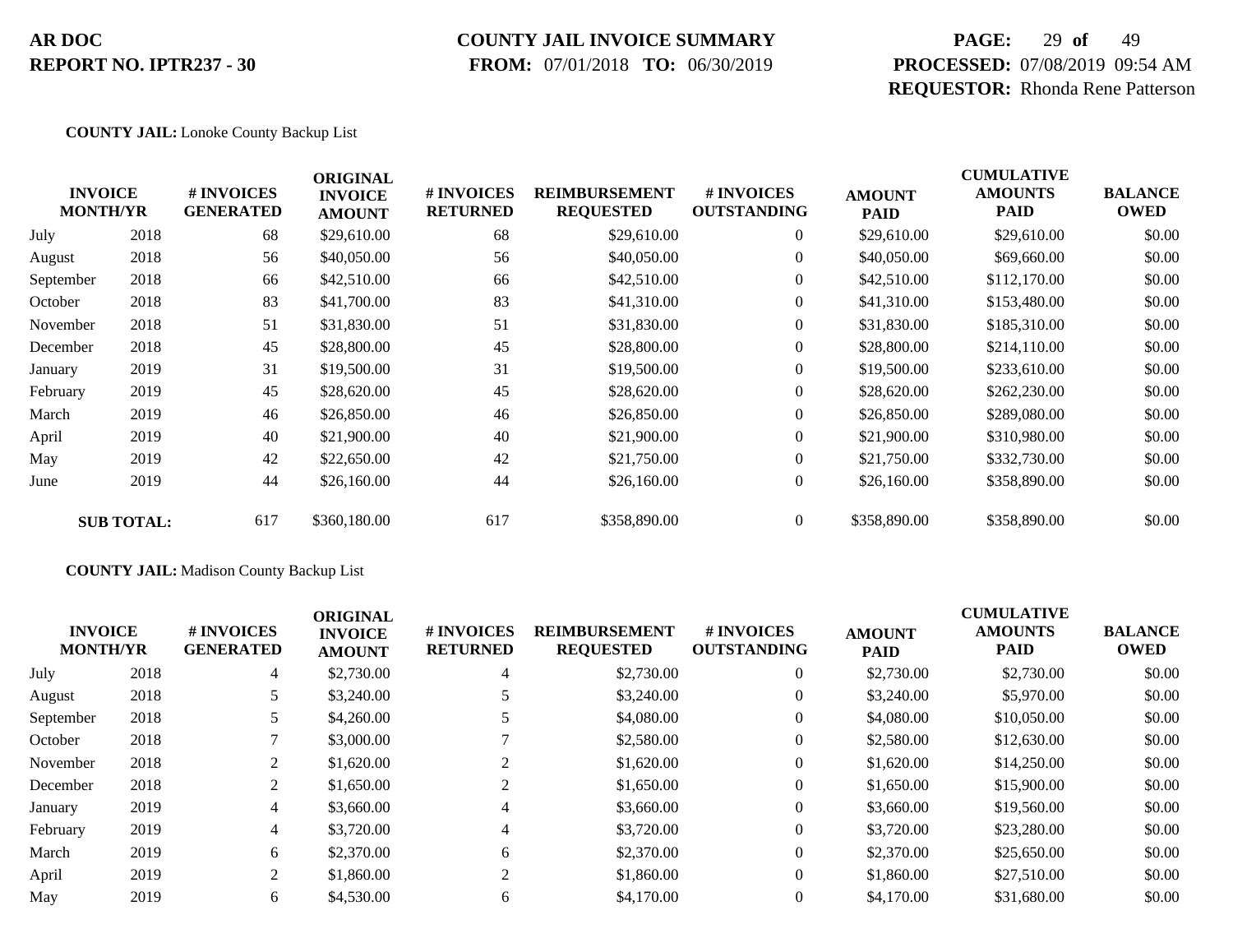**AR DOC**
**REPORT NO. IPTR237 - 30**

**COUNTY JAIL INVOICE SUMMARY**
**FROM:** 07/01/2018 **TO:** 06/30/2019

**PROCESSED:** 07/08/2019 09:54 AM
**REQUESTOR:** Rhonda Rene Patterson

**COUNTY JAIL:** Lonoke County Backup List

| INVOICE MONTH/YR | | # INVOICES GENERATED | ORIGINAL INVOICE AMOUNT | # INVOICES RETURNED | REIMBURSEMENT REQUESTED | # INVOICES OUTSTANDING | AMOUNT PAID | CUMULATIVE AMOUNTS PAID | BALANCE OWED |
|---|---|---|---|---|---|---|---|---|---|
| July | 2018 | 68 | $29,610.00 | 68 | $29,610.00 | 0 | $29,610.00 | $29,610.00 | $0.00 |
| August | 2018 | 56 | $40,050.00 | 56 | $40,050.00 | 0 | $40,050.00 | $69,660.00 | $0.00 |
| September | 2018 | 66 | $42,510.00 | 66 | $42,510.00 | 0 | $42,510.00 | $112,170.00 | $0.00 |
| October | 2018 | 83 | $41,700.00 | 83 | $41,310.00 | 0 | $41,310.00 | $153,480.00 | $0.00 |
| November | 2018 | 51 | $31,830.00 | 51 | $31,830.00 | 0 | $31,830.00 | $185,310.00 | $0.00 |
| December | 2018 | 45 | $28,800.00 | 45 | $28,800.00 | 0 | $28,800.00 | $214,110.00 | $0.00 |
| January | 2019 | 31 | $19,500.00 | 31 | $19,500.00 | 0 | $19,500.00 | $233,610.00 | $0.00 |
| February | 2019 | 45 | $28,620.00 | 45 | $28,620.00 | 0 | $28,620.00 | $262,230.00 | $0.00 |
| March | 2019 | 46 | $26,850.00 | 46 | $26,850.00 | 0 | $26,850.00 | $289,080.00 | $0.00 |
| April | 2019 | 40 | $21,900.00 | 40 | $21,900.00 | 0 | $21,900.00 | $310,980.00 | $0.00 |
| May | 2019 | 42 | $22,650.00 | 42 | $21,750.00 | 0 | $21,750.00 | $332,730.00 | $0.00 |
| June | 2019 | 44 | $26,160.00 | 44 | $26,160.00 | 0 | $26,160.00 | $358,890.00 | $0.00 |
| **SUB TOTAL:** | | 617 | $360,180.00 | 617 | $358,890.00 | 0 | $358,890.00 | $358,890.00 | $0.00 |

**COUNTY JAIL:** Madison County Backup List

| INVOICE MONTH/YR | | # INVOICES GENERATED | ORIGINAL INVOICE AMOUNT | # INVOICES RETURNED | REIMBURSEMENT REQUESTED | # INVOICES OUTSTANDING | AMOUNT PAID | CUMULATIVE AMOUNTS PAID | BALANCE OWED |
|---|---|---|---|---|---|---|---|---|---|
| July | 2018 | 4 | $2,730.00 | 4 | $2,730.00 | 0 | $2,730.00 | $2,730.00 | $0.00 |
| August | 2018 | 5 | $3,240.00 | 5 | $3,240.00 | 0 | $3,240.00 | $5,970.00 | $0.00 |
| September | 2018 | 5 | $4,260.00 | 5 | $4,080.00 | 0 | $4,080.00 | $10,050.00 | $0.00 |
| October | 2018 | 7 | $3,000.00 | 7 | $2,580.00 | 0 | $2,580.00 | $12,630.00 | $0.00 |
| November | 2018 | 2 | $1,620.00 | 2 | $1,620.00 | 0 | $1,620.00 | $14,250.00 | $0.00 |
| December | 2018 | 2 | $1,650.00 | 2 | $1,650.00 | 0 | $1,650.00 | $15,900.00 | $0.00 |
| January | 2019 | 4 | $3,660.00 | 4 | $3,660.00 | 0 | $3,660.00 | $19,560.00 | $0.00 |
| February | 2019 | 4 | $3,720.00 | 4 | $3,720.00 | 0 | $3,720.00 | $23,280.00 | $0.00 |
| March | 2019 | 6 | $2,370.00 | 6 | $2,370.00 | 0 | $2,370.00 | $25,650.00 | $0.00 |
| April | 2019 | 2 | $1,860.00 | 2 | $1,860.00 | 0 | $1,860.00 | $27,510.00 | $0.00 |
| May | 2019 | 6 | $4,530.00 | 6 | $4,170.00 | 0 | $4,170.00 | $31,680.00 | $0.00 |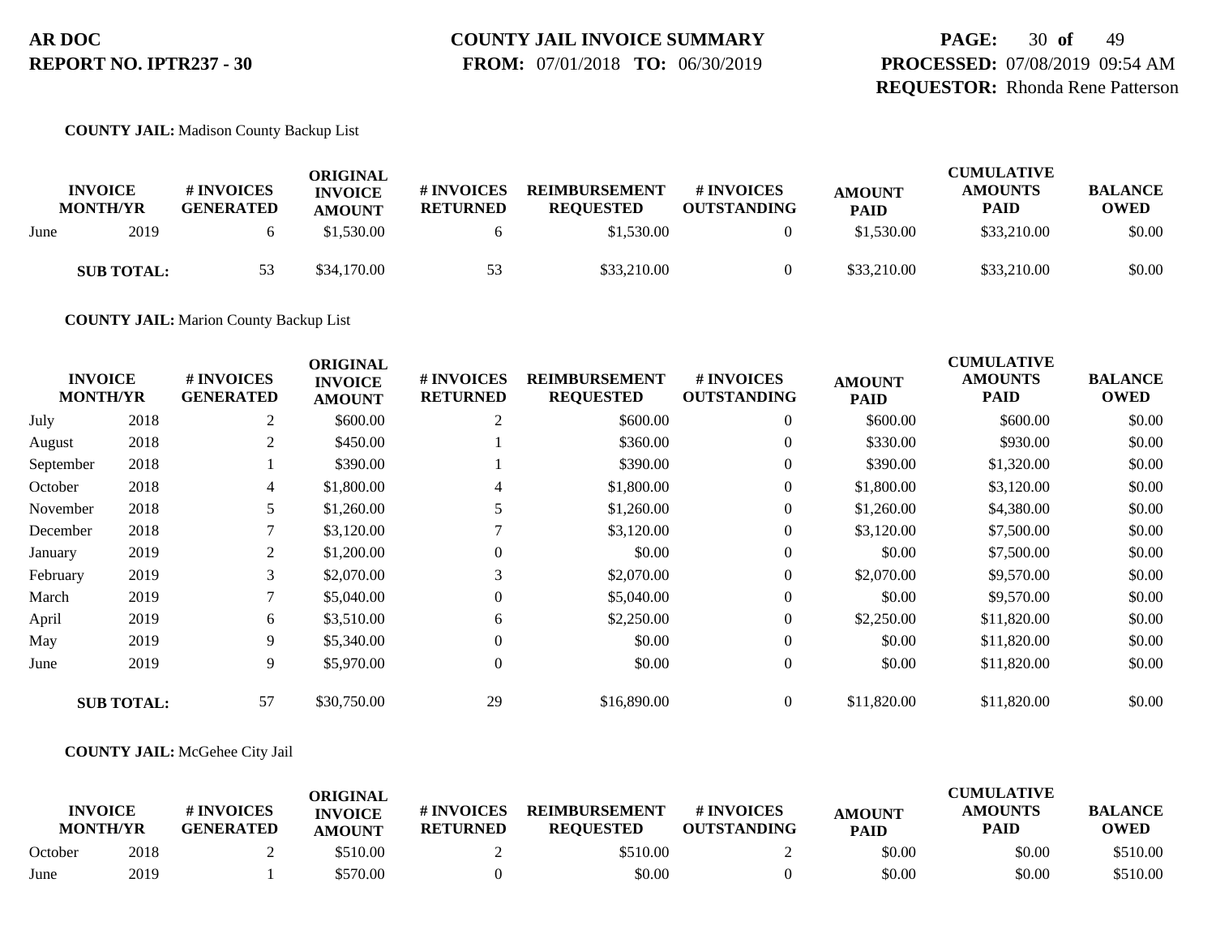**AR DOC**
**REPORT NO. IPTR237 - 30**

**COUNTY JAIL INVOICE SUMMARY**
**FROM:** 07/01/2018 **TO:** 06/30/2019

**PROCESSED:** 07/08/2019 09:54 AM
**REQUESTOR:** Rhonda Rene Patterson

**COUNTY JAIL:** Madison County Backup List

| INVOICE MONTH/YR | | # INVOICES GENERATED | ORIGINAL INVOICE AMOUNT | # INVOICES RETURNED | REIMBURSEMENT REQUESTED | # INVOICES OUTSTANDING | AMOUNT PAID | CUMULATIVE AMOUNTS PAID | BALANCE OWED |
|---|---|---|---|---|---|---|---|---|---|
| June | 2019 | 6 | $1,530.00 | 6 | $1,530.00 | 0 | $1,530.00 | $33,210.00 | $0.00 |
| **SUB TOTAL:** | | 53 | $34,170.00 | 53 | $33,210.00 | 0 | $33,210.00 | $33,210.00 | $0.00 |

**COUNTY JAIL:** Marion County Backup List

| INVOICE MONTH/YR | | # INVOICES GENERATED | ORIGINAL INVOICE AMOUNT | # INVOICES RETURNED | REIMBURSEMENT REQUESTED | # INVOICES OUTSTANDING | AMOUNT PAID | CUMULATIVE AMOUNTS PAID | BALANCE OWED |
|---|---|---|---|---|---|---|---|---|---|
| July | 2018 | 2 | $600.00 | 2 | $600.00 | 0 | $600.00 | $600.00 | $0.00 |
| August | 2018 | 2 | $450.00 | 1 | $360.00 | 0 | $330.00 | $930.00 | $0.00 |
| September | 2018 | 1 | $390.00 | 1 | $390.00 | 0 | $390.00 | $1,320.00 | $0.00 |
| October | 2018 | 4 | $1,800.00 | 4 | $1,800.00 | 0 | $1,800.00 | $3,120.00 | $0.00 |
| November | 2018 | 5 | $1,260.00 | 5 | $1,260.00 | 0 | $1,260.00 | $4,380.00 | $0.00 |
| December | 2018 | 7 | $3,120.00 | 7 | $3,120.00 | 0 | $3,120.00 | $7,500.00 | $0.00 |
| January | 2019 | 2 | $1,200.00 | 0 | $0.00 | 0 | $0.00 | $7,500.00 | $0.00 |
| February | 2019 | 3 | $2,070.00 | 3 | $2,070.00 | 0 | $2,070.00 | $9,570.00 | $0.00 |
| March | 2019 | 7 | $5,040.00 | 0 | $5,040.00 | 0 | $0.00 | $9,570.00 | $0.00 |
| April | 2019 | 6 | $3,510.00 | 6 | $2,250.00 | 0 | $2,250.00 | $11,820.00 | $0.00 |
| May | 2019 | 9 | $5,340.00 | 0 | $0.00 | 0 | $0.00 | $11,820.00 | $0.00 |
| June | 2019 | 9 | $5,970.00 | 0 | $0.00 | 0 | $0.00 | $11,820.00 | $0.00 |
| **SUB TOTAL:** | | 57 | $30,750.00 | 29 | $16,890.00 | 0 | $11,820.00 | $11,820.00 | $0.00 |

**COUNTY JAIL:** McGehee City Jail

| INVOICE MONTH/YR | | # INVOICES GENERATED | ORIGINAL INVOICE AMOUNT | # INVOICES RETURNED | REIMBURSEMENT REQUESTED | # INVOICES OUTSTANDING | AMOUNT PAID | CUMULATIVE AMOUNTS PAID | BALANCE OWED |
|---|---|---|---|---|---|---|---|---|---|
| October | 2018 | 2 | $510.00 | 2 | $510.00 | 2 | $0.00 | $0.00 | $510.00 |
| June | 2019 | 1 | $570.00 | 0 | $0.00 | 0 | $0.00 | $0.00 | $510.00 |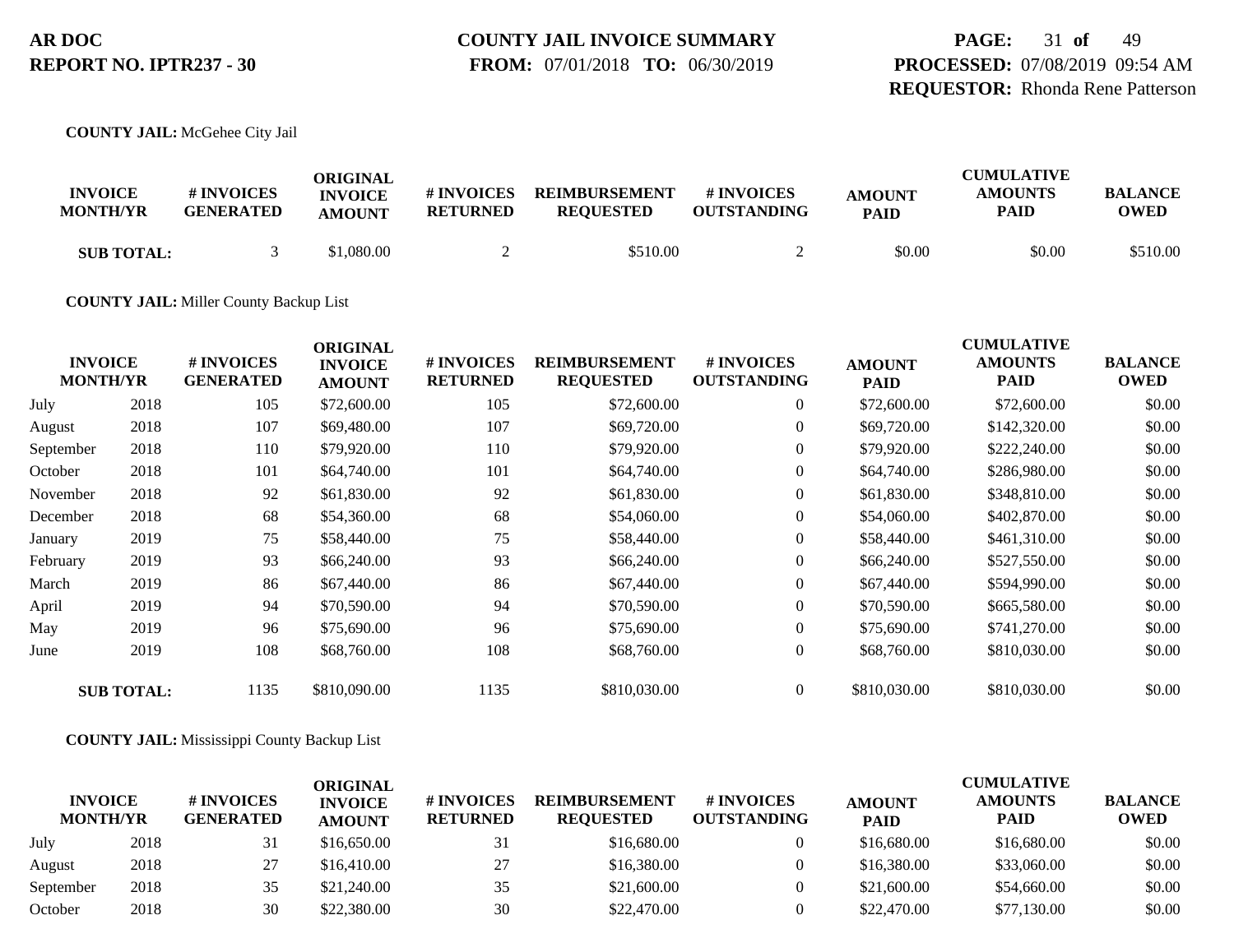**COUNTY JAIL:** McGehee City Jail

| INVOICE MONTH/YR | | # INVOICES GENERATED | ORIGINAL INVOICE AMOUNT | # INVOICES RETURNED | REIMBURSEMENT REQUESTED | # INVOICES OUTSTANDING | AMOUNT PAID | CUMULATIVE AMOUNTS PAID | BALANCE OWED |
|---|---|---|---|---|---|---|---|---|---|
| **SUB TOTAL:** | | 3 | $1,080.00 | 2 | $510.00 | 2 | $0.00 | $0.00 | $510.00 |

**COUNTY JAIL:** Miller County Backup List

| INVOICE MONTH/YR | | # INVOICES GENERATED | ORIGINAL INVOICE AMOUNT | # INVOICES RETURNED | REIMBURSEMENT REQUESTED | # INVOICES OUTSTANDING | AMOUNT PAID | CUMULATIVE AMOUNTS PAID | BALANCE OWED |
|---|---|---|---|---|---|---|---|---|---|
| July | 2018 | 105 | $72,600.00 | 105 | $72,600.00 | 0 | $72,600.00 | $72,600.00 | $0.00 |
| August | 2018 | 107 | $69,480.00 | 107 | $69,720.00 | 0 | $69,720.00 | $142,320.00 | $0.00 |
| September | 2018 | 110 | $79,920.00 | 110 | $79,920.00 | 0 | $79,920.00 | $222,240.00 | $0.00 |
| October | 2018 | 101 | $64,740.00 | 101 | $64,740.00 | 0 | $64,740.00 | $286,980.00 | $0.00 |
| November | 2018 | 92 | $61,830.00 | 92 | $61,830.00 | 0 | $61,830.00 | $348,810.00 | $0.00 |
| December | 2018 | 68 | $54,360.00 | 68 | $54,060.00 | 0 | $54,060.00 | $402,870.00 | $0.00 |
| January | 2019 | 75 | $58,440.00 | 75 | $58,440.00 | 0 | $58,440.00 | $461,310.00 | $0.00 |
| February | 2019 | 93 | $66,240.00 | 93 | $66,240.00 | 0 | $66,240.00 | $527,550.00 | $0.00 |
| March | 2019 | 86 | $67,440.00 | 86 | $67,440.00 | 0 | $67,440.00 | $594,990.00 | $0.00 |
| April | 2019 | 94 | $70,590.00 | 94 | $70,590.00 | 0 | $70,590.00 | $665,580.00 | $0.00 |
| May | 2019 | 96 | $75,690.00 | 96 | $75,690.00 | 0 | $75,690.00 | $741,270.00 | $0.00 |
| June | 2019 | 108 | $68,760.00 | 108 | $68,760.00 | 0 | $68,760.00 | $810,030.00 | $0.00 |
| **SUB TOTAL:** | | 1135 | $810,090.00 | 1135 | $810,030.00 | 0 | $810,030.00 | $810,030.00 | $0.00 |

**COUNTY JAIL:** Mississippi County Backup List

| INVOICE MONTH/YR | | # INVOICES GENERATED | ORIGINAL INVOICE AMOUNT | # INVOICES RETURNED | REIMBURSEMENT REQUESTED | # INVOICES OUTSTANDING | AMOUNT PAID | CUMULATIVE AMOUNTS PAID | BALANCE OWED |
|---|---|---|---|---|---|---|---|---|---|
| July | 2018 | 31 | $16,650.00 | 31 | $16,680.00 | 0 | $16,680.00 | $16,680.00 | $0.00 |
| August | 2018 | 27 | $16,410.00 | 27 | $16,380.00 | 0 | $16,380.00 | $33,060.00 | $0.00 |
| September | 2018 | 35 | $21,240.00 | 35 | $21,600.00 | 0 | $21,600.00 | $54,660.00 | $0.00 |
| October | 2018 | 30 | $22,380.00 | 30 | $22,470.00 | 0 | $22,470.00 | $77,130.00 | $0.00 |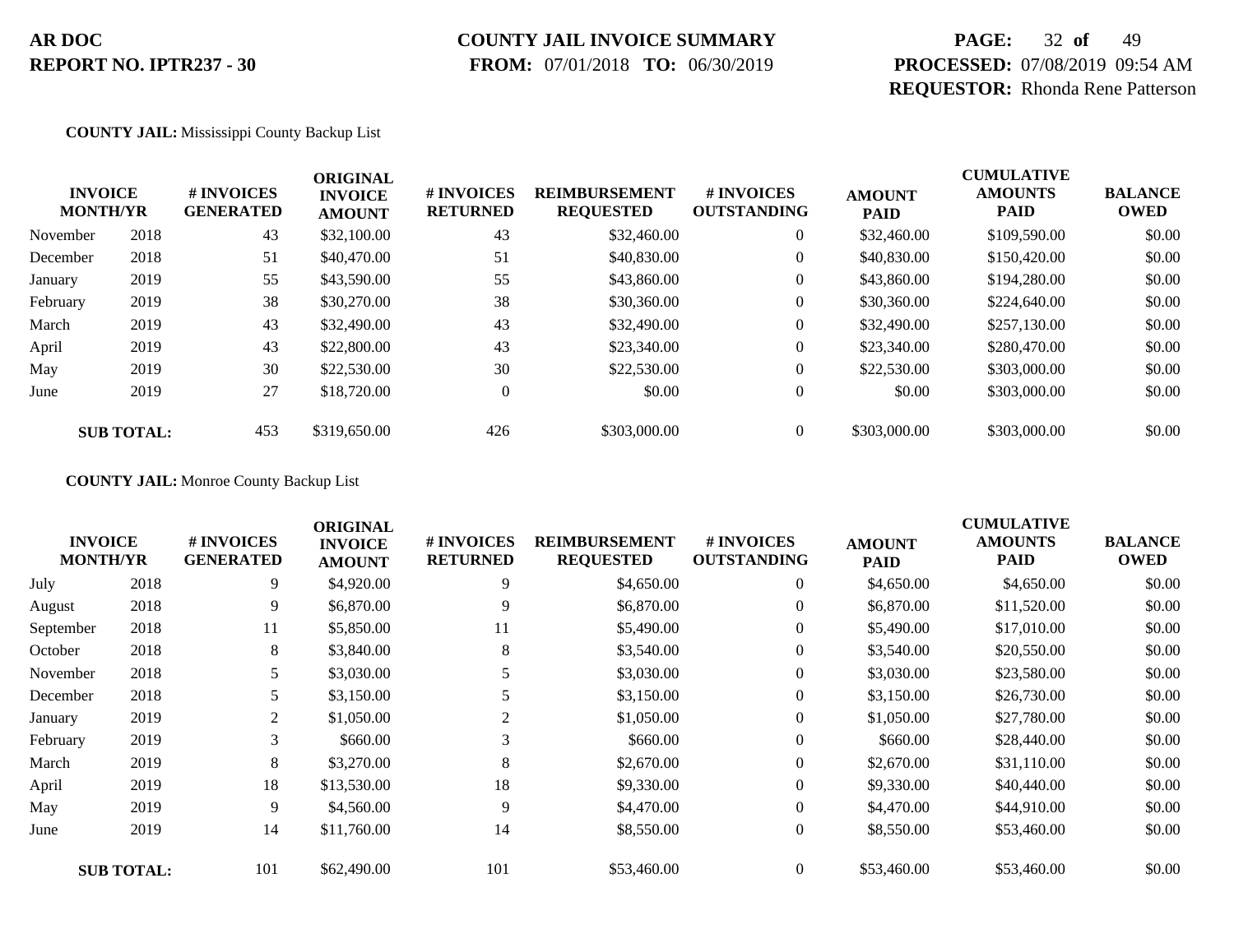**COUNTY JAIL:** Mississippi County Backup List

| INVOICE MONTH/YR | | # INVOICES GENERATED | ORIGINAL INVOICE AMOUNT | # INVOICES RETURNED | REIMBURSEMENT REQUESTED | # INVOICES OUTSTANDING | AMOUNT PAID | CUMULATIVE AMOUNTS PAID | BALANCE OWED |
|---|---|---|---|---|---|---|---|---|---|
| November | 2018 | 43 | $32,100.00 | 43 | $32,460.00 | 0 | $32,460.00 | $109,590.00 | $0.00 |
| December | 2018 | 51 | $40,470.00 | 51 | $40,830.00 | 0 | $40,830.00 | $150,420.00 | $0.00 |
| January | 2019 | 55 | $43,590.00 | 55 | $43,860.00 | 0 | $43,860.00 | $194,280.00 | $0.00 |
| February | 2019 | 38 | $30,270.00 | 38 | $30,360.00 | 0 | $30,360.00 | $224,640.00 | $0.00 |
| March | 2019 | 43 | $32,490.00 | 43 | $32,490.00 | 0 | $32,490.00 | $257,130.00 | $0.00 |
| April | 2019 | 43 | $22,800.00 | 43 | $23,340.00 | 0 | $23,340.00 | $280,470.00 | $0.00 |
| May | 2019 | 30 | $22,530.00 | 30 | $22,530.00 | 0 | $22,530.00 | $303,000.00 | $0.00 |
| June | 2019 | 27 | $18,720.00 | 0 | $0.00 | 0 | $0.00 | $303,000.00 | $0.00 |
| **SUB TOTAL:** | | 453 | $319,650.00 | 426 | $303,000.00 | 0 | $303,000.00 | $303,000.00 | $0.00 |

**COUNTY JAIL:** Monroe County Backup List

| INVOICE MONTH/YR | | # INVOICES GENERATED | ORIGINAL INVOICE AMOUNT | # INVOICES RETURNED | REIMBURSEMENT REQUESTED | # INVOICES OUTSTANDING | AMOUNT PAID | CUMULATIVE AMOUNTS PAID | BALANCE OWED |
|---|---|---|---|---|---|---|---|---|---|
| July | 2018 | 9 | $4,920.00 | 9 | $4,650.00 | 0 | $4,650.00 | $4,650.00 | $0.00 |
| August | 2018 | 9 | $6,870.00 | 9 | $6,870.00 | 0 | $6,870.00 | $11,520.00 | $0.00 |
| September | 2018 | 11 | $5,850.00 | 11 | $5,490.00 | 0 | $5,490.00 | $17,010.00 | $0.00 |
| October | 2018 | 8 | $3,840.00 | 8 | $3,540.00 | 0 | $3,540.00 | $20,550.00 | $0.00 |
| November | 2018 | 5 | $3,030.00 | 5 | $3,030.00 | 0 | $3,030.00 | $23,580.00 | $0.00 |
| December | 2018 | 5 | $3,150.00 | 5 | $3,150.00 | 0 | $3,150.00 | $26,730.00 | $0.00 |
| January | 2019 | 2 | $1,050.00 | 2 | $1,050.00 | 0 | $1,050.00 | $27,780.00 | $0.00 |
| February | 2019 | 3 | $660.00 | 3 | $660.00 | 0 | $660.00 | $28,440.00 | $0.00 |
| March | 2019 | 8 | $3,270.00 | 8 | $2,670.00 | 0 | $2,670.00 | $31,110.00 | $0.00 |
| April | 2019 | 18 | $13,530.00 | 18 | $9,330.00 | 0 | $9,330.00 | $40,440.00 | $0.00 |
| May | 2019 | 9 | $4,560.00 | 9 | $4,470.00 | 0 | $4,470.00 | $44,910.00 | $0.00 |
| June | 2019 | 14 | $11,760.00 | 14 | $8,550.00 | 0 | $8,550.00 | $53,460.00 | $0.00 |
| **SUB TOTAL:** | | 101 | $62,490.00 | 101 | $53,460.00 | 0 | $53,460.00 | $53,460.00 | $0.00 |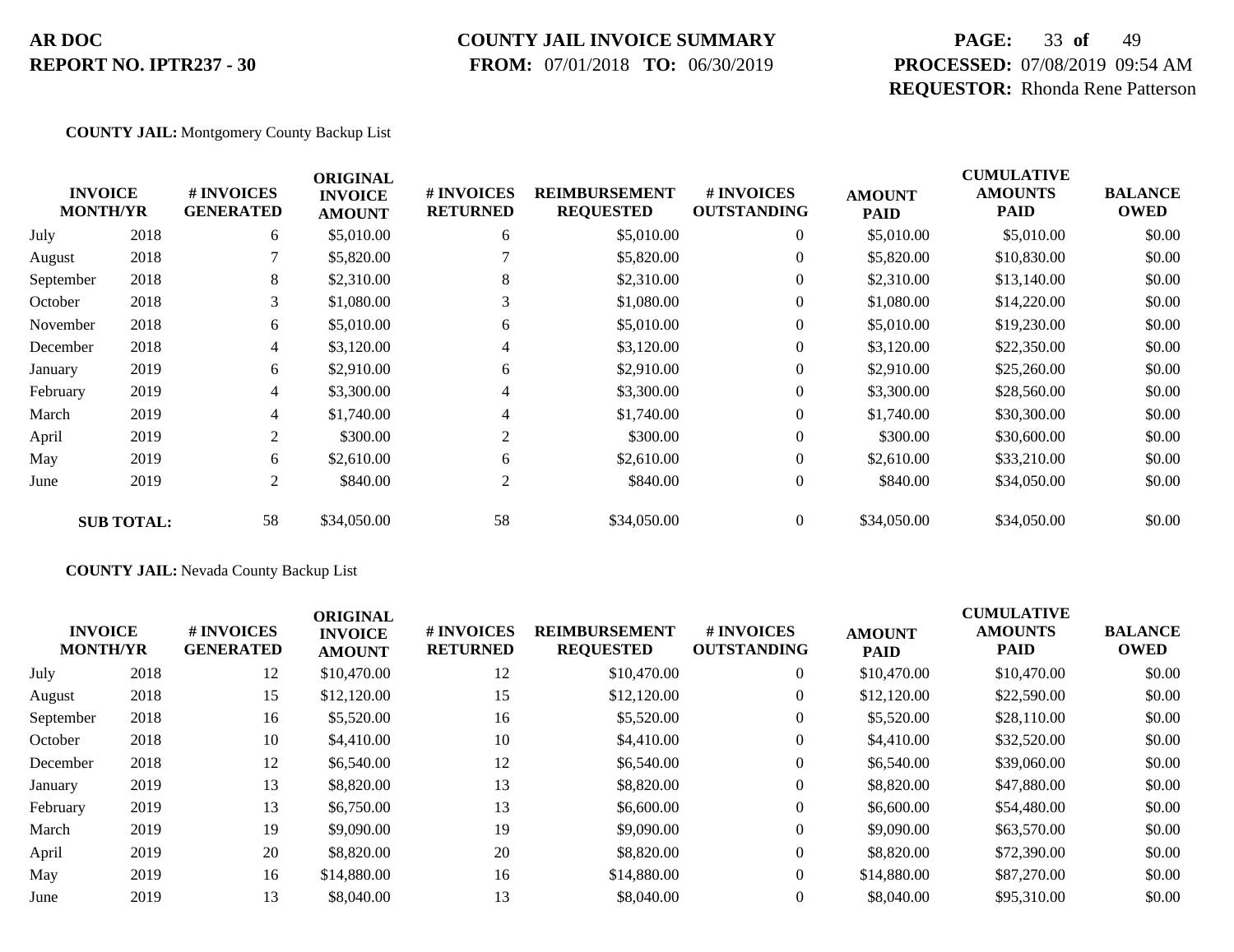**COUNTY JAIL:** Montgomery County Backup List

| INVOICE MONTH/YR | | # INVOICES GENERATED | ORIGINAL INVOICE AMOUNT | # INVOICES RETURNED | REIMBURSEMENT REQUESTED | # INVOICES OUTSTANDING | AMOUNT PAID | CUMULATIVE AMOUNTS PAID | BALANCE OWED |
|---|---|---|---|---|---|---|---|---|---|
| July | 2018 | 6 | $5,010.00 | 6 | $5,010.00 | 0 | $5,010.00 | $5,010.00 | $0.00 |
| August | 2018 | 7 | $5,820.00 | 7 | $5,820.00 | 0 | $5,820.00 | $10,830.00 | $0.00 |
| September | 2018 | 8 | $2,310.00 | 8 | $2,310.00 | 0 | $2,310.00 | $13,140.00 | $0.00 |
| October | 2018 | 3 | $1,080.00 | 3 | $1,080.00 | 0 | $1,080.00 | $14,220.00 | $0.00 |
| November | 2018 | 6 | $5,010.00 | 6 | $5,010.00 | 0 | $5,010.00 | $19,230.00 | $0.00 |
| December | 2018 | 4 | $3,120.00 | 4 | $3,120.00 | 0 | $3,120.00 | $22,350.00 | $0.00 |
| January | 2019 | 6 | $2,910.00 | 6 | $2,910.00 | 0 | $2,910.00 | $25,260.00 | $0.00 |
| February | 2019 | 4 | $3,300.00 | 4 | $3,300.00 | 0 | $3,300.00 | $28,560.00 | $0.00 |
| March | 2019 | 4 | $1,740.00 | 4 | $1,740.00 | 0 | $1,740.00 | $30,300.00 | $0.00 |
| April | 2019 | 2 | $300.00 | 2 | $300.00 | 0 | $300.00 | $30,600.00 | $0.00 |
| May | 2019 | 6 | $2,610.00 | 6 | $2,610.00 | 0 | $2,610.00 | $33,210.00 | $0.00 |
| June | 2019 | 2 | $840.00 | 2 | $840.00 | 0 | $840.00 | $34,050.00 | $0.00 |
| **SUB TOTAL:** | | 58 | $34,050.00 | 58 | $34,050.00 | 0 | $34,050.00 | $34,050.00 | $0.00 |

**COUNTY JAIL:** Nevada County Backup List

| INVOICE MONTH/YR | | # INVOICES GENERATED | ORIGINAL INVOICE AMOUNT | # INVOICES RETURNED | REIMBURSEMENT REQUESTED | # INVOICES OUTSTANDING | AMOUNT PAID | CUMULATIVE AMOUNTS PAID | BALANCE OWED |
|---|---|---|---|---|---|---|---|---|---|
| July | 2018 | 12 | $10,470.00 | 12 | $10,470.00 | 0 | $10,470.00 | $10,470.00 | $0.00 |
| August | 2018 | 15 | $12,120.00 | 15 | $12,120.00 | 0 | $12,120.00 | $22,590.00 | $0.00 |
| September | 2018 | 16 | $5,520.00 | 16 | $5,520.00 | 0 | $5,520.00 | $28,110.00 | $0.00 |
| October | 2018 | 10 | $4,410.00 | 10 | $4,410.00 | 0 | $4,410.00 | $32,520.00 | $0.00 |
| December | 2018 | 12 | $6,540.00 | 12 | $6,540.00 | 0 | $6,540.00 | $39,060.00 | $0.00 |
| January | 2019 | 13 | $8,820.00 | 13 | $8,820.00 | 0 | $8,820.00 | $47,880.00 | $0.00 |
| February | 2019 | 13 | $6,750.00 | 13 | $6,600.00 | 0 | $6,600.00 | $54,480.00 | $0.00 |
| March | 2019 | 19 | $9,090.00 | 19 | $9,090.00 | 0 | $9,090.00 | $63,570.00 | $0.00 |
| April | 2019 | 20 | $8,820.00 | 20 | $8,820.00 | 0 | $8,820.00 | $72,390.00 | $0.00 |
| May | 2019 | 16 | $14,880.00 | 16 | $14,880.00 | 0 | $14,880.00 | $87,270.00 | $0.00 |
| June | 2019 | 13 | $8,040.00 | 13 | $8,040.00 | 0 | $8,040.00 | $95,310.00 | $0.00 |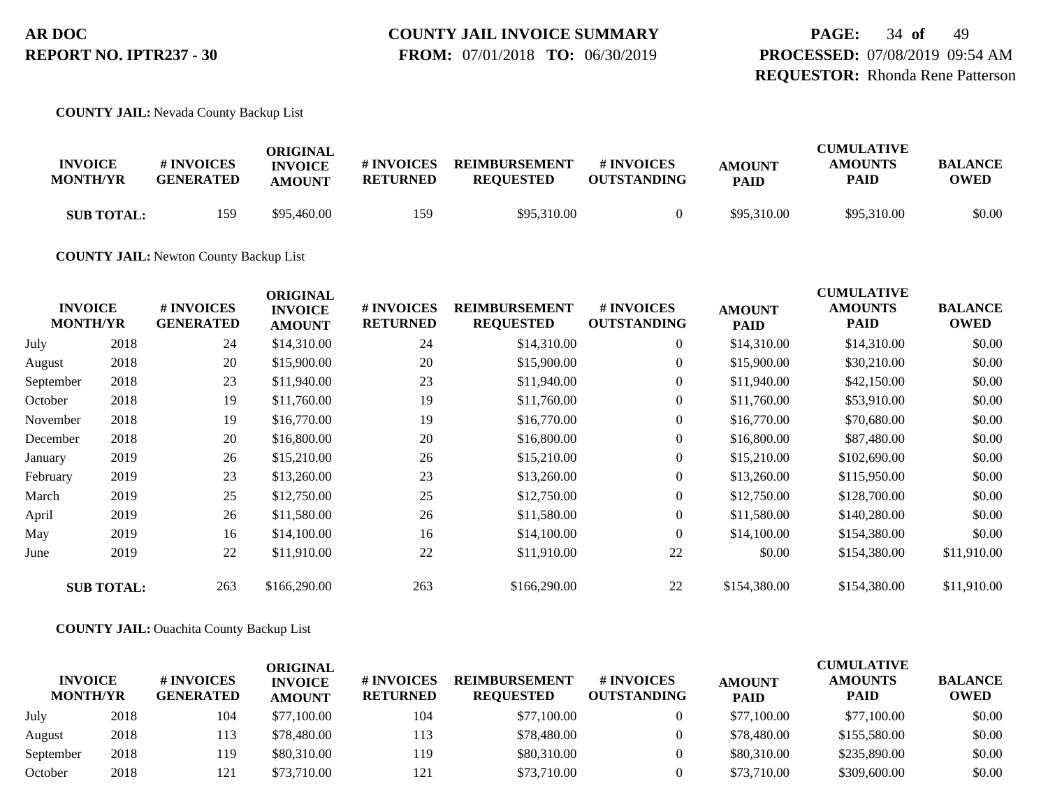**COUNTY JAIL:** Nevada County Backup List

| INVOICE MONTH/YR | | # INVOICES GENERATED | ORIGINAL INVOICE AMOUNT | # INVOICES RETURNED | REIMBURSEMENT REQUESTED | # INVOICES OUTSTANDING | AMOUNT PAID | CUMULATIVE AMOUNTS PAID | BALANCE OWED |
|---|---|---|---|---|---|---|---|---|---|
| **SUB TOTAL:** | | 159 | $95,460.00 | 159 | $95,310.00 | 0 | $95,310.00 | $95,310.00 | $0.00 |

**COUNTY JAIL:** Newton County Backup List

| INVOICE MONTH/YR | | # INVOICES GENERATED | ORIGINAL INVOICE AMOUNT | # INVOICES RETURNED | REIMBURSEMENT REQUESTED | # INVOICES OUTSTANDING | AMOUNT PAID | CUMULATIVE AMOUNTS PAID | BALANCE OWED |
|---|---|---|---|---|---|---|---|---|---|
| July | 2018 | 24 | $14,310.00 | 24 | $14,310.00 | 0 | $14,310.00 | $14,310.00 | $0.00 |
| August | 2018 | 20 | $15,900.00 | 20 | $15,900.00 | 0 | $15,900.00 | $30,210.00 | $0.00 |
| September | 2018 | 23 | $11,940.00 | 23 | $11,940.00 | 0 | $11,940.00 | $42,150.00 | $0.00 |
| October | 2018 | 19 | $11,760.00 | 19 | $11,760.00 | 0 | $11,760.00 | $53,910.00 | $0.00 |
| November | 2018 | 19 | $16,770.00 | 19 | $16,770.00 | 0 | $16,770.00 | $70,680.00 | $0.00 |
| December | 2018 | 20 | $16,800.00 | 20 | $16,800.00 | 0 | $16,800.00 | $87,480.00 | $0.00 |
| January | 2019 | 26 | $15,210.00 | 26 | $15,210.00 | 0 | $15,210.00 | $102,690.00 | $0.00 |
| February | 2019 | 23 | $13,260.00 | 23 | $13,260.00 | 0 | $13,260.00 | $115,950.00 | $0.00 |
| March | 2019 | 25 | $12,750.00 | 25 | $12,750.00 | 0 | $12,750.00 | $128,700.00 | $0.00 |
| April | 2019 | 26 | $11,580.00 | 26 | $11,580.00 | 0 | $11,580.00 | $140,280.00 | $0.00 |
| May | 2019 | 16 | $14,100.00 | 16 | $14,100.00 | 0 | $14,100.00 | $154,380.00 | $0.00 |
| June | 2019 | 22 | $11,910.00 | 22 | $11,910.00 | 22 | $0.00 | $154,380.00 | $11,910.00 |
| **SUB TOTAL:** | | 263 | $166,290.00 | 263 | $166,290.00 | 22 | $154,380.00 | $154,380.00 | $11,910.00 |

**COUNTY JAIL:** Ouachita County Backup List

| INVOICE MONTH/YR | | # INVOICES GENERATED | ORIGINAL INVOICE AMOUNT | # INVOICES RETURNED | REIMBURSEMENT REQUESTED | # INVOICES OUTSTANDING | AMOUNT PAID | CUMULATIVE AMOUNTS PAID | BALANCE OWED |
|---|---|---|---|---|---|---|---|---|---|
| July | 2018 | 104 | $77,100.00 | 104 | $77,100.00 | 0 | $77,100.00 | $77,100.00 | $0.00 |
| August | 2018 | 113 | $78,480.00 | 113 | $78,480.00 | 0 | $78,480.00 | $155,580.00 | $0.00 |
| September | 2018 | 119 | $80,310.00 | 119 | $80,310.00 | 0 | $80,310.00 | $235,890.00 | $0.00 |
| October | 2018 | 121 | $73,710.00 | 121 | $73,710.00 | 0 | $73,710.00 | $309,600.00 | $0.00 |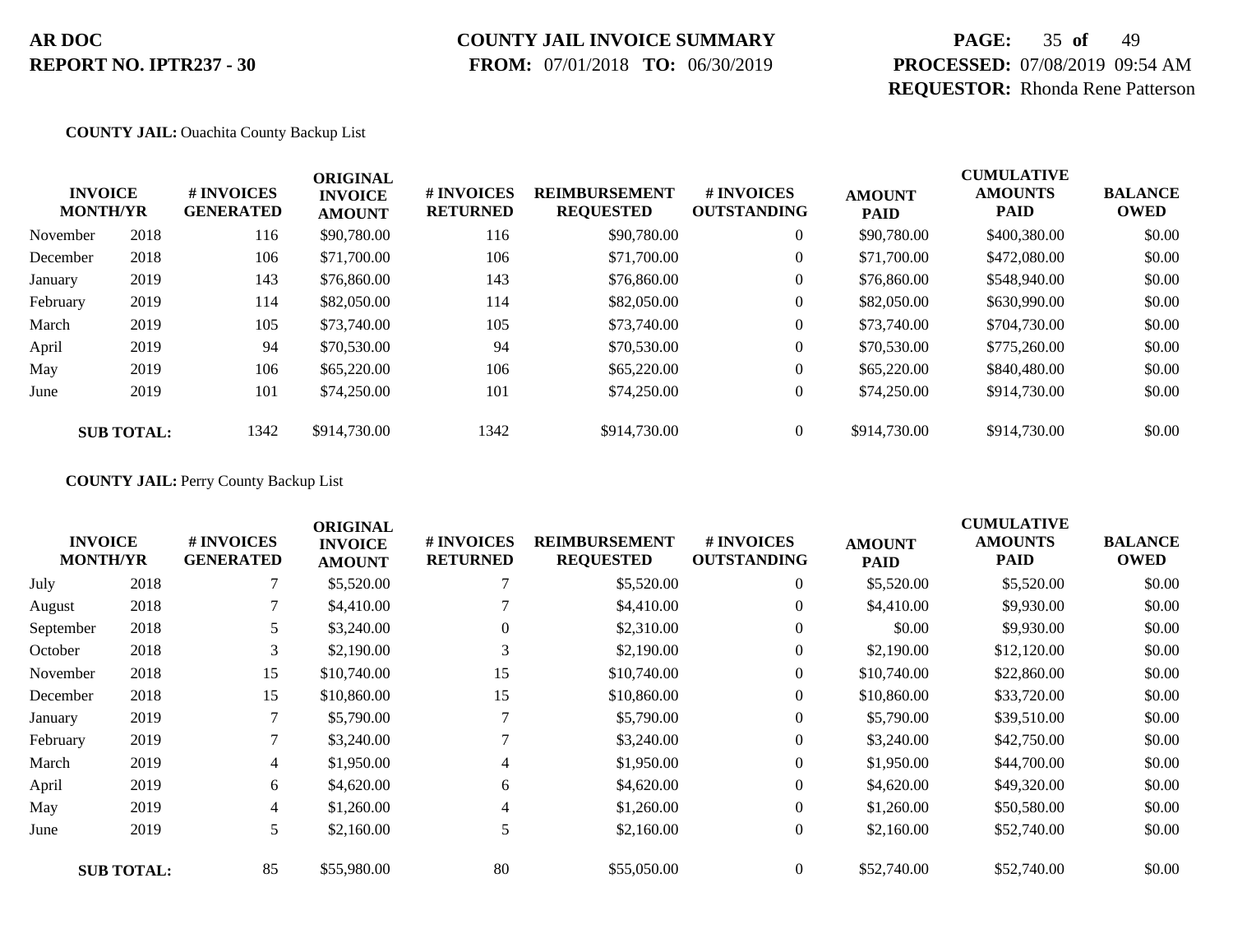**AR DOC**
**REPORT NO. IPTR237 - 30**

**COUNTY JAIL INVOICE SUMMARY**
**FROM:** 07/01/2018 **TO:** 06/30/2019

**PROCESSED:** 07/08/2019 09:54 AM
**REQUESTOR:** Rhonda Rene Patterson

**COUNTY JAIL:** Ouachita County Backup List

| INVOICE MONTH/YR | | # INVOICES GENERATED | ORIGINAL INVOICE AMOUNT | # INVOICES RETURNED | REIMBURSEMENT REQUESTED | # INVOICES OUTSTANDING | AMOUNT PAID | CUMULATIVE AMOUNTS PAID | BALANCE OWED |
|---|---|---|---|---|---|---|---|---|---|
| November | 2018 | 116 | $90,780.00 | 116 | $90,780.00 | 0 | $90,780.00 | $400,380.00 | $0.00 |
| December | 2018 | 106 | $71,700.00 | 106 | $71,700.00 | 0 | $71,700.00 | $472,080.00 | $0.00 |
| January | 2019 | 143 | $76,860.00 | 143 | $76,860.00 | 0 | $76,860.00 | $548,940.00 | $0.00 |
| February | 2019 | 114 | $82,050.00 | 114 | $82,050.00 | 0 | $82,050.00 | $630,990.00 | $0.00 |
| March | 2019 | 105 | $73,740.00 | 105 | $73,740.00 | 0 | $73,740.00 | $704,730.00 | $0.00 |
| April | 2019 | 94 | $70,530.00 | 94 | $70,530.00 | 0 | $70,530.00 | $775,260.00 | $0.00 |
| May | 2019 | 106 | $65,220.00 | 106 | $65,220.00 | 0 | $65,220.00 | $840,480.00 | $0.00 |
| June | 2019 | 101 | $74,250.00 | 101 | $74,250.00 | 0 | $74,250.00 | $914,730.00 | $0.00 |
| **SUB TOTAL:** | | 1342 | $914,730.00 | 1342 | $914,730.00 | 0 | $914,730.00 | $914,730.00 | $0.00 |

**COUNTY JAIL:** Perry County Backup List

| INVOICE MONTH/YR | | # INVOICES GENERATED | ORIGINAL INVOICE AMOUNT | # INVOICES RETURNED | REIMBURSEMENT REQUESTED | # INVOICES OUTSTANDING | AMOUNT PAID | CUMULATIVE AMOUNTS PAID | BALANCE OWED |
|---|---|---|---|---|---|---|---|---|---|
| July | 2018 | 7 | $5,520.00 | 7 | $5,520.00 | 0 | $5,520.00 | $5,520.00 | $0.00 |
| August | 2018 | 7 | $4,410.00 | 7 | $4,410.00 | 0 | $4,410.00 | $9,930.00 | $0.00 |
| September | 2018 | 5 | $3,240.00 | 0 | $2,310.00 | 0 | $0.00 | $9,930.00 | $0.00 |
| October | 2018 | 3 | $2,190.00 | 3 | $2,190.00 | 0 | $2,190.00 | $12,120.00 | $0.00 |
| November | 2018 | 15 | $10,740.00 | 15 | $10,740.00 | 0 | $10,740.00 | $22,860.00 | $0.00 |
| December | 2018 | 15 | $10,860.00 | 15 | $10,860.00 | 0 | $10,860.00 | $33,720.00 | $0.00 |
| January | 2019 | 7 | $5,790.00 | 7 | $5,790.00 | 0 | $5,790.00 | $39,510.00 | $0.00 |
| February | 2019 | 7 | $3,240.00 | 7 | $3,240.00 | 0 | $3,240.00 | $42,750.00 | $0.00 |
| March | 2019 | 4 | $1,950.00 | 4 | $1,950.00 | 0 | $1,950.00 | $44,700.00 | $0.00 |
| April | 2019 | 6 | $4,620.00 | 6 | $4,620.00 | 0 | $4,620.00 | $49,320.00 | $0.00 |
| May | 2019 | 4 | $1,260.00 | 4 | $1,260.00 | 0 | $1,260.00 | $50,580.00 | $0.00 |
| June | 2019 | 5 | $2,160.00 | 5 | $2,160.00 | 0 | $2,160.00 | $52,740.00 | $0.00 |
| **SUB TOTAL:** | | 85 | $55,980.00 | 80 | $55,050.00 | 0 | $52,740.00 | $52,740.00 | $0.00 |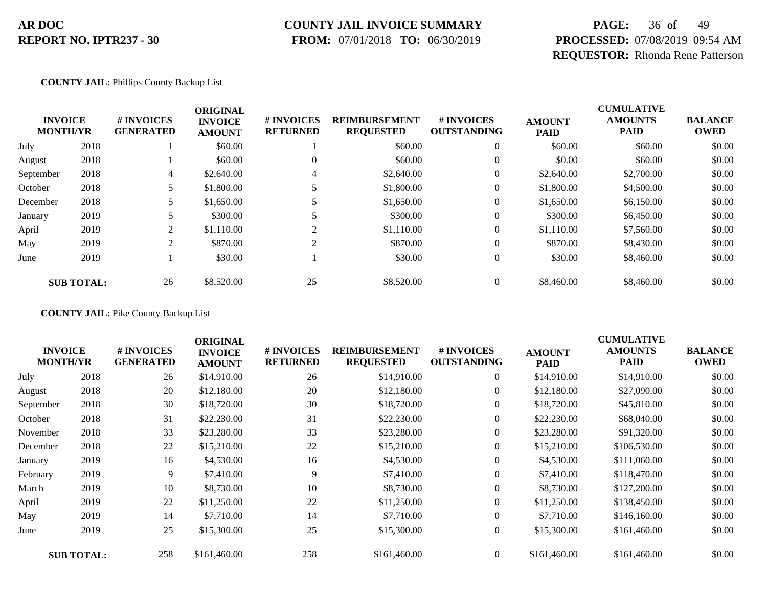**AR DOC**
**REPORT NO. IPTR237 - 30**

**COUNTY JAIL INVOICE SUMMARY**
**FROM:** 07/01/2018 **TO:** 06/30/2019

**PROCESSED:** 07/08/2019 09:54 AM
**REQUESTOR:** Rhonda Rene Patterson

**COUNTY JAIL:** Phillips County Backup List

| INVOICE MONTH/YR | | # INVOICES GENERATED | ORIGINAL INVOICE AMOUNT | # INVOICES RETURNED | REIMBURSEMENT REQUESTED | # INVOICES OUTSTANDING | AMOUNT PAID | CUMULATIVE AMOUNTS PAID | BALANCE OWED |
|---|---|---|---|---|---|---|---|---|---|
| July | 2018 | 1 | $60.00 | 1 | $60.00 | 0 | $60.00 | $60.00 | $0.00 |
| August | 2018 | 1 | $60.00 | 0 | $60.00 | 0 | $0.00 | $60.00 | $0.00 |
| September | 2018 | 4 | $2,640.00 | 4 | $2,640.00 | 0 | $2,640.00 | $2,700.00 | $0.00 |
| October | 2018 | 5 | $1,800.00 | 5 | $1,800.00 | 0 | $1,800.00 | $4,500.00 | $0.00 |
| December | 2018 | 5 | $1,650.00 | 5 | $1,650.00 | 0 | $1,650.00 | $6,150.00 | $0.00 |
| January | 2019 | 5 | $300.00 | 5 | $300.00 | 0 | $300.00 | $6,450.00 | $0.00 |
| April | 2019 | 2 | $1,110.00 | 2 | $1,110.00 | 0 | $1,110.00 | $7,560.00 | $0.00 |
| May | 2019 | 2 | $870.00 | 2 | $870.00 | 0 | $870.00 | $8,430.00 | $0.00 |
| June | 2019 | 1 | $30.00 | 1 | $30.00 | 0 | $30.00 | $8,460.00 | $0.00 |
| **SUB TOTAL:** | | 26 | $8,520.00 | 25 | $8,520.00 | 0 | $8,460.00 | $8,460.00 | $0.00 |

**COUNTY JAIL:** Pike County Backup List

| INVOICE MONTH/YR | | # INVOICES GENERATED | ORIGINAL INVOICE AMOUNT | # INVOICES RETURNED | REIMBURSEMENT REQUESTED | # INVOICES OUTSTANDING | AMOUNT PAID | CUMULATIVE AMOUNTS PAID | BALANCE OWED |
|---|---|---|---|---|---|---|---|---|---|
| July | 2018 | 26 | $14,910.00 | 26 | $14,910.00 | 0 | $14,910.00 | $14,910.00 | $0.00 |
| August | 2018 | 20 | $12,180.00 | 20 | $12,180.00 | 0 | $12,180.00 | $27,090.00 | $0.00 |
| September | 2018 | 30 | $18,720.00 | 30 | $18,720.00 | 0 | $18,720.00 | $45,810.00 | $0.00 |
| October | 2018 | 31 | $22,230.00 | 31 | $22,230.00 | 0 | $22,230.00 | $68,040.00 | $0.00 |
| November | 2018 | 33 | $23,280.00 | 33 | $23,280.00 | 0 | $23,280.00 | $91,320.00 | $0.00 |
| December | 2018 | 22 | $15,210.00 | 22 | $15,210.00 | 0 | $15,210.00 | $106,530.00 | $0.00 |
| January | 2019 | 16 | $4,530.00 | 16 | $4,530.00 | 0 | $4,530.00 | $111,060.00 | $0.00 |
| February | 2019 | 9 | $7,410.00 | 9 | $7,410.00 | 0 | $7,410.00 | $118,470.00 | $0.00 |
| March | 2019 | 10 | $8,730.00 | 10 | $8,730.00 | 0 | $8,730.00 | $127,200.00 | $0.00 |
| April | 2019 | 22 | $11,250.00 | 22 | $11,250.00 | 0 | $11,250.00 | $138,450.00 | $0.00 |
| May | 2019 | 14 | $7,710.00 | 14 | $7,710.00 | 0 | $7,710.00 | $146,160.00 | $0.00 |
| June | 2019 | 25 | $15,300.00 | 25 | $15,300.00 | 0 | $15,300.00 | $161,460.00 | $0.00 |
| **SUB TOTAL:** | | 258 | $161,460.00 | 258 | $161,460.00 | 0 | $161,460.00 | $161,460.00 | $0.00 |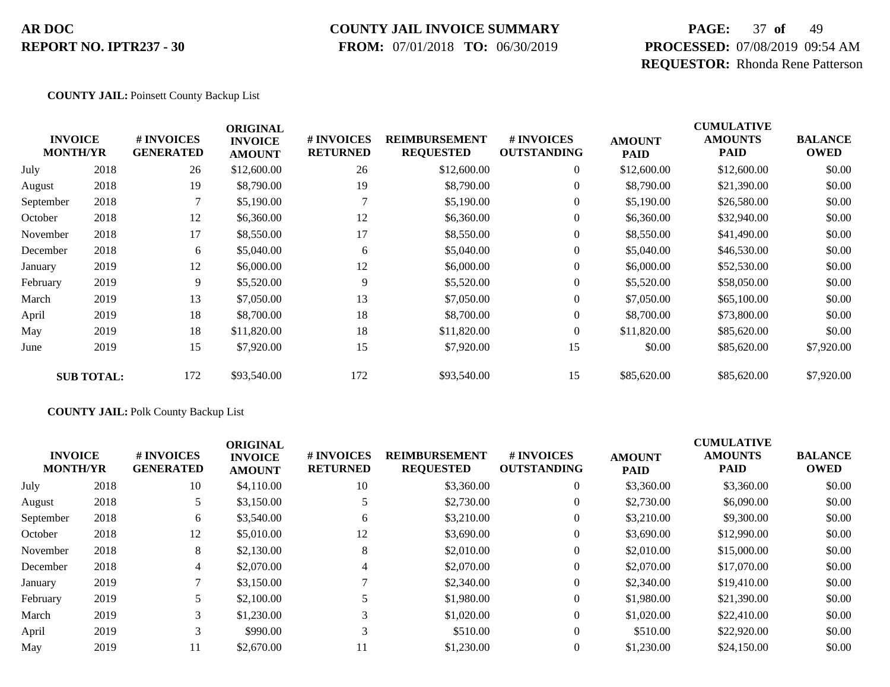**COUNTY JAIL:** Poinsett County Backup List

| INVOICE MONTH/YR | | # INVOICES GENERATED | ORIGINAL INVOICE AMOUNT | # INVOICES RETURNED | REIMBURSEMENT REQUESTED | # INVOICES OUTSTANDING | AMOUNT PAID | CUMULATIVE AMOUNTS PAID | BALANCE OWED |
|---|---|---|---|---|---|---|---|---|---|
| July | 2018 | 26 | $12,600.00 | 26 | $12,600.00 | 0 | $12,600.00 | $12,600.00 | $0.00 |
| August | 2018 | 19 | $8,790.00 | 19 | $8,790.00 | 0 | $8,790.00 | $21,390.00 | $0.00 |
| September | 2018 | 7 | $5,190.00 | 7 | $5,190.00 | 0 | $5,190.00 | $26,580.00 | $0.00 |
| October | 2018 | 12 | $6,360.00 | 12 | $6,360.00 | 0 | $6,360.00 | $32,940.00 | $0.00 |
| November | 2018 | 17 | $8,550.00 | 17 | $8,550.00 | 0 | $8,550.00 | $41,490.00 | $0.00 |
| December | 2018 | 6 | $5,040.00 | 6 | $5,040.00 | 0 | $5,040.00 | $46,530.00 | $0.00 |
| January | 2019 | 12 | $6,000.00 | 12 | $6,000.00 | 0 | $6,000.00 | $52,530.00 | $0.00 |
| February | 2019 | 9 | $5,520.00 | 9 | $5,520.00 | 0 | $5,520.00 | $58,050.00 | $0.00 |
| March | 2019 | 13 | $7,050.00 | 13 | $7,050.00 | 0 | $7,050.00 | $65,100.00 | $0.00 |
| April | 2019 | 18 | $8,700.00 | 18 | $8,700.00 | 0 | $8,700.00 | $73,800.00 | $0.00 |
| May | 2019 | 18 | $11,820.00 | 18 | $11,820.00 | 0 | $11,820.00 | $85,620.00 | $0.00 |
| June | 2019 | 15 | $7,920.00 | 15 | $7,920.00 | 15 | $0.00 | $85,620.00 | $7,920.00 |
| **SUB TOTAL:** | | 172 | $93,540.00 | 172 | $93,540.00 | 15 | $85,620.00 | $85,620.00 | $7,920.00 |

**COUNTY JAIL:** Polk County Backup List

| INVOICE MONTH/YR | | # INVOICES GENERATED | ORIGINAL INVOICE AMOUNT | # INVOICES RETURNED | REIMBURSEMENT REQUESTED | # INVOICES OUTSTANDING | AMOUNT PAID | CUMULATIVE AMOUNTS PAID | BALANCE OWED |
|---|---|---|---|---|---|---|---|---|---|
| July | 2018 | 10 | $4,110.00 | 10 | $3,360.00 | 0 | $3,360.00 | $3,360.00 | $0.00 |
| August | 2018 | 5 | $3,150.00 | 5 | $2,730.00 | 0 | $2,730.00 | $6,090.00 | $0.00 |
| September | 2018 | 6 | $3,540.00 | 6 | $3,210.00 | 0 | $3,210.00 | $9,300.00 | $0.00 |
| October | 2018 | 12 | $5,010.00 | 12 | $3,690.00 | 0 | $3,690.00 | $12,990.00 | $0.00 |
| November | 2018 | 8 | $2,130.00 | 8 | $2,010.00 | 0 | $2,010.00 | $15,000.00 | $0.00 |
| December | 2018 | 4 | $2,070.00 | 4 | $2,070.00 | 0 | $2,070.00 | $17,070.00 | $0.00 |
| January | 2019 | 7 | $3,150.00 | 7 | $2,340.00 | 0 | $2,340.00 | $19,410.00 | $0.00 |
| February | 2019 | 5 | $2,100.00 | 5 | $1,980.00 | 0 | $1,980.00 | $21,390.00 | $0.00 |
| March | 2019 | 3 | $1,230.00 | 3 | $1,020.00 | 0 | $1,020.00 | $22,410.00 | $0.00 |
| April | 2019 | 3 | $990.00 | 3 | $510.00 | 0 | $510.00 | $22,920.00 | $0.00 |
| May | 2019 | 11 | $2,670.00 | 11 | $1,230.00 | 0 | $1,230.00 | $24,150.00 | $0.00 |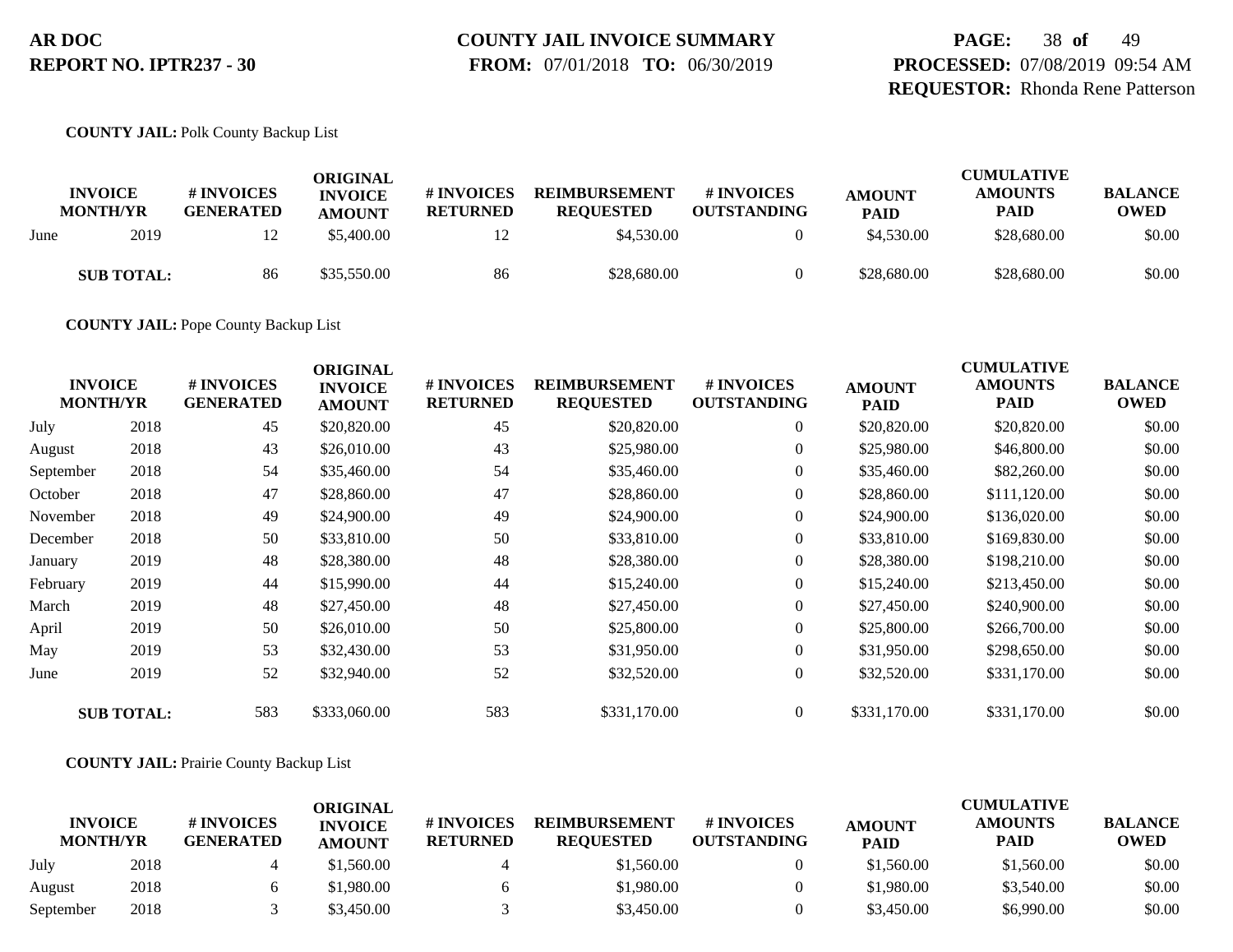**COUNTY JAIL:** Polk County Backup List

| INVOICE MONTH/YR | | # INVOICES GENERATED | ORIGINAL INVOICE AMOUNT | # INVOICES RETURNED | REIMBURSEMENT REQUESTED | # INVOICES OUTSTANDING | AMOUNT PAID | CUMULATIVE AMOUNTS PAID | BALANCE OWED |
|---|---|---|---|---|---|---|---|---|---|
| June | 2019 | 12 | $5,400.00 | 12 | $4,530.00 | 0 | $4,530.00 | $28,680.00 | $0.00 |
| **SUB TOTAL:** | | 86 | $35,550.00 | 86 | $28,680.00 | 0 | $28,680.00 | $28,680.00 | $0.00 |

**COUNTY JAIL:** Pope County Backup List

| INVOICE MONTH/YR | | # INVOICES GENERATED | ORIGINAL INVOICE AMOUNT | # INVOICES RETURNED | REIMBURSEMENT REQUESTED | # INVOICES OUTSTANDING | AMOUNT PAID | CUMULATIVE AMOUNTS PAID | BALANCE OWED |
|---|---|---|---|---|---|---|---|---|---|
| July | 2018 | 45 | $20,820.00 | 45 | $20,820.00 | 0 | $20,820.00 | $20,820.00 | $0.00 |
| August | 2018 | 43 | $26,010.00 | 43 | $25,980.00 | 0 | $25,980.00 | $46,800.00 | $0.00 |
| September | 2018 | 54 | $35,460.00 | 54 | $35,460.00 | 0 | $35,460.00 | $82,260.00 | $0.00 |
| October | 2018 | 47 | $28,860.00 | 47 | $28,860.00 | 0 | $28,860.00 | $111,120.00 | $0.00 |
| November | 2018 | 49 | $24,900.00 | 49 | $24,900.00 | 0 | $24,900.00 | $136,020.00 | $0.00 |
| December | 2018 | 50 | $33,810.00 | 50 | $33,810.00 | 0 | $33,810.00 | $169,830.00 | $0.00 |
| January | 2019 | 48 | $28,380.00 | 48 | $28,380.00 | 0 | $28,380.00 | $198,210.00 | $0.00 |
| February | 2019 | 44 | $15,990.00 | 44 | $15,240.00 | 0 | $15,240.00 | $213,450.00 | $0.00 |
| March | 2019 | 48 | $27,450.00 | 48 | $27,450.00 | 0 | $27,450.00 | $240,900.00 | $0.00 |
| April | 2019 | 50 | $26,010.00 | 50 | $25,800.00 | 0 | $25,800.00 | $266,700.00 | $0.00 |
| May | 2019 | 53 | $32,430.00 | 53 | $31,950.00 | 0 | $31,950.00 | $298,650.00 | $0.00 |
| June | 2019 | 52 | $32,940.00 | 52 | $32,520.00 | 0 | $32,520.00 | $331,170.00 | $0.00 |
| **SUB TOTAL:** | | 583 | $333,060.00 | 583 | $331,170.00 | 0 | $331,170.00 | $331,170.00 | $0.00 |

**COUNTY JAIL:** Prairie County Backup List

| INVOICE MONTH/YR | | # INVOICES GENERATED | ORIGINAL INVOICE AMOUNT | # INVOICES RETURNED | REIMBURSEMENT REQUESTED | # INVOICES OUTSTANDING | AMOUNT PAID | CUMULATIVE AMOUNTS PAID | BALANCE OWED |
|---|---|---|---|---|---|---|---|---|---|
| July | 2018 | 4 | $1,560.00 | 4 | $1,560.00 | 0 | $1,560.00 | $1,560.00 | $0.00 |
| August | 2018 | 6 | $1,980.00 | 6 | $1,980.00 | 0 | $1,980.00 | $3,540.00 | $0.00 |
| September | 2018 | 3 | $3,450.00 | 3 | $3,450.00 | 0 | $3,450.00 | $6,990.00 | $0.00 |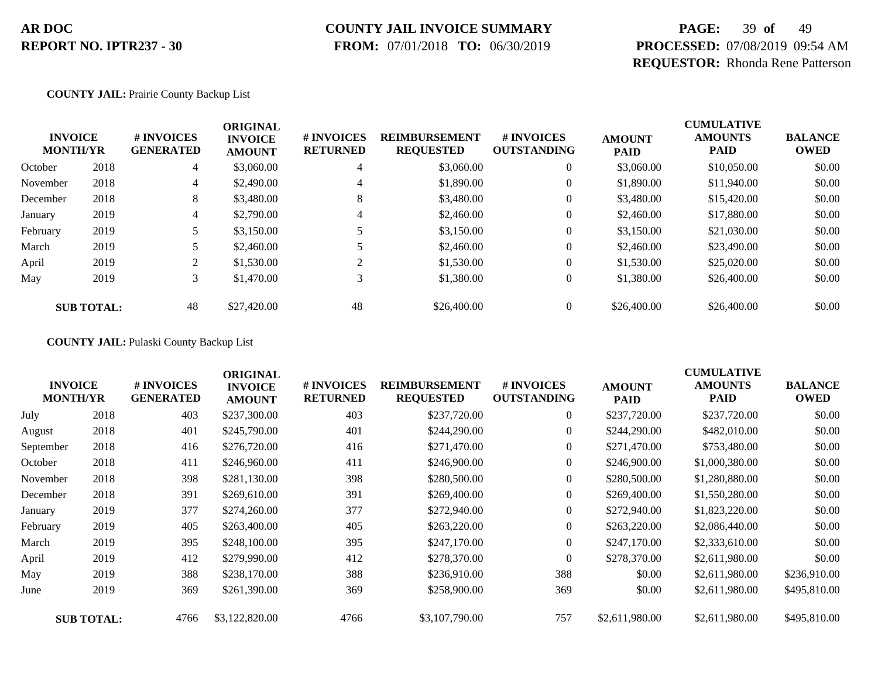**COUNTY JAIL:** Prairie County Backup List

| INVOICE MONTH/YR | | # INVOICES GENERATED | ORIGINAL INVOICE AMOUNT | # INVOICES RETURNED | REIMBURSEMENT REQUESTED | # INVOICES OUTSTANDING | AMOUNT PAID | CUMULATIVE AMOUNTS PAID | BALANCE OWED |
|---|---|---|---|---|---|---|---|---|---|
| October | 2018 | 4 | $3,060.00 | 4 | $3,060.00 | 0 | $3,060.00 | $10,050.00 | $0.00 |
| November | 2018 | 4 | $2,490.00 | 4 | $1,890.00 | 0 | $1,890.00 | $11,940.00 | $0.00 |
| December | 2018 | 8 | $3,480.00 | 8 | $3,480.00 | 0 | $3,480.00 | $15,420.00 | $0.00 |
| January | 2019 | 4 | $2,790.00 | 4 | $2,460.00 | 0 | $2,460.00 | $17,880.00 | $0.00 |
| February | 2019 | 5 | $3,150.00 | 5 | $3,150.00 | 0 | $3,150.00 | $21,030.00 | $0.00 |
| March | 2019 | 5 | $2,460.00 | 5 | $2,460.00 | 0 | $2,460.00 | $23,490.00 | $0.00 |
| April | 2019 | 2 | $1,530.00 | 2 | $1,530.00 | 0 | $1,530.00 | $25,020.00 | $0.00 |
| May | 2019 | 3 | $1,470.00 | 3 | $1,380.00 | 0 | $1,380.00 | $26,400.00 | $0.00 |
| **SUB TOTAL:** | | 48 | $27,420.00 | 48 | $26,400.00 | 0 | $26,400.00 | $26,400.00 | $0.00 |

**COUNTY JAIL:** Pulaski County Backup List

| INVOICE MONTH/YR | | # INVOICES GENERATED | ORIGINAL INVOICE AMOUNT | # INVOICES RETURNED | REIMBURSEMENT REQUESTED | # INVOICES OUTSTANDING | AMOUNT PAID | CUMULATIVE AMOUNTS PAID | BALANCE OWED |
|---|---|---|---|---|---|---|---|---|---|
| July | 2018 | 403 | $237,300.00 | 403 | $237,720.00 | 0 | $237,720.00 | $237,720.00 | $0.00 |
| August | 2018 | 401 | $245,790.00 | 401 | $244,290.00 | 0 | $244,290.00 | $482,010.00 | $0.00 |
| September | 2018 | 416 | $276,720.00 | 416 | $271,470.00 | 0 | $271,470.00 | $753,480.00 | $0.00 |
| October | 2018 | 411 | $246,960.00 | 411 | $246,900.00 | 0 | $246,900.00 | $1,000,380.00 | $0.00 |
| November | 2018 | 398 | $281,130.00 | 398 | $280,500.00 | 0 | $280,500.00 | $1,280,880.00 | $0.00 |
| December | 2018 | 391 | $269,610.00 | 391 | $269,400.00 | 0 | $269,400.00 | $1,550,280.00 | $0.00 |
| January | 2019 | 377 | $274,260.00 | 377 | $272,940.00 | 0 | $272,940.00 | $1,823,220.00 | $0.00 |
| February | 2019 | 405 | $263,400.00 | 405 | $263,220.00 | 0 | $263,220.00 | $2,086,440.00 | $0.00 |
| March | 2019 | 395 | $248,100.00 | 395 | $247,170.00 | 0 | $247,170.00 | $2,333,610.00 | $0.00 |
| April | 2019 | 412 | $279,990.00 | 412 | $278,370.00 | 0 | $278,370.00 | $2,611,980.00 | $0.00 |
| May | 2019 | 388 | $238,170.00 | 388 | $236,910.00 | 388 | $0.00 | $2,611,980.00 | $236,910.00 |
| June | 2019 | 369 | $261,390.00 | 369 | $258,900.00 | 369 | $0.00 | $2,611,980.00 | $495,810.00 |
| **SUB TOTAL:** | | 4766 | $3,122,820.00 | 4766 | $3,107,790.00 | 757 | $2,611,980.00 | $2,611,980.00 | $495,810.00 |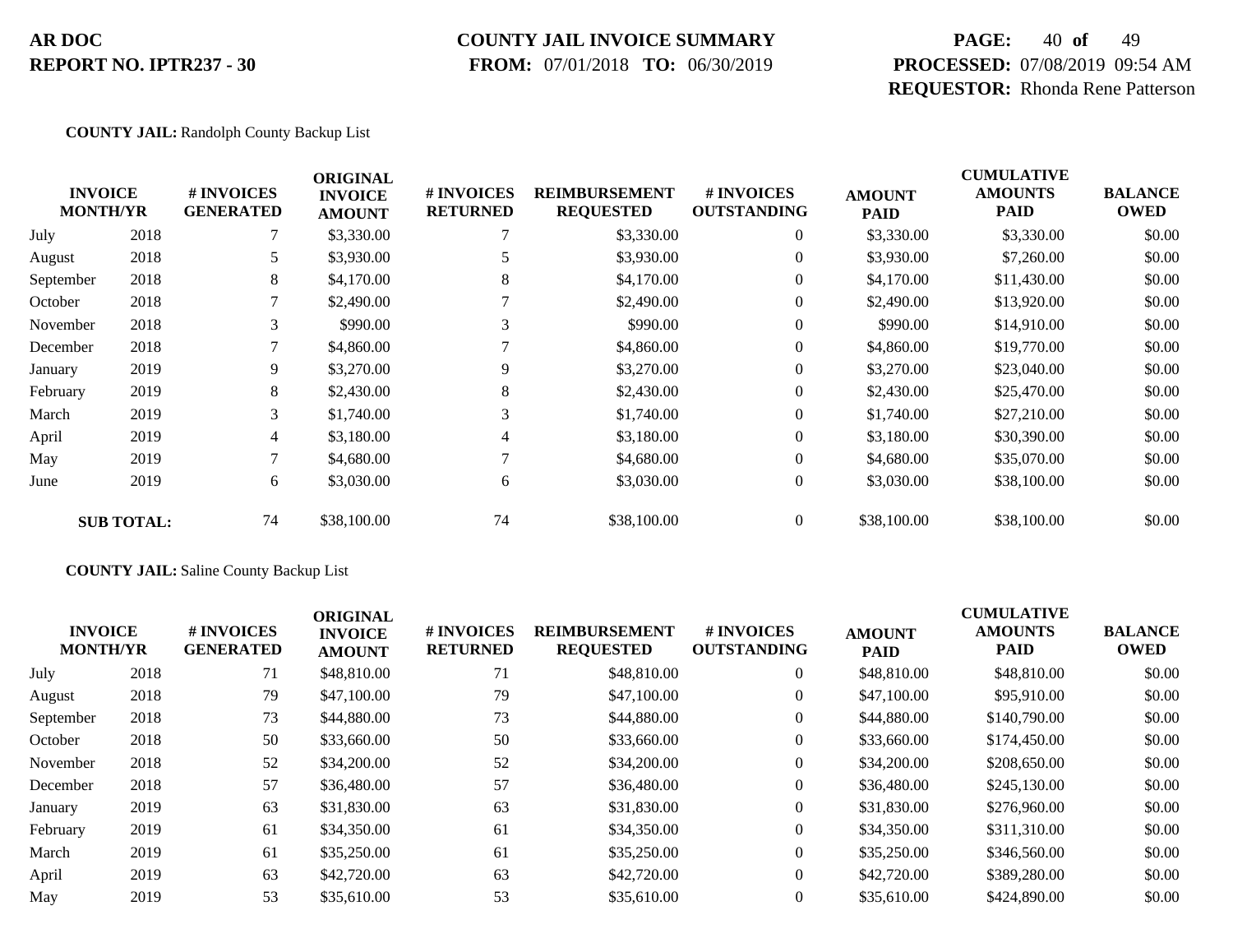**AR DOC**
**REPORT NO. IPTR237 - 30**

**COUNTY JAIL INVOICE SUMMARY**
**FROM:** 07/01/2018 **TO:** 06/30/2019

**PROCESSED:** 07/08/2019 09:54 AM
**REQUESTOR:** Rhonda Rene Patterson

**COUNTY JAIL:** Randolph County Backup List

| INVOICE MONTH/YR | | # INVOICES GENERATED | ORIGINAL INVOICE AMOUNT | # INVOICES RETURNED | REIMBURSEMENT REQUESTED | # INVOICES OUTSTANDING | AMOUNT PAID | CUMULATIVE AMOUNTS PAID | BALANCE OWED |
|---|---|---|---|---|---|---|---|---|---|
| July | 2018 | 7 | $3,330.00 | 7 | $3,330.00 | 0 | $3,330.00 | $3,330.00 | $0.00 |
| August | 2018 | 5 | $3,930.00 | 5 | $3,930.00 | 0 | $3,930.00 | $7,260.00 | $0.00 |
| September | 2018 | 8 | $4,170.00 | 8 | $4,170.00 | 0 | $4,170.00 | $11,430.00 | $0.00 |
| October | 2018 | 7 | $2,490.00 | 7 | $2,490.00 | 0 | $2,490.00 | $13,920.00 | $0.00 |
| November | 2018 | 3 | $990.00 | 3 | $990.00 | 0 | $990.00 | $14,910.00 | $0.00 |
| December | 2018 | 7 | $4,860.00 | 7 | $4,860.00 | 0 | $4,860.00 | $19,770.00 | $0.00 |
| January | 2019 | 9 | $3,270.00 | 9 | $3,270.00 | 0 | $3,270.00 | $23,040.00 | $0.00 |
| February | 2019 | 8 | $2,430.00 | 8 | $2,430.00 | 0 | $2,430.00 | $25,470.00 | $0.00 |
| March | 2019 | 3 | $1,740.00 | 3 | $1,740.00 | 0 | $1,740.00 | $27,210.00 | $0.00 |
| April | 2019 | 4 | $3,180.00 | 4 | $3,180.00 | 0 | $3,180.00 | $30,390.00 | $0.00 |
| May | 2019 | 7 | $4,680.00 | 7 | $4,680.00 | 0 | $4,680.00 | $35,070.00 | $0.00 |
| June | 2019 | 6 | $3,030.00 | 6 | $3,030.00 | 0 | $3,030.00 | $38,100.00 | $0.00 |
| **SUB TOTAL:** | | 74 | $38,100.00 | 74 | $38,100.00 | 0 | $38,100.00 | $38,100.00 | $0.00 |

**COUNTY JAIL:** Saline County Backup List

| INVOICE MONTH/YR | | # INVOICES GENERATED | ORIGINAL INVOICE AMOUNT | # INVOICES RETURNED | REIMBURSEMENT REQUESTED | # INVOICES OUTSTANDING | AMOUNT PAID | CUMULATIVE AMOUNTS PAID | BALANCE OWED |
|---|---|---|---|---|---|---|---|---|---|
| July | 2018 | 71 | $48,810.00 | 71 | $48,810.00 | 0 | $48,810.00 | $48,810.00 | $0.00 |
| August | 2018 | 79 | $47,100.00 | 79 | $47,100.00 | 0 | $47,100.00 | $95,910.00 | $0.00 |
| September | 2018 | 73 | $44,880.00 | 73 | $44,880.00 | 0 | $44,880.00 | $140,790.00 | $0.00 |
| October | 2018 | 50 | $33,660.00 | 50 | $33,660.00 | 0 | $33,660.00 | $174,450.00 | $0.00 |
| November | 2018 | 52 | $34,200.00 | 52 | $34,200.00 | 0 | $34,200.00 | $208,650.00 | $0.00 |
| December | 2018 | 57 | $36,480.00 | 57 | $36,480.00 | 0 | $36,480.00 | $245,130.00 | $0.00 |
| January | 2019 | 63 | $31,830.00 | 63 | $31,830.00 | 0 | $31,830.00 | $276,960.00 | $0.00 |
| February | 2019 | 61 | $34,350.00 | 61 | $34,350.00 | 0 | $34,350.00 | $311,310.00 | $0.00 |
| March | 2019 | 61 | $35,250.00 | 61 | $35,250.00 | 0 | $35,250.00 | $346,560.00 | $0.00 |
| April | 2019 | 63 | $42,720.00 | 63 | $42,720.00 | 0 | $42,720.00 | $389,280.00 | $0.00 |
| May | 2019 | 53 | $35,610.00 | 53 | $35,610.00 | 0 | $35,610.00 | $424,890.00 | $0.00 |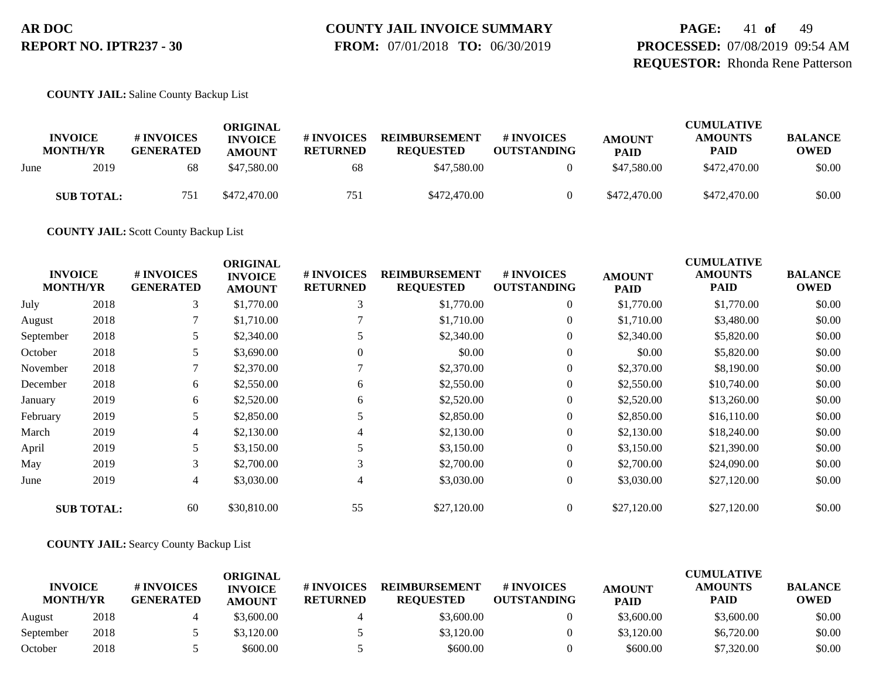**COUNTY JAIL:** Saline County Backup List

| INVOICE MONTH/YR | | # INVOICES GENERATED | ORIGINAL INVOICE AMOUNT | # INVOICES RETURNED | REIMBURSEMENT REQUESTED | # INVOICES OUTSTANDING | AMOUNT PAID | CUMULATIVE AMOUNTS PAID | BALANCE OWED |
|---|---|---|---|---|---|---|---|---|---|
| June | 2019 | 68 | $47,580.00 | 68 | $47,580.00 | 0 | $47,580.00 | $472,470.00 | $0.00 |
| **SUB TOTAL:** | | 751 | $472,470.00 | 751 | $472,470.00 | 0 | $472,470.00 | $472,470.00 | $0.00 |

**COUNTY JAIL:** Scott County Backup List

| INVOICE MONTH/YR | | # INVOICES GENERATED | ORIGINAL INVOICE AMOUNT | # INVOICES RETURNED | REIMBURSEMENT REQUESTED | # INVOICES OUTSTANDING | AMOUNT PAID | CUMULATIVE AMOUNTS PAID | BALANCE OWED |
|---|---|---|---|---|---|---|---|---|---|
| July | 2018 | 3 | $1,770.00 | 3 | $1,770.00 | 0 | $1,770.00 | $1,770.00 | $0.00 |
| August | 2018 | 7 | $1,710.00 | 7 | $1,710.00 | 0 | $1,710.00 | $3,480.00 | $0.00 |
| September | 2018 | 5 | $2,340.00 | 5 | $2,340.00 | 0 | $2,340.00 | $5,820.00 | $0.00 |
| October | 2018 | 5 | $3,690.00 | 0 | $0.00 | 0 | $0.00 | $5,820.00 | $0.00 |
| November | 2018 | 7 | $2,370.00 | 7 | $2,370.00 | 0 | $2,370.00 | $8,190.00 | $0.00 |
| December | 2018 | 6 | $2,550.00 | 6 | $2,550.00 | 0 | $2,550.00 | $10,740.00 | $0.00 |
| January | 2019 | 6 | $2,520.00 | 6 | $2,520.00 | 0 | $2,520.00 | $13,260.00 | $0.00 |
| February | 2019 | 5 | $2,850.00 | 5 | $2,850.00 | 0 | $2,850.00 | $16,110.00 | $0.00 |
| March | 2019 | 4 | $2,130.00 | 4 | $2,130.00 | 0 | $2,130.00 | $18,240.00 | $0.00 |
| April | 2019 | 5 | $3,150.00 | 5 | $3,150.00 | 0 | $3,150.00 | $21,390.00 | $0.00 |
| May | 2019 | 3 | $2,700.00 | 3 | $2,700.00 | 0 | $2,700.00 | $24,090.00 | $0.00 |
| June | 2019 | 4 | $3,030.00 | 4 | $3,030.00 | 0 | $3,030.00 | $27,120.00 | $0.00 |
| **SUB TOTAL:** | | 60 | $30,810.00 | 55 | $27,120.00 | 0 | $27,120.00 | $27,120.00 | $0.00 |

**COUNTY JAIL:** Searcy County Backup List

| INVOICE MONTH/YR | | # INVOICES GENERATED | ORIGINAL INVOICE AMOUNT | # INVOICES RETURNED | REIMBURSEMENT REQUESTED | # INVOICES OUTSTANDING | AMOUNT PAID | CUMULATIVE AMOUNTS PAID | BALANCE OWED |
|---|---|---|---|---|---|---|---|---|---|
| August | 2018 | 4 | $3,600.00 | 4 | $3,600.00 | 0 | $3,600.00 | $3,600.00 | $0.00 |
| September | 2018 | 5 | $3,120.00 | 5 | $3,120.00 | 0 | $3,120.00 | $6,720.00 | $0.00 |
| October | 2018 | 5 | $600.00 | 5 | $600.00 | 0 | $600.00 | $7,320.00 | $0.00 |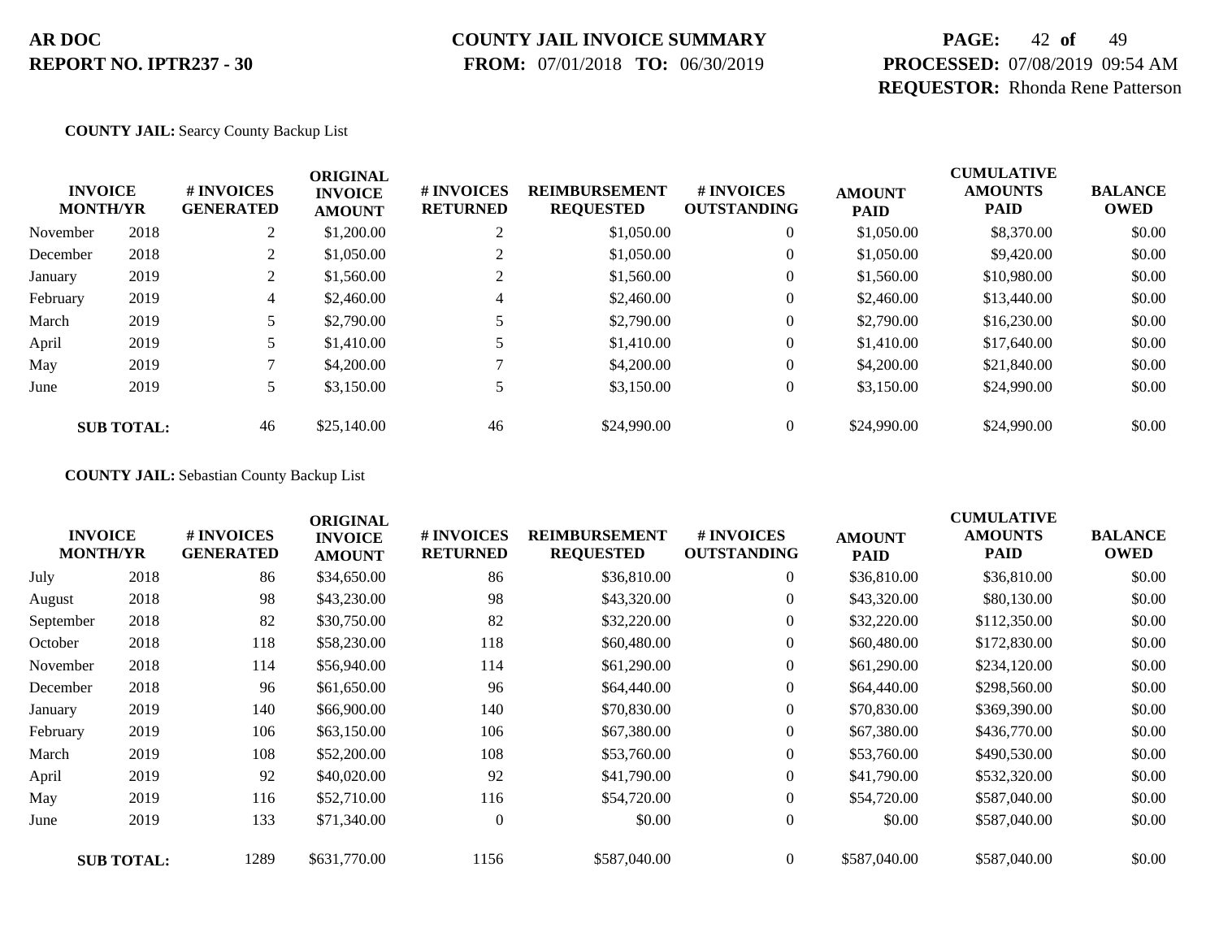**COUNTY JAIL:** Searcy County Backup List

| INVOICE MONTH/YR | | # INVOICES GENERATED | ORIGINAL INVOICE AMOUNT | # INVOICES RETURNED | REIMBURSEMENT REQUESTED | # INVOICES OUTSTANDING | AMOUNT PAID | CUMULATIVE AMOUNTS PAID | BALANCE OWED |
|---|---|---|---|---|---|---|---|---|---|
| November | 2018 | 2 | $1,200.00 | 2 | $1,050.00 | 0 | $1,050.00 | $8,370.00 | $0.00 |
| December | 2018 | 2 | $1,050.00 | 2 | $1,050.00 | 0 | $1,050.00 | $9,420.00 | $0.00 |
| January | 2019 | 2 | $1,560.00 | 2 | $1,560.00 | 0 | $1,560.00 | $10,980.00 | $0.00 |
| February | 2019 | 4 | $2,460.00 | 4 | $2,460.00 | 0 | $2,460.00 | $13,440.00 | $0.00 |
| March | 2019 | 5 | $2,790.00 | 5 | $2,790.00 | 0 | $2,790.00 | $16,230.00 | $0.00 |
| April | 2019 | 5 | $1,410.00 | 5 | $1,410.00 | 0 | $1,410.00 | $17,640.00 | $0.00 |
| May | 2019 | 7 | $4,200.00 | 7 | $4,200.00 | 0 | $4,200.00 | $21,840.00 | $0.00 |
| June | 2019 | 5 | $3,150.00 | 5 | $3,150.00 | 0 | $3,150.00 | $24,990.00 | $0.00 |
| **SUB TOTAL:** | | 46 | $25,140.00 | 46 | $24,990.00 | 0 | $24,990.00 | $24,990.00 | $0.00 |

**COUNTY JAIL:** Sebastian County Backup List

| INVOICE MONTH/YR | | # INVOICES GENERATED | ORIGINAL INVOICE AMOUNT | # INVOICES RETURNED | REIMBURSEMENT REQUESTED | # INVOICES OUTSTANDING | AMOUNT PAID | CUMULATIVE AMOUNTS PAID | BALANCE OWED |
|---|---|---|---|---|---|---|---|---|---|
| July | 2018 | 86 | $34,650.00 | 86 | $36,810.00 | 0 | $36,810.00 | $36,810.00 | $0.00 |
| August | 2018 | 98 | $43,230.00 | 98 | $43,320.00 | 0 | $43,320.00 | $80,130.00 | $0.00 |
| September | 2018 | 82 | $30,750.00 | 82 | $32,220.00 | 0 | $32,220.00 | $112,350.00 | $0.00 |
| October | 2018 | 118 | $58,230.00 | 118 | $60,480.00 | 0 | $60,480.00 | $172,830.00 | $0.00 |
| November | 2018 | 114 | $56,940.00 | 114 | $61,290.00 | 0 | $61,290.00 | $234,120.00 | $0.00 |
| December | 2018 | 96 | $61,650.00 | 96 | $64,440.00 | 0 | $64,440.00 | $298,560.00 | $0.00 |
| January | 2019 | 140 | $66,900.00 | 140 | $70,830.00 | 0 | $70,830.00 | $369,390.00 | $0.00 |
| February | 2019 | 106 | $63,150.00 | 106 | $67,380.00 | 0 | $67,380.00 | $436,770.00 | $0.00 |
| March | 2019 | 108 | $52,200.00 | 108 | $53,760.00 | 0 | $53,760.00 | $490,530.00 | $0.00 |
| April | 2019 | 92 | $40,020.00 | 92 | $41,790.00 | 0 | $41,790.00 | $532,320.00 | $0.00 |
| May | 2019 | 116 | $52,710.00 | 116 | $54,720.00 | 0 | $54,720.00 | $587,040.00 | $0.00 |
| June | 2019 | 133 | $71,340.00 | 0 | $0.00 | 0 | $0.00 | $587,040.00 | $0.00 |
| **SUB TOTAL:** | | 1289 | $631,770.00 | 1156 | $587,040.00 | 0 | $587,040.00 | $587,040.00 | $0.00 |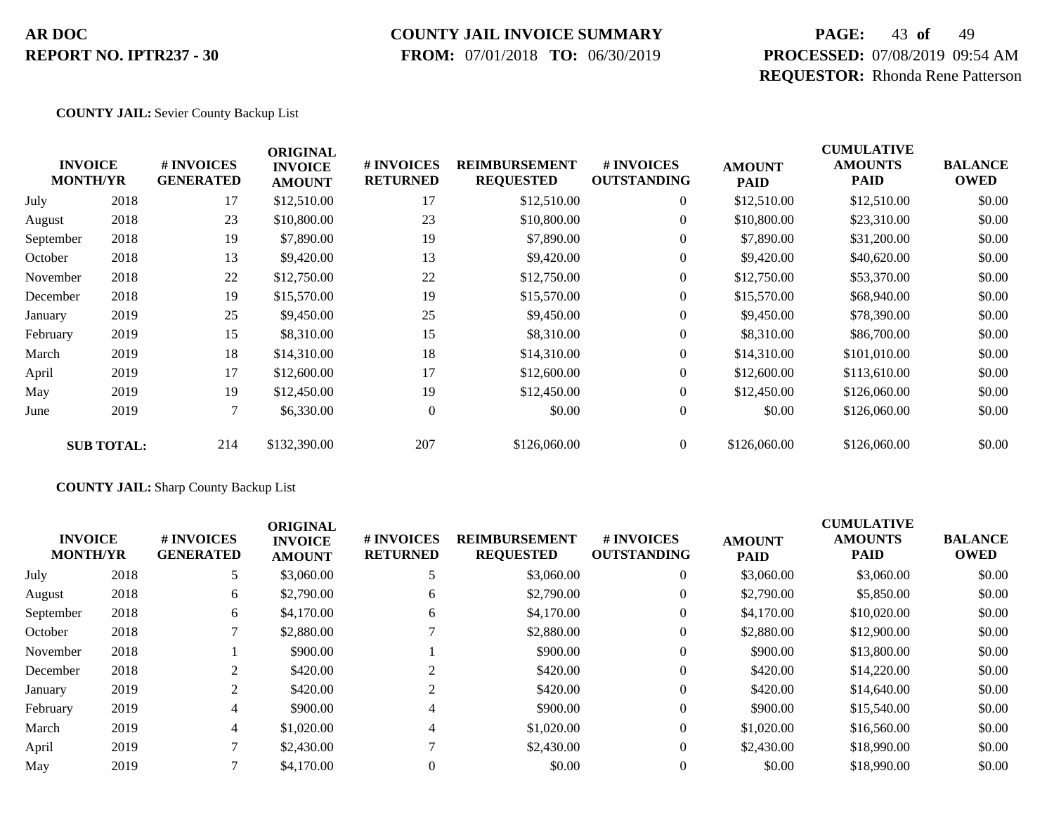**COUNTY JAIL:** Sevier County Backup List

| INVOICE MONTH/YR | | # INVOICES GENERATED | ORIGINAL INVOICE AMOUNT | # INVOICES RETURNED | REIMBURSEMENT REQUESTED | # INVOICES OUTSTANDING | AMOUNT PAID | CUMULATIVE AMOUNTS PAID | BALANCE OWED |
|---|---|---|---|---|---|---|---|---|---|
| July | 2018 | 17 | $12,510.00 | 17 | $12,510.00 | 0 | $12,510.00 | $12,510.00 | $0.00 |
| August | 2018 | 23 | $10,800.00 | 23 | $10,800.00 | 0 | $10,800.00 | $23,310.00 | $0.00 |
| September | 2018 | 19 | $7,890.00 | 19 | $7,890.00 | 0 | $7,890.00 | $31,200.00 | $0.00 |
| October | 2018 | 13 | $9,420.00 | 13 | $9,420.00 | 0 | $9,420.00 | $40,620.00 | $0.00 |
| November | 2018 | 22 | $12,750.00 | 22 | $12,750.00 | 0 | $12,750.00 | $53,370.00 | $0.00 |
| December | 2018 | 19 | $15,570.00 | 19 | $15,570.00 | 0 | $15,570.00 | $68,940.00 | $0.00 |
| January | 2019 | 25 | $9,450.00 | 25 | $9,450.00 | 0 | $9,450.00 | $78,390.00 | $0.00 |
| February | 2019 | 15 | $8,310.00 | 15 | $8,310.00 | 0 | $8,310.00 | $86,700.00 | $0.00 |
| March | 2019 | 18 | $14,310.00 | 18 | $14,310.00 | 0 | $14,310.00 | $101,010.00 | $0.00 |
| April | 2019 | 17 | $12,600.00 | 17 | $12,600.00 | 0 | $12,600.00 | $113,610.00 | $0.00 |
| May | 2019 | 19 | $12,450.00 | 19 | $12,450.00 | 0 | $12,450.00 | $126,060.00 | $0.00 |
| June | 2019 | 7 | $6,330.00 | 0 | $0.00 | 0 | $0.00 | $126,060.00 | $0.00 |
| **SUB TOTAL:** | | 214 | $132,390.00 | 207 | $126,060.00 | 0 | $126,060.00 | $126,060.00 | $0.00 |

**COUNTY JAIL:** Sharp County Backup List

| INVOICE MONTH/YR | | # INVOICES GENERATED | ORIGINAL INVOICE AMOUNT | # INVOICES RETURNED | REIMBURSEMENT REQUESTED | # INVOICES OUTSTANDING | AMOUNT PAID | CUMULATIVE AMOUNTS PAID | BALANCE OWED |
|---|---|---|---|---|---|---|---|---|---|
| July | 2018 | 5 | $3,060.00 | 5 | $3,060.00 | 0 | $3,060.00 | $3,060.00 | $0.00 |
| August | 2018 | 6 | $2,790.00 | 6 | $2,790.00 | 0 | $2,790.00 | $5,850.00 | $0.00 |
| September | 2018 | 6 | $4,170.00 | 6 | $4,170.00 | 0 | $4,170.00 | $10,020.00 | $0.00 |
| October | 2018 | 7 | $2,880.00 | 7 | $2,880.00 | 0 | $2,880.00 | $12,900.00 | $0.00 |
| November | 2018 | 1 | $900.00 | 1 | $900.00 | 0 | $900.00 | $13,800.00 | $0.00 |
| December | 2018 | 2 | $420.00 | 2 | $420.00 | 0 | $420.00 | $14,220.00 | $0.00 |
| January | 2019 | 2 | $420.00 | 2 | $420.00 | 0 | $420.00 | $14,640.00 | $0.00 |
| February | 2019 | 4 | $900.00 | 4 | $900.00 | 0 | $900.00 | $15,540.00 | $0.00 |
| March | 2019 | 4 | $1,020.00 | 4 | $1,020.00 | 0 | $1,020.00 | $16,560.00 | $0.00 |
| April | 2019 | 7 | $2,430.00 | 7 | $2,430.00 | 0 | $2,430.00 | $18,990.00 | $0.00 |
| May | 2019 | 7 | $4,170.00 | 0 | $0.00 | 0 | $0.00 | $18,990.00 | $0.00 |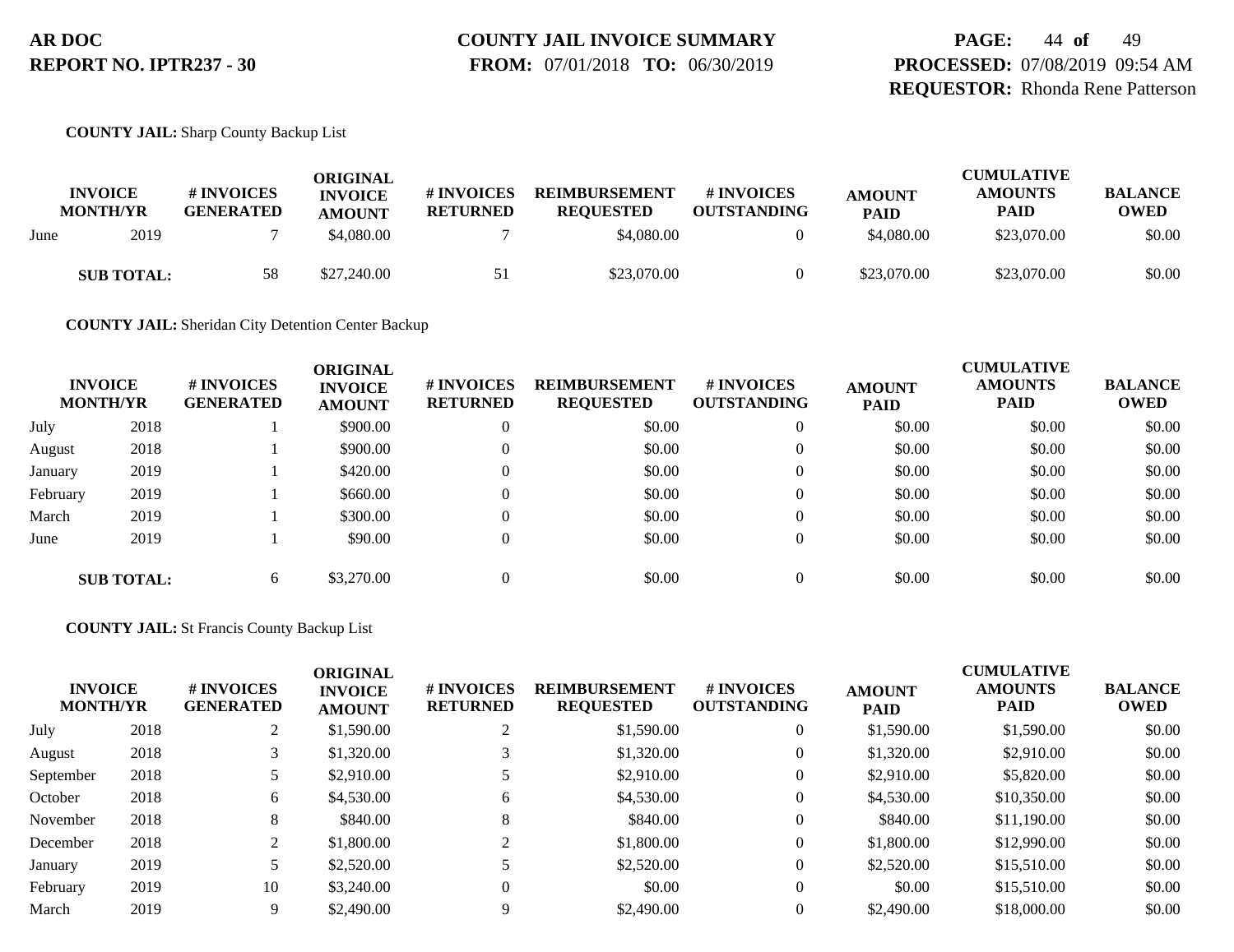**COUNTY JAIL:** Sharp County Backup List

| INVOICE MONTH/YR | | # INVOICES GENERATED | ORIGINAL INVOICE AMOUNT | # INVOICES RETURNED | REIMBURSEMENT REQUESTED | # INVOICES OUTSTANDING | AMOUNT PAID | CUMULATIVE AMOUNTS PAID | BALANCE OWED |
|---|---|---|---|---|---|---|---|---|---|
| June | 2019 | 7 | $4,080.00 | 7 | $4,080.00 | 0 | $4,080.00 | $23,070.00 | $0.00 |
| **SUB TOTAL:** | | 58 | $27,240.00 | 51 | $23,070.00 | 0 | $23,070.00 | $23,070.00 | $0.00 |

**COUNTY JAIL:** Sheridan City Detention Center Backup

| INVOICE MONTH/YR | | # INVOICES GENERATED | ORIGINAL INVOICE AMOUNT | # INVOICES RETURNED | REIMBURSEMENT REQUESTED | # INVOICES OUTSTANDING | AMOUNT PAID | CUMULATIVE AMOUNTS PAID | BALANCE OWED |
|---|---|---|---|---|---|---|---|---|---|
| July | 2018 | 1 | $900.00 | 0 | $0.00 | 0 | $0.00 | $0.00 | $0.00 |
| August | 2018 | 1 | $900.00 | 0 | $0.00 | 0 | $0.00 | $0.00 | $0.00 |
| January | 2019 | 1 | $420.00 | 0 | $0.00 | 0 | $0.00 | $0.00 | $0.00 |
| February | 2019 | 1 | $660.00 | 0 | $0.00 | 0 | $0.00 | $0.00 | $0.00 |
| March | 2019 | 1 | $300.00 | 0 | $0.00 | 0 | $0.00 | $0.00 | $0.00 |
| June | 2019 | 1 | $90.00 | 0 | $0.00 | 0 | $0.00 | $0.00 | $0.00 |
| **SUB TOTAL:** | | 6 | $3,270.00 | 0 | $0.00 | 0 | $0.00 | $0.00 | $0.00 |

**COUNTY JAIL:** St Francis County Backup List

| INVOICE MONTH/YR | | # INVOICES GENERATED | ORIGINAL INVOICE AMOUNT | # INVOICES RETURNED | REIMBURSEMENT REQUESTED | # INVOICES OUTSTANDING | AMOUNT PAID | CUMULATIVE AMOUNTS PAID | BALANCE OWED |
|---|---|---|---|---|---|---|---|---|---|
| July | 2018 | 2 | $1,590.00 | 2 | $1,590.00 | 0 | $1,590.00 | $1,590.00 | $0.00 |
| August | 2018 | 3 | $1,320.00 | 3 | $1,320.00 | 0 | $1,320.00 | $2,910.00 | $0.00 |
| September | 2018 | 5 | $2,910.00 | 5 | $2,910.00 | 0 | $2,910.00 | $5,820.00 | $0.00 |
| October | 2018 | 6 | $4,530.00 | 6 | $4,530.00 | 0 | $4,530.00 | $10,350.00 | $0.00 |
| November | 2018 | 8 | $840.00 | 8 | $840.00 | 0 | $840.00 | $11,190.00 | $0.00 |
| December | 2018 | 2 | $1,800.00 | 2 | $1,800.00 | 0 | $1,800.00 | $12,990.00 | $0.00 |
| January | 2019 | 5 | $2,520.00 | 5 | $2,520.00 | 0 | $2,520.00 | $15,510.00 | $0.00 |
| February | 2019 | 10 | $3,240.00 | 0 | $0.00 | 0 | $0.00 | $15,510.00 | $0.00 |
| March | 2019 | 9 | $2,490.00 | 9 | $2,490.00 | 0 | $2,490.00 | $18,000.00 | $0.00 |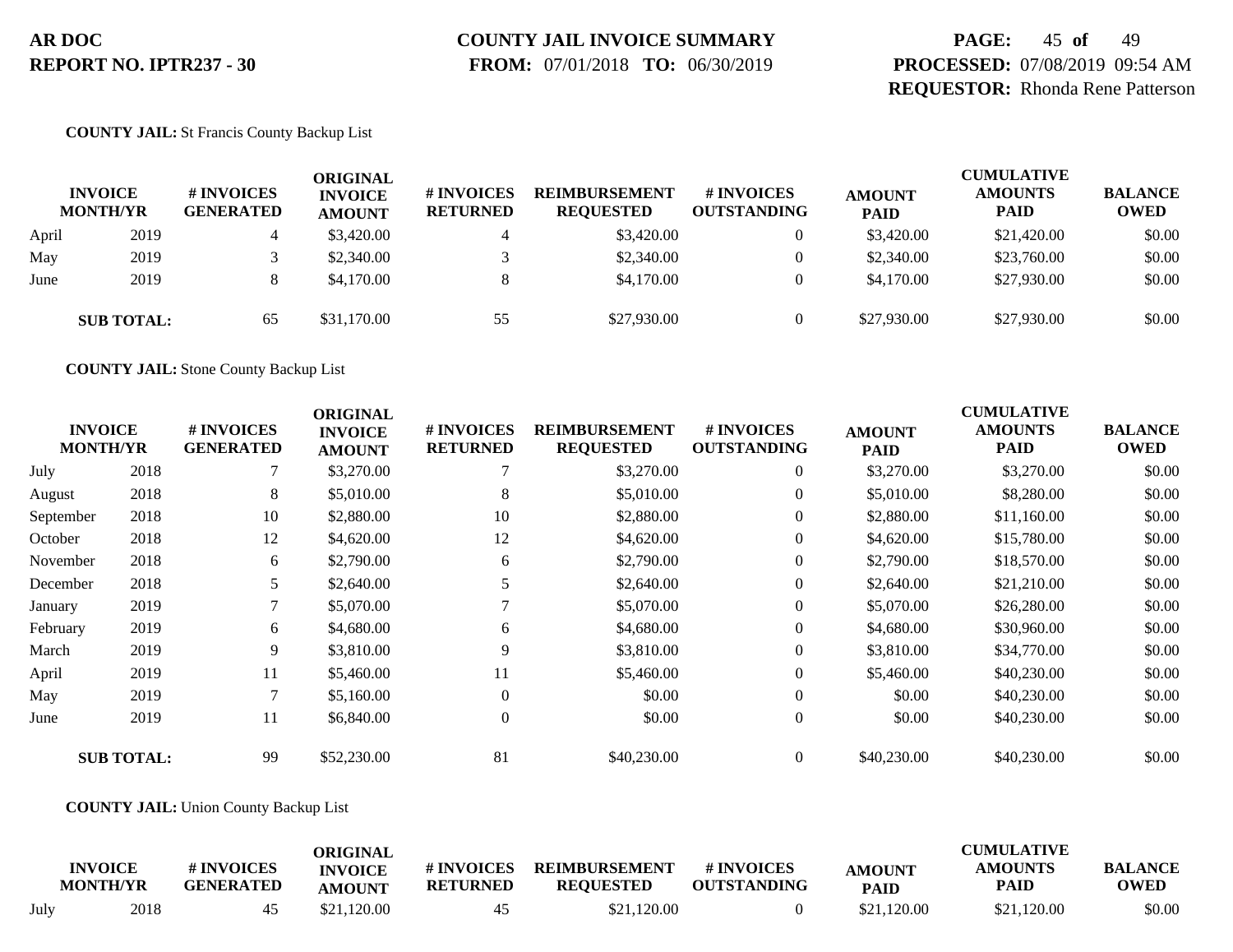**COUNTY JAIL:** St Francis County Backup List

| INVOICE MONTH/YR | | # INVOICES GENERATED | ORIGINAL INVOICE AMOUNT | # INVOICES RETURNED | REIMBURSEMENT REQUESTED | # INVOICES OUTSTANDING | AMOUNT PAID | CUMULATIVE AMOUNTS PAID | BALANCE OWED |
|---|---|---|---|---|---|---|---|---|---|
| April | 2019 | 4 | $3,420.00 | 4 | $3,420.00 | 0 | $3,420.00 | $21,420.00 | $0.00 |
| May | 2019 | 3 | $2,340.00 | 3 | $2,340.00 | 0 | $2,340.00 | $23,760.00 | $0.00 |
| June | 2019 | 8 | $4,170.00 | 8 | $4,170.00 | 0 | $4,170.00 | $27,930.00 | $0.00 |
| **SUB TOTAL:** | | 65 | $31,170.00 | 55 | $27,930.00 | 0 | $27,930.00 | $27,930.00 | $0.00 |

**COUNTY JAIL:** Stone County Backup List

| INVOICE MONTH/YR | | # INVOICES GENERATED | ORIGINAL INVOICE AMOUNT | # INVOICES RETURNED | REIMBURSEMENT REQUESTED | # INVOICES OUTSTANDING | AMOUNT PAID | CUMULATIVE AMOUNTS PAID | BALANCE OWED |
|---|---|---|---|---|---|---|---|---|---|
| July | 2018 | 7 | $3,270.00 | 7 | $3,270.00 | 0 | $3,270.00 | $3,270.00 | $0.00 |
| August | 2018 | 8 | $5,010.00 | 8 | $5,010.00 | 0 | $5,010.00 | $8,280.00 | $0.00 |
| September | 2018 | 10 | $2,880.00 | 10 | $2,880.00 | 0 | $2,880.00 | $11,160.00 | $0.00 |
| October | 2018 | 12 | $4,620.00 | 12 | $4,620.00 | 0 | $4,620.00 | $15,780.00 | $0.00 |
| November | 2018 | 6 | $2,790.00 | 6 | $2,790.00 | 0 | $2,790.00 | $18,570.00 | $0.00 |
| December | 2018 | 5 | $2,640.00 | 5 | $2,640.00 | 0 | $2,640.00 | $21,210.00 | $0.00 |
| January | 2019 | 7 | $5,070.00 | 7 | $5,070.00 | 0 | $5,070.00 | $26,280.00 | $0.00 |
| February | 2019 | 6 | $4,680.00 | 6 | $4,680.00 | 0 | $4,680.00 | $30,960.00 | $0.00 |
| March | 2019 | 9 | $3,810.00 | 9 | $3,810.00 | 0 | $3,810.00 | $34,770.00 | $0.00 |
| April | 2019 | 11 | $5,460.00 | 11 | $5,460.00 | 0 | $5,460.00 | $40,230.00 | $0.00 |
| May | 2019 | 7 | $5,160.00 | 0 | $0.00 | 0 | $0.00 | $40,230.00 | $0.00 |
| June | 2019 | 11 | $6,840.00 | 0 | $0.00 | 0 | $0.00 | $40,230.00 | $0.00 |
| **SUB TOTAL:** | | 99 | $52,230.00 | 81 | $40,230.00 | 0 | $40,230.00 | $40,230.00 | $0.00 |

**COUNTY JAIL:** Union County Backup List

| INVOICE MONTH/YR | | # INVOICES GENERATED | ORIGINAL INVOICE AMOUNT | # INVOICES RETURNED | REIMBURSEMENT REQUESTED | # INVOICES OUTSTANDING | AMOUNT PAID | CUMULATIVE AMOUNTS PAID | BALANCE OWED |
|---|---|---|---|---|---|---|---|---|---|
| July | 2018 | 45 | $21,120.00 | 45 | $21,120.00 | 0 | $21,120.00 | $21,120.00 | $0.00 |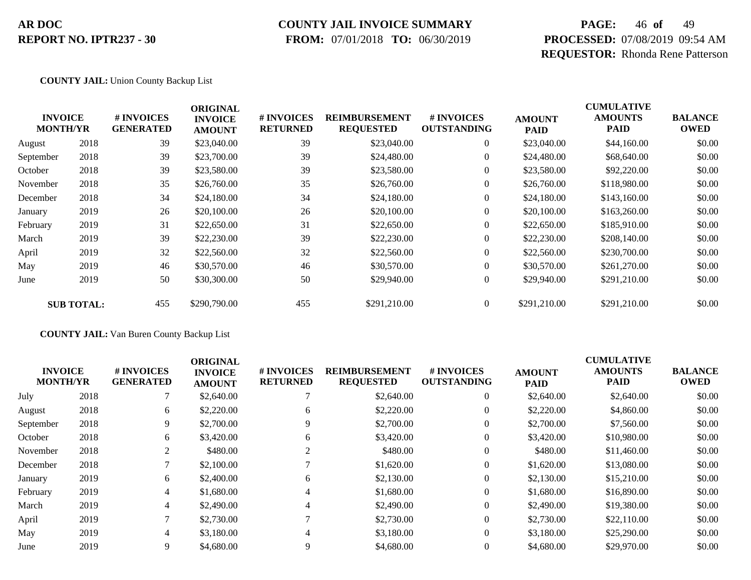**COUNTY JAIL:** Union County Backup List

| INVOICE MONTH/YR | | # INVOICES GENERATED | ORIGINAL INVOICE AMOUNT | # INVOICES RETURNED | REIMBURSEMENT REQUESTED | # INVOICES OUTSTANDING | AMOUNT PAID | CUMULATIVE AMOUNTS PAID | BALANCE OWED |
|---|---|---|---|---|---|---|---|---|---|
| August | 2018 | 39 | $23,040.00 | 39 | $23,040.00 | 0 | $23,040.00 | $44,160.00 | $0.00 |
| September | 2018 | 39 | $23,700.00 | 39 | $24,480.00 | 0 | $24,480.00 | $68,640.00 | $0.00 |
| October | 2018 | 39 | $23,580.00 | 39 | $23,580.00 | 0 | $23,580.00 | $92,220.00 | $0.00 |
| November | 2018 | 35 | $26,760.00 | 35 | $26,760.00 | 0 | $26,760.00 | $118,980.00 | $0.00 |
| December | 2018 | 34 | $24,180.00 | 34 | $24,180.00 | 0 | $24,180.00 | $143,160.00 | $0.00 |
| January | 2019 | 26 | $20,100.00 | 26 | $20,100.00 | 0 | $20,100.00 | $163,260.00 | $0.00 |
| February | 2019 | 31 | $22,650.00 | 31 | $22,650.00 | 0 | $22,650.00 | $185,910.00 | $0.00 |
| March | 2019 | 39 | $22,230.00 | 39 | $22,230.00 | 0 | $22,230.00 | $208,140.00 | $0.00 |
| April | 2019 | 32 | $22,560.00 | 32 | $22,560.00 | 0 | $22,560.00 | $230,700.00 | $0.00 |
| May | 2019 | 46 | $30,570.00 | 46 | $30,570.00 | 0 | $30,570.00 | $261,270.00 | $0.00 |
| June | 2019 | 50 | $30,300.00 | 50 | $29,940.00 | 0 | $29,940.00 | $291,210.00 | $0.00 |
| **SUB TOTAL:** | | 455 | $290,790.00 | 455 | $291,210.00 | 0 | $291,210.00 | $291,210.00 | $0.00 |

**COUNTY JAIL:** Van Buren County Backup List

| INVOICE MONTH/YR | | # INVOICES GENERATED | ORIGINAL INVOICE AMOUNT | # INVOICES RETURNED | REIMBURSEMENT REQUESTED | # INVOICES OUTSTANDING | AMOUNT PAID | CUMULATIVE AMOUNTS PAID | BALANCE OWED |
|---|---|---|---|---|---|---|---|---|---|
| July | 2018 | 7 | $2,640.00 | 7 | $2,640.00 | 0 | $2,640.00 | $2,640.00 | $0.00 |
| August | 2018 | 6 | $2,220.00 | 6 | $2,220.00 | 0 | $2,220.00 | $4,860.00 | $0.00 |
| September | 2018 | 9 | $2,700.00 | 9 | $2,700.00 | 0 | $2,700.00 | $7,560.00 | $0.00 |
| October | 2018 | 6 | $3,420.00 | 6 | $3,420.00 | 0 | $3,420.00 | $10,980.00 | $0.00 |
| November | 2018 | 2 | $480.00 | 2 | $480.00 | 0 | $480.00 | $11,460.00 | $0.00 |
| December | 2018 | 7 | $2,100.00 | 7 | $1,620.00 | 0 | $1,620.00 | $13,080.00 | $0.00 |
| January | 2019 | 6 | $2,400.00 | 6 | $2,130.00 | 0 | $2,130.00 | $15,210.00 | $0.00 |
| February | 2019 | 4 | $1,680.00 | 4 | $1,680.00 | 0 | $1,680.00 | $16,890.00 | $0.00 |
| March | 2019 | 4 | $2,490.00 | 4 | $2,490.00 | 0 | $2,490.00 | $19,380.00 | $0.00 |
| April | 2019 | 7 | $2,730.00 | 7 | $2,730.00 | 0 | $2,730.00 | $22,110.00 | $0.00 |
| May | 2019 | 4 | $3,180.00 | 4 | $3,180.00 | 0 | $3,180.00 | $25,290.00 | $0.00 |
| June | 2019 | 9 | $4,680.00 | 9 | $4,680.00 | 0 | $4,680.00 | $29,970.00 | $0.00 |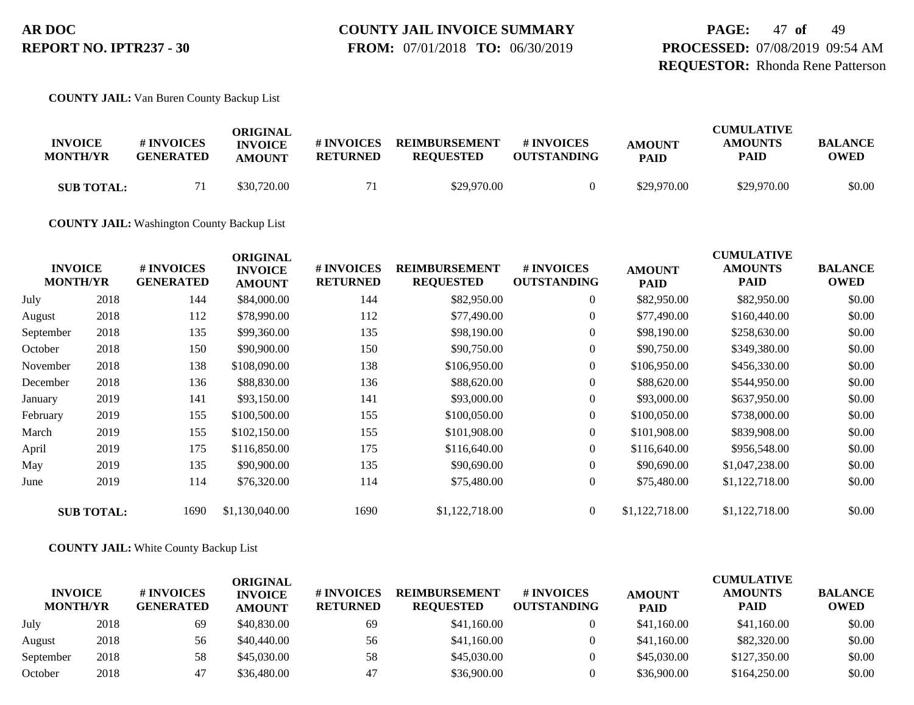**AR DOC**
**REPORT NO. IPTR237 - 30**

**COUNTY JAIL INVOICE SUMMARY**
**FROM:** 07/01/2018 **TO:** 06/30/2019

**PROCESSED:** 07/08/2019 09:54 AM
**REQUESTOR:** Rhonda Rene Patterson

**COUNTY JAIL:** Van Buren County Backup List

| INVOICE MONTH/YR | | # INVOICES GENERATED | ORIGINAL INVOICE AMOUNT | # INVOICES RETURNED | REIMBURSEMENT REQUESTED | # INVOICES OUTSTANDING | AMOUNT PAID | CUMULATIVE AMOUNTS PAID | BALANCE OWED |
|---|---|---|---|---|---|---|---|---|---|
| **SUB TOTAL:** | | 71 | $30,720.00 | 71 | $29,970.00 | 0 | $29,970.00 | $29,970.00 | $0.00 |

**COUNTY JAIL:** Washington County Backup List

| INVOICE MONTH/YR | | # INVOICES GENERATED | ORIGINAL INVOICE AMOUNT | # INVOICES RETURNED | REIMBURSEMENT REQUESTED | # INVOICES OUTSTANDING | AMOUNT PAID | CUMULATIVE AMOUNTS PAID | BALANCE OWED |
|---|---|---|---|---|---|---|---|---|---|
| July | 2018 | 144 | $84,000.00 | 144 | $82,950.00 | 0 | $82,950.00 | $82,950.00 | $0.00 |
| August | 2018 | 112 | $78,990.00 | 112 | $77,490.00 | 0 | $77,490.00 | $160,440.00 | $0.00 |
| September | 2018 | 135 | $99,360.00 | 135 | $98,190.00 | 0 | $98,190.00 | $258,630.00 | $0.00 |
| October | 2018 | 150 | $90,900.00 | 150 | $90,750.00 | 0 | $90,750.00 | $349,380.00 | $0.00 |
| November | 2018 | 138 | $108,090.00 | 138 | $106,950.00 | 0 | $106,950.00 | $456,330.00 | $0.00 |
| December | 2018 | 136 | $88,830.00 | 136 | $88,620.00 | 0 | $88,620.00 | $544,950.00 | $0.00 |
| January | 2019 | 141 | $93,150.00 | 141 | $93,000.00 | 0 | $93,000.00 | $637,950.00 | $0.00 |
| February | 2019 | 155 | $100,500.00 | 155 | $100,050.00 | 0 | $100,050.00 | $738,000.00 | $0.00 |
| March | 2019 | 155 | $102,150.00 | 155 | $101,908.00 | 0 | $101,908.00 | $839,908.00 | $0.00 |
| April | 2019 | 175 | $116,850.00 | 175 | $116,640.00 | 0 | $116,640.00 | $956,548.00 | $0.00 |
| May | 2019 | 135 | $90,900.00 | 135 | $90,690.00 | 0 | $90,690.00 | $1,047,238.00 | $0.00 |
| June | 2019 | 114 | $76,320.00 | 114 | $75,480.00 | 0 | $75,480.00 | $1,122,718.00 | $0.00 |
| **SUB TOTAL:** | | 1690 | $1,130,040.00 | 1690 | $1,122,718.00 | 0 | $1,122,718.00 | $1,122,718.00 | $0.00 |

**COUNTY JAIL:** White County Backup List

| INVOICE MONTH/YR | | # INVOICES GENERATED | ORIGINAL INVOICE AMOUNT | # INVOICES RETURNED | REIMBURSEMENT REQUESTED | # INVOICES OUTSTANDING | AMOUNT PAID | CUMULATIVE AMOUNTS PAID | BALANCE OWED |
|---|---|---|---|---|---|---|---|---|---|
| July | 2018 | 69 | $40,830.00 | 69 | $41,160.00 | 0 | $41,160.00 | $41,160.00 | $0.00 |
| August | 2018 | 56 | $40,440.00 | 56 | $41,160.00 | 0 | $41,160.00 | $82,320.00 | $0.00 |
| September | 2018 | 58 | $45,030.00 | 58 | $45,030.00 | 0 | $45,030.00 | $127,350.00 | $0.00 |
| October | 2018 | 47 | $36,480.00 | 47 | $36,900.00 | 0 | $36,900.00 | $164,250.00 | $0.00 |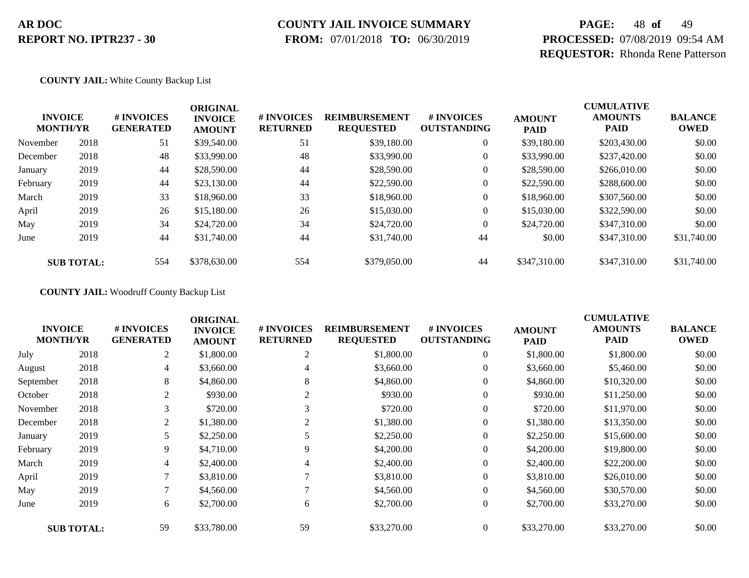**COUNTY JAIL:** White County Backup List

| INVOICE MONTH/YR | | # INVOICES GENERATED | ORIGINAL INVOICE AMOUNT | # INVOICES RETURNED | REIMBURSEMENT REQUESTED | # INVOICES OUTSTANDING | AMOUNT PAID | CUMULATIVE AMOUNTS PAID | BALANCE OWED |
|---|---|---|---|---|---|---|---|---|---|
| November | 2018 | 51 | $39,540.00 | 51 | $39,180.00 | 0 | $39,180.00 | $203,430.00 | $0.00 |
| December | 2018 | 48 | $33,990.00 | 48 | $33,990.00 | 0 | $33,990.00 | $237,420.00 | $0.00 |
| January | 2019 | 44 | $28,590.00 | 44 | $28,590.00 | 0 | $28,590.00 | $266,010.00 | $0.00 |
| February | 2019 | 44 | $23,130.00 | 44 | $22,590.00 | 0 | $22,590.00 | $288,600.00 | $0.00 |
| March | 2019 | 33 | $18,960.00 | 33 | $18,960.00 | 0 | $18,960.00 | $307,560.00 | $0.00 |
| April | 2019 | 26 | $15,180.00 | 26 | $15,030.00 | 0 | $15,030.00 | $322,590.00 | $0.00 |
| May | 2019 | 34 | $24,720.00 | 34 | $24,720.00 | 0 | $24,720.00 | $347,310.00 | $0.00 |
| June | 2019 | 44 | $31,740.00 | 44 | $31,740.00 | 44 | $0.00 | $347,310.00 | $31,740.00 |
| **SUB TOTAL:** | | 554 | $378,630.00 | 554 | $379,050.00 | 44 | $347,310.00 | $347,310.00 | $31,740.00 |

**COUNTY JAIL:** Woodruff County Backup List

| INVOICE MONTH/YR | | # INVOICES GENERATED | ORIGINAL INVOICE AMOUNT | # INVOICES RETURNED | REIMBURSEMENT REQUESTED | # INVOICES OUTSTANDING | AMOUNT PAID | CUMULATIVE AMOUNTS PAID | BALANCE OWED |
|---|---|---|---|---|---|---|---|---|---|
| July | 2018 | 2 | $1,800.00 | 2 | $1,800.00 | 0 | $1,800.00 | $1,800.00 | $0.00 |
| August | 2018 | 4 | $3,660.00 | 4 | $3,660.00 | 0 | $3,660.00 | $5,460.00 | $0.00 |
| September | 2018 | 8 | $4,860.00 | 8 | $4,860.00 | 0 | $4,860.00 | $10,320.00 | $0.00 |
| October | 2018 | 2 | $930.00 | 2 | $930.00 | 0 | $930.00 | $11,250.00 | $0.00 |
| November | 2018 | 3 | $720.00 | 3 | $720.00 | 0 | $720.00 | $11,970.00 | $0.00 |
| December | 2018 | 2 | $1,380.00 | 2 | $1,380.00 | 0 | $1,380.00 | $13,350.00 | $0.00 |
| January | 2019 | 5 | $2,250.00 | 5 | $2,250.00 | 0 | $2,250.00 | $15,600.00 | $0.00 |
| February | 2019 | 9 | $4,710.00 | 9 | $4,200.00 | 0 | $4,200.00 | $19,800.00 | $0.00 |
| March | 2019 | 4 | $2,400.00 | 4 | $2,400.00 | 0 | $2,400.00 | $22,200.00 | $0.00 |
| April | 2019 | 7 | $3,810.00 | 7 | $3,810.00 | 0 | $3,810.00 | $26,010.00 | $0.00 |
| May | 2019 | 7 | $4,560.00 | 7 | $4,560.00 | 0 | $4,560.00 | $30,570.00 | $0.00 |
| June | 2019 | 6 | $2,700.00 | 6 | $2,700.00 | 0 | $2,700.00 | $33,270.00 | $0.00 |
| **SUB TOTAL:** | | 59 | $33,780.00 | 59 | $33,270.00 | 0 | $33,270.00 | $33,270.00 | $0.00 |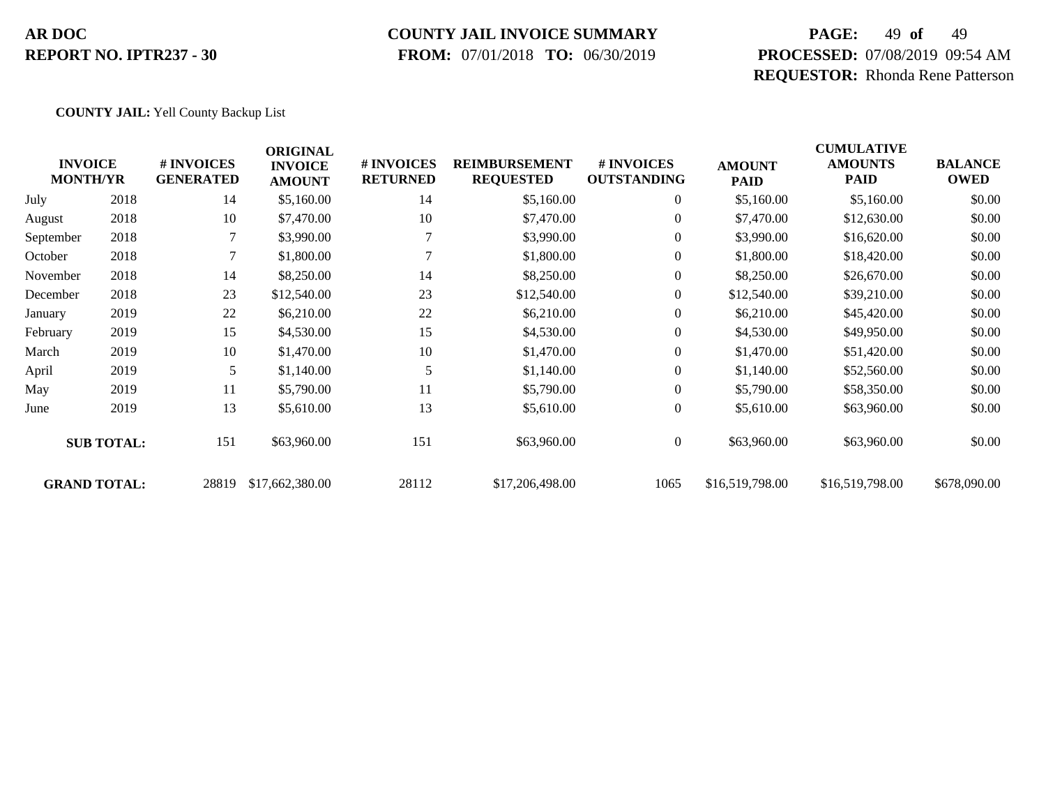**AR DOC**
**REPORT NO. IPTR237 - 30**

**COUNTY JAIL INVOICE SUMMARY**
**FROM:** 07/01/2018 **TO:** 06/30/2019

**PROCESSED:** 07/08/2019 09:54 AM
**REQUESTOR:** Rhonda Rene Patterson

**COUNTY JAIL:** Yell County Backup List

| INVOICE MONTH/YR | | # INVOICES GENERATED | ORIGINAL INVOICE AMOUNT | # INVOICES RETURNED | REIMBURSEMENT REQUESTED | # INVOICES OUTSTANDING | AMOUNT PAID | CUMULATIVE AMOUNTS PAID | BALANCE OWED |
|---|---|---|---|---|---|---|---|---|---|
| July | 2018 | 14 | $5,160.00 | 14 | $5,160.00 | 0 | $5,160.00 | $5,160.00 | $0.00 |
| August | 2018 | 10 | $7,470.00 | 10 | $7,470.00 | 0 | $7,470.00 | $12,630.00 | $0.00 |
| September | 2018 | 7 | $3,990.00 | 7 | $3,990.00 | 0 | $3,990.00 | $16,620.00 | $0.00 |
| October | 2018 | 7 | $1,800.00 | 7 | $1,800.00 | 0 | $1,800.00 | $18,420.00 | $0.00 |
| November | 2018 | 14 | $8,250.00 | 14 | $8,250.00 | 0 | $8,250.00 | $26,670.00 | $0.00 |
| December | 2018 | 23 | $12,540.00 | 23 | $12,540.00 | 0 | $12,540.00 | $39,210.00 | $0.00 |
| January | 2019 | 22 | $6,210.00 | 22 | $6,210.00 | 0 | $6,210.00 | $45,420.00 | $0.00 |
| February | 2019 | 15 | $4,530.00 | 15 | $4,530.00 | 0 | $4,530.00 | $49,950.00 | $0.00 |
| March | 2019 | 10 | $1,470.00 | 10 | $1,470.00 | 0 | $1,470.00 | $51,420.00 | $0.00 |
| April | 2019 | 5 | $1,140.00 | 5 | $1,140.00 | 0 | $1,140.00 | $52,560.00 | $0.00 |
| May | 2019 | 11 | $5,790.00 | 11 | $5,790.00 | 0 | $5,790.00 | $58,350.00 | $0.00 |
| June | 2019 | 13 | $5,610.00 | 13 | $5,610.00 | 0 | $5,610.00 | $63,960.00 | $0.00 |
| **SUB TOTAL:** | | 151 | $63,960.00 | 151 | $63,960.00 | 0 | $63,960.00 | $63,960.00 | $0.00 |
| **GRAND TOTAL:** | | 28819 | $17,662,380.00 | 28112 | $17,206,498.00 | 1065 | $16,519,798.00 | $16,519,798.00 | $678,090.00 |